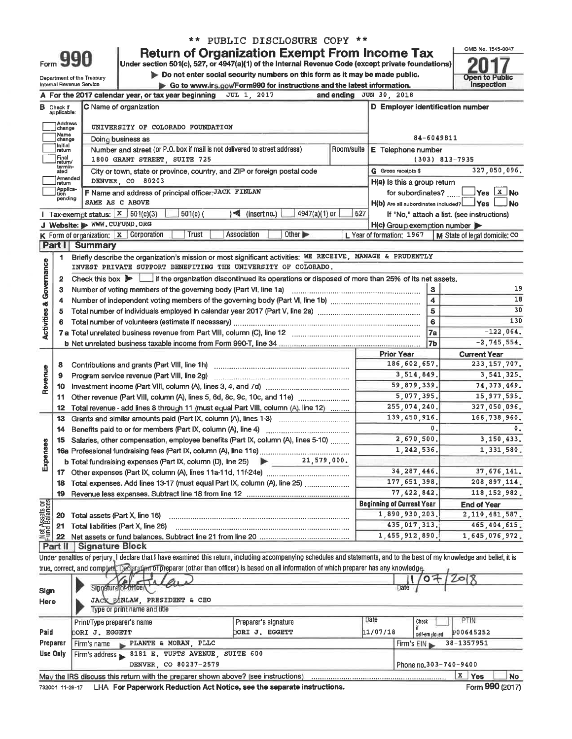\*\* PUBLIC DISCLOSURE COPY \*\*

# Form 990 — Return of Organization Exempt From Income Tax

Under section 501(c), 527, or 4947(a)(1) of the Internal Revenue Code (except private foundations)

▶ Do not enter social security numbers on this form as it may be made public.

▶ Go to www.irs.gov/Form990 for instructions and the latest information.

Department of the Treasury
Internal Revenue Service

OMB No. 1545-0047

**2017**

Open to Public Inspection

**A** For the 2017 calendar year, or tax year beginning JUL 1, 2017 and ending JUN 30, 2018

**B** Check if applicable: Address change / Name change / Initial return / Final return/terminated / Amended return / Application pending

**C** Name of organization: UNIVERSITY OF COLORADO FOUNDATION

Doing business as

Number and street (or P.O. box if mail is not delivered to street address): 1800 GRANT STREET, SUITE 725 — Room/suite

City or town, state or province, country, and ZIP or foreign postal code: DENVER, CO 80203

**D** Employer identification number: 84-6049811

**E** Telephone number: (303) 813-7935

**G** Gross receipts $ 327,050,096.

**F** Name and address of principal officer: JACK FINLAW, SAME AS C ABOVE

**H(a)** Is this a group return for subordinates? ☐ Yes ☒ No

**H(b)** Are all subordinates included? ☐ Yes ☐ No — If "No," attach a list. (see instructions)

**I** Tax-exempt status: ☒ 501(c)(3) ☐ 501(c) ( ) ◀ (insert no.) ☐ 4947(a)(1) or ☐ 527

**J** Website: ▶ WWW.CUFUND.ORG

**H(c)** Group exemption number ▶

**K** Form of organization: ☒ Corporation ☐ Trust ☐ Association ☐ Other ▶

**L** Year of formation: 1967

**M** State of legal domicile: CO

## Part I Summary

**Activities & Governance**

1. Briefly describe the organization's mission or most significant activities: WE RECEIVE, MANAGE & PRUDENTLY INVEST PRIVATE SUPPORT BENEFITING THE UNIVERSITY OF COLORADO.
2. Check this box ▶ ☐ if the organization discontinued its operations or disposed of more than 25% of its net assets.

| Line | Description | | Value |
|---|---|---|---|
| 3 | Number of voting members of the governing body (Part VI, line 1a) | 3 | 19 |
| 4 | Number of independent voting members of the governing body (Part VI, line 1b) | 4 | 18 |
| 5 | Total number of individuals employed in calendar year 2017 (Part V, line 2a) | 5 | 30 |
| 6 | Total number of volunteers (estimate if necessary) | 6 | 130 |
| 7a | Total unrelated business revenue from Part VIII, column (C), line 12 | 7a | -122,064. |
| 7b | Net unrelated business taxable income from Form 990-T, line 34 | 7b | -2,745,554. |

| Line | Description | Prior Year | Current Year |
|---|---|---|---|
| **Revenue** | | | |
| 8 | Contributions and grants (Part VIII, line 1h) | 186,602,657. | 233,157,707. |
| 9 | Program service revenue (Part VIII, line 2g) | 3,514,849. | 3,541,325. |
| 10 | Investment income (Part VIII, column (A), lines 3, 4, and 7d) | 59,879,339. | 74,373,469. |
| 11 | Other revenue (Part VIII, column (A), lines 5, 6d, 8c, 9c, 10c, and 11e) | 5,077,395. | 15,977,595. |
| 12 | Total revenue - add lines 8 through 11 (must equal Part VIII, column (A), line 12) | 255,074,240. | 327,050,096. |
| **Expenses** | | | |
| 13 | Grants and similar amounts paid (Part IX, column (A), lines 1-3) | 139,450,916. | 166,738,960. |
| 14 | Benefits paid to or for members (Part IX, column (A), line 4) | 0. | 0. |
| 15 | Salaries, other compensation, employee benefits (Part IX, column (A), lines 5-10) | 2,670,500. | 3,150,433. |
| 16a | Professional fundraising fees (Part IX, column (A), line 11e) | 1,242,536. | 1,331,580. |
| b | Total fundraising expenses (Part IX, column (D), line 25) ▶ 21,579,000. | | |
| 17 | Other expenses (Part IX, column (A), lines 11a-11d, 11f-24e) | 34,287,446. | 37,676,141. |
| 18 | Total expenses. Add lines 13-17 (must equal Part IX, column (A), line 25) | 177,651,398. | 208,897,114. |
| 19 | Revenue less expenses. Subtract line 18 from line 12 | 77,422,842. | 118,152,982. |
| **Net Assets or Fund Balances** | | **Beginning of Current Year** | **End of Year** |
| 20 | Total assets (Part X, line 16) | 1,890,930,203. | 2,110,481,587. |
| 21 | Total liabilities (Part X, line 26) | 435,017,313. | 465,404,615. |
| 22 | Net assets or fund balances. Subtract line 21 from line 20 | 1,455,912,890. | 1,645,076,972. |

## Part II Signature Block

Under penalties of perjury, I declare that I have examined this return, including accompanying schedules and statements, and to the best of my knowledge and belief, it is true, correct, and complete. Declaration of preparer (other than officer) is based on all information of which preparer has any knowledge.

**Sign Here**

Signature of officer: [signature] — Date: 11/07/2018

JACK FINLAW, PRESIDENT & CEO
Type or print name and title

**Paid Preparer Use Only**

| Print/Type preparer's name | Preparer's signature | Date | Check ☐ if self-employed | PTIN |
|---|---|---|---|---|
| DORI J. EGGETT | DORI J. EGGETT | 11/07/18 | | P00645252 |

Firm's name ▶ PLANTE & MORAN, PLLC — Firm's EIN ▶ 38-1357951

Firm's address ▶ 8181 E. TUFTS AVENUE, SUITE 600, DENVER, CO 80237-2579 — Phone no. 303-740-9400

May the IRS discuss this return with the preparer shown above? (see instructions) ☒ Yes ☐ No

732001 11-28-17 LHA For Paperwork Reduction Act Notice, see the separate instructions. Form **990** (2017)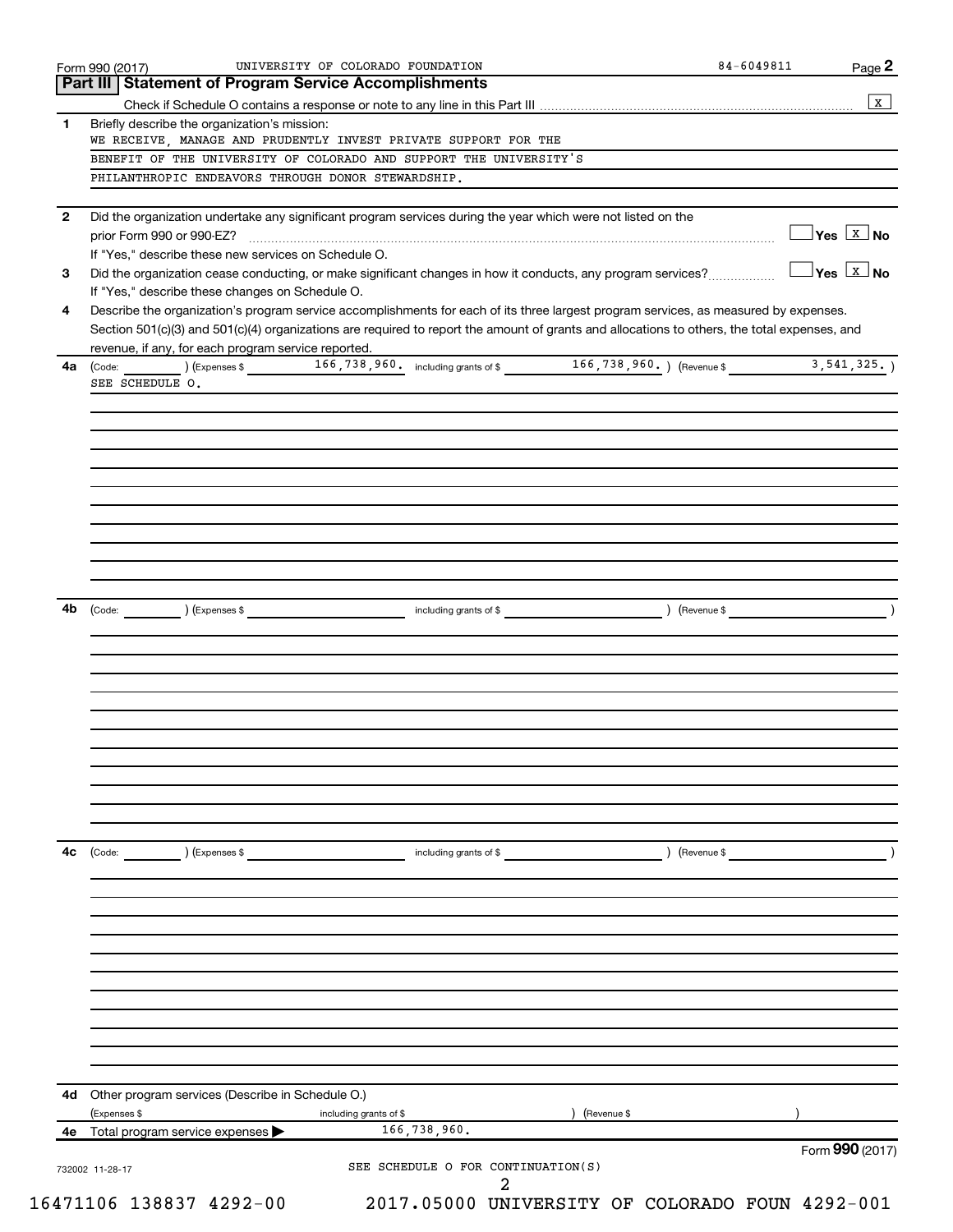Form 990 (2017) UNIVERSITY OF COLORADO FOUNDATION 84-6049811

## Part III Statement of Program Service Accomplishments

Check if Schedule O contains a response or note to any line in this Part III .......... [X]

**1** Briefly describe the organization's mission:

WE RECEIVE, MANAGE AND PRUDENTLY INVEST PRIVATE SUPPORT FOR THE BENEFIT OF THE UNIVERSITY OF COLORADO AND SUPPORT THE UNIVERSITY'S PHILANTHROPIC ENDEAVORS THROUGH DONOR STEWARDSHIP.

**2** Did the organization undertake any significant program services during the year which were not listed on the prior Form 990 or 990-EZ? .......... [ ] Yes [X] No

If "Yes," describe these new services on Schedule O.

**3** Did the organization cease conducting, or make significant changes in how it conducts, any program services? .......... [ ] Yes [X] No

If "Yes," describe these changes on Schedule O.

**4** Describe the organization's program service accomplishments for each of its three largest program services, as measured by expenses. Section 501(c)(3) and 501(c)(4) organizations are required to report the amount of grants and allocations to others, the total expenses, and revenue, if any, for each program service reported.

**4a** (Code: ) (Expenses $ 166,738,960. including grants of $ 166,738,960. ) (Revenue $ 3,541,325. )

SEE SCHEDULE O.

**4b** (Code: ) (Expenses $ including grants of $ ) (Revenue $ )

**4c** (Code: ) (Expenses $ including grants of $ ) (Revenue $ )

**4d** Other program services (Describe in Schedule O.)

(Expenses $ including grants of $ ) (Revenue $ )

**4e** Total program service expenses ▶ 166,738,960.

Form **990** (2017)

732002 11-28-17

SEE SCHEDULE O FOR CONTINUATION(S)

16471106 138837 4292-00 2017.05000 UNIVERSITY OF COLORADO FOUN 4292-001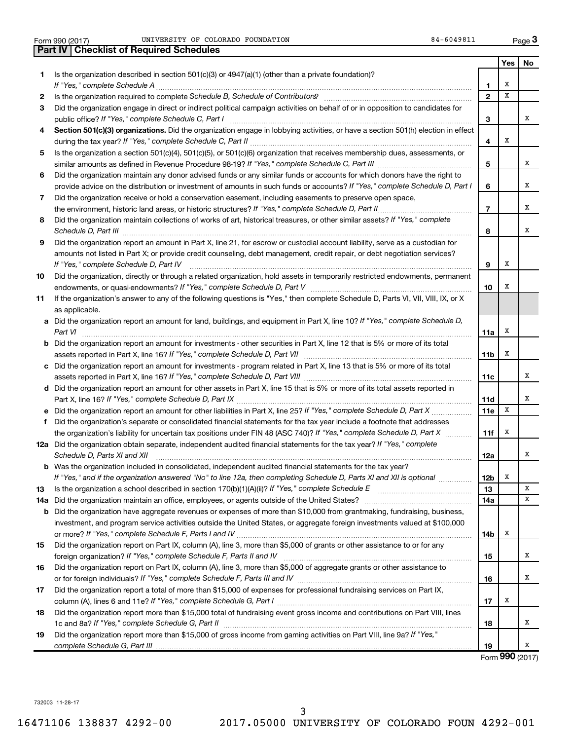Form 990 (2017) UNIVERSITY OF COLORADO FOUNDATION 84-6049811

## Part IV | Checklist of Required Schedules

| | | | Yes | No |
|---|---|---|---|---|
| 1 | Is the organization described in section 501(c)(3) or 4947(a)(1) (other than a private foundation)? *If "Yes," complete Schedule A* | 1 | X | |
| 2 | Is the organization required to complete *Schedule B, Schedule of Contributors*? | 2 | X | |
| 3 | Did the organization engage in direct or indirect political campaign activities on behalf of or in opposition to candidates for public office? *If "Yes," complete Schedule C, Part I* | 3 | | X |
| 4 | **Section 501(c)(3) organizations.** Did the organization engage in lobbying activities, or have a section 501(h) election in effect during the tax year? *If "Yes," complete Schedule C, Part II* | 4 | X | |
| 5 | Is the organization a section 501(c)(4), 501(c)(5), or 501(c)(6) organization that receives membership dues, assessments, or similar amounts as defined in Revenue Procedure 98-19? *If "Yes," complete Schedule C, Part III* | 5 | | X |
| 6 | Did the organization maintain any donor advised funds or any similar funds or accounts for which donors have the right to provide advice on the distribution or investment of amounts in such funds or accounts? *If "Yes," complete Schedule D, Part I* | 6 | | X |
| 7 | Did the organization receive or hold a conservation easement, including easements to preserve open space, the environment, historic land areas, or historic structures? *If "Yes," complete Schedule D, Part II* | 7 | | X |
| 8 | Did the organization maintain collections of works of art, historical treasures, or other similar assets? *If "Yes," complete Schedule D, Part III* | 8 | | X |
| 9 | Did the organization report an amount in Part X, line 21, for escrow or custodial account liability, serve as a custodian for amounts not listed in Part X; or provide credit counseling, debt management, credit repair, or debt negotiation services? *If "Yes," complete Schedule D, Part IV* | 9 | X | |
| 10 | Did the organization, directly or through a related organization, hold assets in temporarily restricted endowments, permanent endowments, or quasi-endowments? *If "Yes," complete Schedule D, Part V* | 10 | X | |
| 11 | If the organization's answer to any of the following questions is "Yes," then complete Schedule D, Parts VI, VII, VIII, IX, or X as applicable. | | | |
| a | Did the organization report an amount for land, buildings, and equipment in Part X, line 10? *If "Yes," complete Schedule D, Part VI* | 11a | X | |
| b | Did the organization report an amount for investments - other securities in Part X, line 12 that is 5% or more of its total assets reported in Part X, line 16? *If "Yes," complete Schedule D, Part VII* | 11b | X | |
| c | Did the organization report an amount for investments - program related in Part X, line 13 that is 5% or more of its total assets reported in Part X, line 16? *If "Yes," complete Schedule D, Part VIII* | 11c | | X |
| d | Did the organization report an amount for other assets in Part X, line 15 that is 5% or more of its total assets reported in Part X, line 16? *If "Yes," complete Schedule D, Part IX* | 11d | | X |
| e | Did the organization report an amount for other liabilities in Part X, line 25? *If "Yes," complete Schedule D, Part X* | 11e | X | |
| f | Did the organization's separate or consolidated financial statements for the tax year include a footnote that addresses the organization's liability for uncertain tax positions under FIN 48 (ASC 740)? *If "Yes," complete Schedule D, Part X* | 11f | X | |
| 12a | Did the organization obtain separate, independent audited financial statements for the tax year? *If "Yes," complete Schedule D, Parts XI and XII* | 12a | | X |
| b | Was the organization included in consolidated, independent audited financial statements for the tax year? *If "Yes," and if the organization answered "No" to line 12a, then completing Schedule D, Parts XI and XII is optional* | 12b | X | |
| 13 | Is the organization a school described in section 170(b)(1)(A)(ii)? *If "Yes," complete Schedule E* | 13 | | X |
| 14a | Did the organization maintain an office, employees, or agents outside of the United States? | 14a | | X |
| b | Did the organization have aggregate revenues or expenses of more than $10,000 from grantmaking, fundraising, business, investment, and program service activities outside the United States, or aggregate foreign investments valued at $100,000 or more? *If "Yes," complete Schedule F, Parts I and IV* | 14b | X | |
| 15 | Did the organization report on Part IX, column (A), line 3, more than $5,000 of grants or other assistance to or for any foreign organization? *If "Yes," complete Schedule F, Parts II and IV* | 15 | | X |
| 16 | Did the organization report on Part IX, column (A), line 3, more than $5,000 of aggregate grants or other assistance to or for foreign individuals? *If "Yes," complete Schedule F, Parts III and IV* | 16 | | X |
| 17 | Did the organization report a total of more than $15,000 of expenses for professional fundraising services on Part IX, column (A), lines 6 and 11e? *If "Yes," complete Schedule G, Part I* | 17 | X | |
| 18 | Did the organization report more than $15,000 total of fundraising event gross income and contributions on Part VIII, lines 1c and 8a? *If "Yes," complete Schedule G, Part II* | 18 | | X |
| 19 | Did the organization report more than $15,000 of gross income from gaming activities on Part VIII, line 9a? *If "Yes," complete Schedule G, Part III* | 19 | | X |

Form **990** (2017)

732003 11-28-17

16471106 138837 4292-00 2017.05000 UNIVERSITY OF COLORADO FOUN 4292-001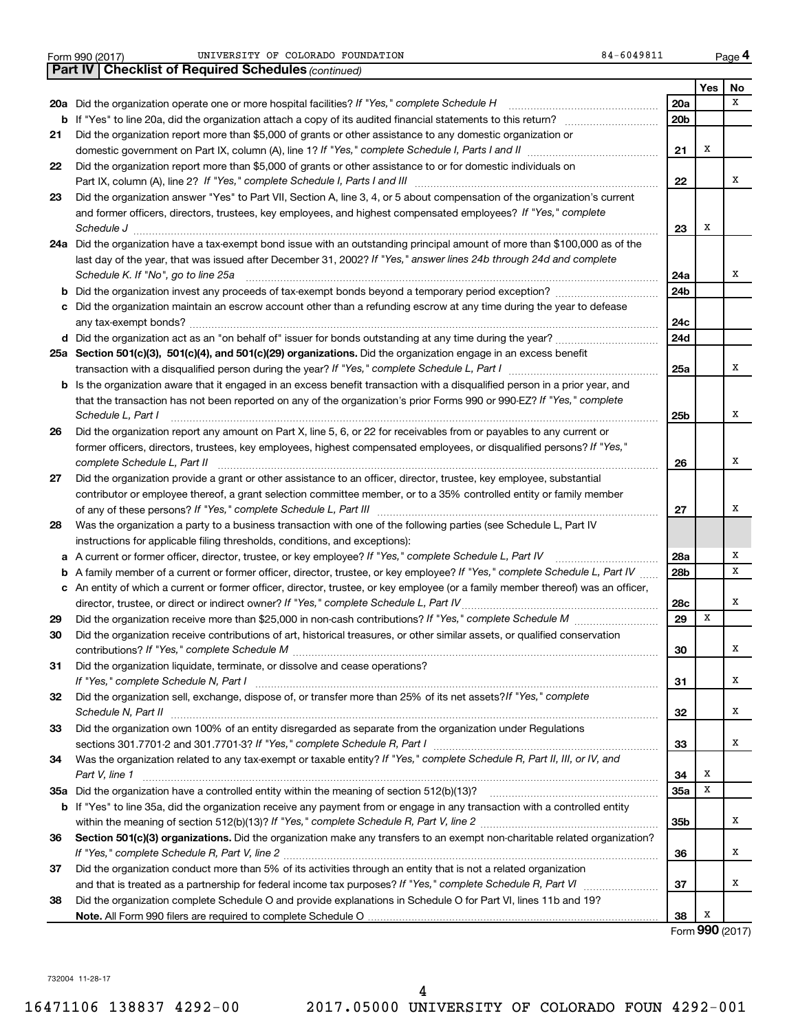Form 990 (2017) UNIVERSITY OF COLORADO FOUNDATION 84-6049811 Page 4

**Part IV | Checklist of Required Schedules** *(continued)*

| | | | Yes | No |
|---|---|---|---|---|
| 20a | Did the organization operate one or more hospital facilities? *If "Yes," complete Schedule H* | 20a | | X |
| b | If "Yes" to line 20a, did the organization attach a copy of its audited financial statements to this return? | 20b | | |
| 21 | Did the organization report more than $5,000 of grants or other assistance to any domestic organization or domestic government on Part IX, column (A), line 1? *If "Yes," complete Schedule I, Parts I and II* | 21 | X | |
| 22 | Did the organization report more than $5,000 of grants or other assistance to or for domestic individuals on Part IX, column (A), line 2? *If "Yes," complete Schedule I, Parts I and III* | 22 | | X |
| 23 | Did the organization answer "Yes" to Part VII, Section A, line 3, 4, or 5 about compensation of the organization's current and former officers, directors, trustees, key employees, and highest compensated employees? *If "Yes," complete Schedule J* | 23 | X | |
| 24a | Did the organization have a tax-exempt bond issue with an outstanding principal amount of more than $100,000 as of the last day of the year, that was issued after December 31, 2002? *If "Yes," answer lines 24b through 24d and complete Schedule K. If "No", go to line 25a* | 24a | | X |
| b | Did the organization invest any proceeds of tax-exempt bonds beyond a temporary period exception? | 24b | | |
| c | Did the organization maintain an escrow account other than a refunding escrow at any time during the year to defease any tax-exempt bonds? | 24c | | |
| d | Did the organization act as an "on behalf of" issuer for bonds outstanding at any time during the year? | 24d | | |
| 25a | **Section 501(c)(3), 501(c)(4), and 501(c)(29) organizations.** Did the organization engage in an excess benefit transaction with a disqualified person during the year? *If "Yes," complete Schedule L, Part I* | 25a | | X |
| b | Is the organization aware that it engaged in an excess benefit transaction with a disqualified person in a prior year, and that the transaction has not been reported on any of the organization's prior Forms 990 or 990-EZ? *If "Yes," complete Schedule L, Part I* | 25b | | X |
| 26 | Did the organization report any amount on Part X, line 5, 6, or 22 for receivables from or payables to any current or former officers, directors, trustees, key employees, highest compensated employees, or disqualified persons? *If "Yes," complete Schedule L, Part II* | 26 | | X |
| 27 | Did the organization provide a grant or other assistance to an officer, director, trustee, key employee, substantial contributor or employee thereof, a grant selection committee member, or to a 35% controlled entity or family member of any of these persons? *If "Yes," complete Schedule L, Part III* | 27 | | X |
| 28 | Was the organization a party to a business transaction with one of the following parties (see Schedule L, Part IV instructions for applicable filing thresholds, conditions, and exceptions): | | | |
| a | A current or former officer, director, trustee, or key employee? *If "Yes," complete Schedule L, Part IV* | 28a | | X |
| b | A family member of a current or former officer, director, trustee, or key employee? *If "Yes," complete Schedule L, Part IV* | 28b | | X |
| c | An entity of which a current or former officer, director, trustee, or key employee (or a family member thereof) was an officer, director, trustee, or direct or indirect owner? *If "Yes," complete Schedule L, Part IV* | 28c | | X |
| 29 | Did the organization receive more than $25,000 in non-cash contributions? *If "Yes," complete Schedule M* | 29 | X | |
| 30 | Did the organization receive contributions of art, historical treasures, or other similar assets, or qualified conservation contributions? *If "Yes," complete Schedule M* | 30 | | X |
| 31 | Did the organization liquidate, terminate, or dissolve and cease operations? *If "Yes," complete Schedule N, Part I* | 31 | | X |
| 32 | Did the organization sell, exchange, dispose of, or transfer more than 25% of its net assets? *If "Yes," complete Schedule N, Part II* | 32 | | X |
| 33 | Did the organization own 100% of an entity disregarded as separate from the organization under Regulations sections 301.7701-2 and 301.7701-3? *If "Yes," complete Schedule R, Part I* | 33 | | X |
| 34 | Was the organization related to any tax-exempt or taxable entity? *If "Yes," complete Schedule R, Part II, III, or IV, and Part V, line 1* | 34 | X | |
| 35a | Did the organization have a controlled entity within the meaning of section 512(b)(13)? | 35a | X | |
| b | If "Yes" to line 35a, did the organization receive any payment from or engage in any transaction with a controlled entity within the meaning of section 512(b)(13)? *If "Yes," complete Schedule R, Part V, line 2* | 35b | | X |
| 36 | **Section 501(c)(3) organizations.** Did the organization make any transfers to an exempt non-charitable related organization? *If "Yes," complete Schedule R, Part V, line 2* | 36 | | X |
| 37 | Did the organization conduct more than 5% of its activities through an entity that is not a related organization and that is treated as a partnership for federal income tax purposes? *If "Yes," complete Schedule R, Part VI* | 37 | | X |
| 38 | Did the organization complete Schedule O and provide explanations in Schedule O for Part VI, lines 11b and 19? **Note.** All Form 990 filers are required to complete Schedule O | 38 | X | |

Form **990** (2017)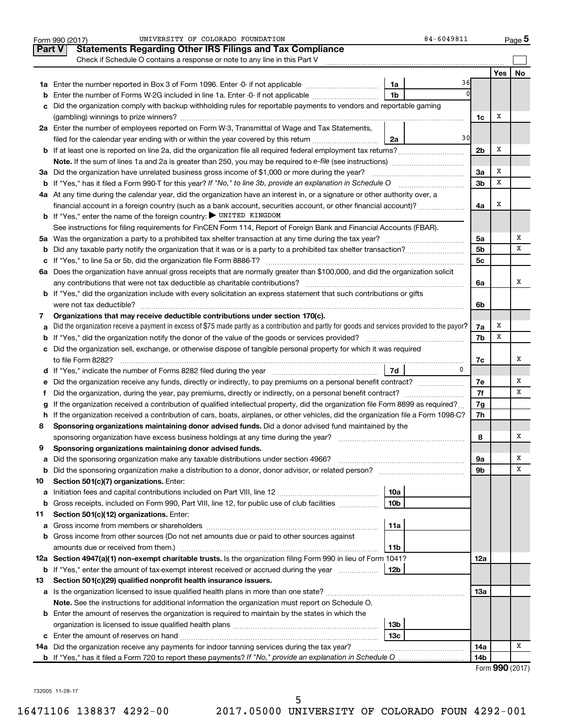Form 990 (2017) UNIVERSITY OF COLORADO FOUNDATION 84-6049811 Page 5

## Part V Statements Regarding Other IRS Filings and Tax Compliance

Check if Schedule O contains a response or note to any line in this Part V

| | | | | | Yes | No |
|---|---|---|---|---|---|---|
| **1a** | Enter the number reported in Box 3 of Form 1096. Enter -0- if not applicable | 1a | 36 | | | |
| **b** | Enter the number of Forms W-2G included in line 1a. Enter -0- if not applicable | 1b | 0 | | | |
| **c** | Did the organization comply with backup withholding rules for reportable payments to vendors and reportable gaming (gambling) winnings to prize winners? | | | 1c | X | |
| **2a** | Enter the number of employees reported on Form W-3, Transmittal of Wage and Tax Statements, filed for the calendar year ending with or within the year covered by this return | 2a | 30 | | | |
| **b** | If at least one is reported on line 2a, did the organization file all required federal employment tax returns? | | | 2b | X | |
| | **Note.** If the sum of lines 1a and 2a is greater than 250, you may be required to *e-file* (see instructions) | | | | | |
| **3a** | Did the organization have unrelated business gross income of $1,000 or more during the year? | | | 3a | X | |
| **b** | If "Yes," has it filed a Form 990-T for this year? *If "No," to line 3b, provide an explanation in Schedule O* | | | 3b | X | |
| **4a** | At any time during the calendar year, did the organization have an interest in, or a signature or other authority over, a financial account in a foreign country (such as a bank account, securities account, or other financial account)? | | | 4a | X | |
| **b** | If "Yes," enter the name of the foreign country: ▶ UNITED KINGDOM | | | | | |
| | See instructions for filing requirements for FinCEN Form 114, Report of Foreign Bank and Financial Accounts (FBAR). | | | | | |
| **5a** | Was the organization a party to a prohibited tax shelter transaction at any time during the tax year? | | | 5a | | X |
| **b** | Did any taxable party notify the organization that it was or is a party to a prohibited tax shelter transaction? | | | 5b | | X |
| **c** | If "Yes," to line 5a or 5b, did the organization file Form 8886-T? | | | 5c | | |
| **6a** | Does the organization have annual gross receipts that are normally greater than $100,000, and did the organization solicit any contributions that were not tax deductible as charitable contributions? | | | 6a | | X |
| **b** | If "Yes," did the organization include with every solicitation an express statement that such contributions or gifts were not tax deductible? | | | 6b | | |
| **7** | **Organizations that may receive deductible contributions under section 170(c).** | | | | | |
| **a** | Did the organization receive a payment in excess of $75 made partly as a contribution and partly for goods and services provided to the payor? | | | 7a | X | |
| **b** | If "Yes," did the organization notify the donor of the value of the goods or services provided? | | | 7b | X | |
| **c** | Did the organization sell, exchange, or otherwise dispose of tangible personal property for which it was required to file Form 8282? | | | 7c | | X |
| **d** | If "Yes," indicate the number of Forms 8282 filed during the year | 7d | 0 | | | |
| **e** | Did the organization receive any funds, directly or indirectly, to pay premiums on a personal benefit contract? | | | 7e | | X |
| **f** | Did the organization, during the year, pay premiums, directly or indirectly, on a personal benefit contract? | | | 7f | | X |
| **g** | If the organization received a contribution of qualified intellectual property, did the organization file Form 8899 as required? | | | 7g | | |
| **h** | If the organization received a contribution of cars, boats, airplanes, or other vehicles, did the organization file a Form 1098-C? | | | 7h | | |
| **8** | **Sponsoring organizations maintaining donor advised funds.** Did a donor advised fund maintained by the sponsoring organization have excess business holdings at any time during the year? | | | 8 | | X |
| **9** | **Sponsoring organizations maintaining donor advised funds.** | | | | | |
| **a** | Did the sponsoring organization make any taxable distributions under section 4966? | | | 9a | | X |
| **b** | Did the sponsoring organization make a distribution to a donor, donor advisor, or related person? | | | 9b | | X |
| **10** | **Section 501(c)(7) organizations.** Enter: | | | | | |
| **a** | Initiation fees and capital contributions included on Part VIII, line 12 | 10a | | | | |
| **b** | Gross receipts, included on Form 990, Part VIII, line 12, for public use of club facilities | 10b | | | | |
| **11** | **Section 501(c)(12) organizations.** Enter: | | | | | |
| **a** | Gross income from members or shareholders | 11a | | | | |
| **b** | Gross income from other sources (Do not net amounts due or paid to other sources against amounts due or received from them.) | 11b | | | | |
| **12a** | **Section 4947(a)(1) non-exempt charitable trusts.** Is the organization filing Form 990 in lieu of Form 1041? | | | 12a | | |
| **b** | If "Yes," enter the amount of tax-exempt interest received or accrued during the year | 12b | | | | |
| **13** | **Section 501(c)(29) qualified nonprofit health insurance issuers.** | | | | | |
| **a** | Is the organization licensed to issue qualified health plans in more than one state? | | | 13a | | |
| | **Note.** See the instructions for additional information the organization must report on Schedule O. | | | | | |
| **b** | Enter the amount of reserves the organization is required to maintain by the states in which the organization is licensed to issue qualified health plans | 13b | | | | |
| **c** | Enter the amount of reserves on hand | 13c | | | | |
| **14a** | Did the organization receive any payments for indoor tanning services during the tax year? | | | 14a | | X |
| **b** | If "Yes," has it filed a Form 720 to report these payments? *If "No," provide an explanation in Schedule O* | | | 14b | | |

Form **990** (2017)

732005 11-28-17

16471106 138837 4292-00 2017.05000 UNIVERSITY OF COLORADO FOUN 4292-001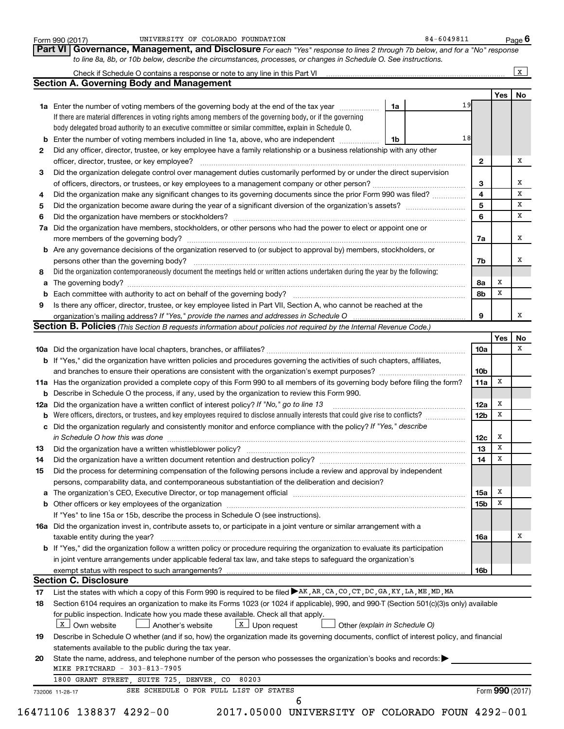Form 990 (2017) UNIVERSITY OF COLORADO FOUNDATION 84-6049811

**Part VI Governance, Management, and Disclosure** *For each "Yes" response to lines 2 through 7b below, and for a "No" response to line 8a, 8b, or 10b below, describe the circumstances, processes, or changes in Schedule O. See instructions.*

Check if Schedule O contains a response or note to any line in this Part VI ..... [X]

## Section A. Governing Body and Management

| | | | | Yes | No |
|---|---|---|---|---|---|
| **1a** | Enter the number of voting members of the governing body at the end of the tax year | 1a | 19 | | |
| | If there are material differences in voting rights among members of the governing body, or if the governing body delegated broad authority to an executive committee or similar committee, explain in Schedule O. | | | | |
| **b** | Enter the number of voting members included in line 1a, above, who are independent | 1b | 18 | | |
| **2** | Did any officer, director, trustee, or key employee have a family relationship or a business relationship with any other officer, director, trustee, or key employee? | | 2 | | X |
| **3** | Did the organization delegate control over management duties customarily performed by or under the direct supervision of officers, directors, or trustees, or key employees to a management company or other person? | | 3 | | X |
| **4** | Did the organization make any significant changes to its governing documents since the prior Form 990 was filed? | | 4 | | X |
| **5** | Did the organization become aware during the year of a significant diversion of the organization's assets? | | 5 | | X |
| **6** | Did the organization have members or stockholders? | | 6 | | X |
| **7a** | Did the organization have members, stockholders, or other persons who had the power to elect or appoint one or more members of the governing body? | | 7a | | X |
| **b** | Are any governance decisions of the organization reserved to (or subject to approval by) members, stockholders, or persons other than the governing body? | | 7b | | X |
| **8** | Did the organization contemporaneously document the meetings held or written actions undertaken during the year by the following: | | | | |
| **a** | The governing body? | | 8a | X | |
| **b** | Each committee with authority to act on behalf of the governing body? | | 8b | X | |
| **9** | Is there any officer, director, trustee, or key employee listed in Part VII, Section A, who cannot be reached at the organization's mailing address? *If "Yes," provide the names and addresses in Schedule O* | | 9 | | X |

## Section B. Policies *(This Section B requests information about policies not required by the Internal Revenue Code.)*

| | | | Yes | No |
|---|---|---|---|---|
| **10a** | Did the organization have local chapters, branches, or affiliates? | 10a | | X |
| **b** | If "Yes," did the organization have written policies and procedures governing the activities of such chapters, affiliates, and branches to ensure their operations are consistent with the organization's exempt purposes? | 10b | | |
| **11a** | Has the organization provided a complete copy of this Form 990 to all members of its governing body before filing the form? | 11a | X | |
| **b** | Describe in Schedule O the process, if any, used by the organization to review this Form 990. | | | |
| **12a** | Did the organization have a written conflict of interest policy? *If "No," go to line 13* | 12a | X | |
| **b** | Were officers, directors, or trustees, and key employees required to disclose annually interests that could give rise to conflicts? | 12b | X | |
| **c** | Did the organization regularly and consistently monitor and enforce compliance with the policy? *If "Yes," describe in Schedule O how this was done* | 12c | X | |
| **13** | Did the organization have a written whistleblower policy? | 13 | X | |
| **14** | Did the organization have a written document retention and destruction policy? | 14 | X | |
| **15** | Did the process for determining compensation of the following persons include a review and approval by independent persons, comparability data, and contemporaneous substantiation of the deliberation and decision? | | | |
| **a** | The organization's CEO, Executive Director, or top management official | 15a | X | |
| **b** | Other officers or key employees of the organization | 15b | X | |
| | If "Yes" to line 15a or 15b, describe the process in Schedule O (see instructions). | | | |
| **16a** | Did the organization invest in, contribute assets to, or participate in a joint venture or similar arrangement with a taxable entity during the year? | 16a | | X |
| **b** | If "Yes," did the organization follow a written policy or procedure requiring the organization to evaluate its participation in joint venture arrangements under applicable federal tax law, and take steps to safeguard the organization's exempt status with respect to such arrangements? | 16b | | |

## Section C. Disclosure

**17** List the states with which a copy of this Form 990 is required to be filed ▶ AK, AR, CA, CO, CT, DC, GA, KY, LA, ME, MD, MA

**18** Section 6104 requires an organization to make its Forms 1023 (or 1024 if applicable), 990, and 990-T (Section 501(c)(3)s only) available for public inspection. Indicate how you made these available. Check all that apply.

[X] Own website [ ] Another's website [X] Upon request [ ] Other *(explain in Schedule O)*

**19** Describe in Schedule O whether (and if so, how) the organization made its governing documents, conflict of interest policy, and financial statements available to the public during the tax year.

**20** State the name, address, and telephone number of the person who possesses the organization's books and records: ▶

MIKE PRITCHARD - 303-813-7905

1800 GRANT STREET, SUITE 725, DENVER, CO 80203

SEE SCHEDULE O FOR FULL LIST OF STATES

Form **990** (2017)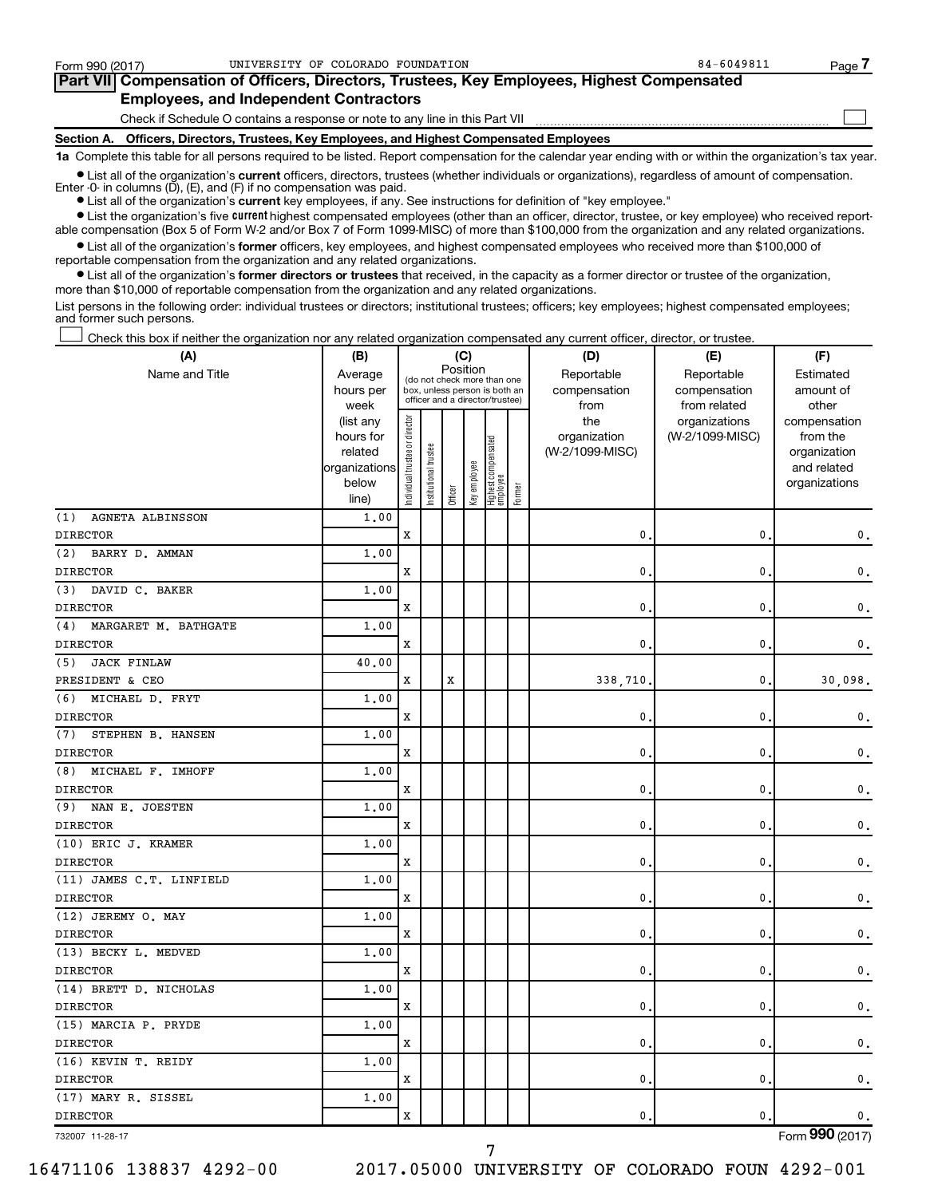Form 990 (2017) UNIVERSITY OF COLORADO FOUNDATION 84-6049811

## Part VII Compensation of Officers, Directors, Trustees, Key Employees, Highest Compensated Employees, and Independent Contractors

Check if Schedule O contains a response or note to any line in this Part VII ☐

### Section A. Officers, Directors, Trustees, Key Employees, and Highest Compensated Employees

**1a** Complete this table for all persons required to be listed. Report compensation for the calendar year ending with or within the organization's tax year.

- List all of the organization's **current** officers, directors, trustees (whether individuals or organizations), regardless of amount of compensation. Enter -0- in columns (D), (E), and (F) if no compensation was paid.
- List all of the organization's **current** key employees, if any. See instructions for definition of "key employee."
- List the organization's five **current** highest compensated employees (other than an officer, director, trustee, or key employee) who received reportable compensation (Box 5 of Form W-2 and/or Box 7 of Form 1099-MISC) of more than $100,000 from the organization and any related organizations.
- List all of the organization's **former** officers, key employees, and highest compensated employees who received more than $100,000 of reportable compensation from the organization and any related organizations.
- List all of the organization's **former directors or trustees** that received, in the capacity as a former director or trustee of the organization, more than $10,000 of reportable compensation from the organization and any related organizations.

List persons in the following order: individual trustees or directors; institutional trustees; officers; key employees; highest compensated employees; and former such persons.

☐ Check this box if neither the organization nor any related organization compensated any current officer, director, or trustee.

| (A) Name and Title | (B) Average hours per week (list any hours for related organizations below line) | (C) Position: Individual trustee or director | Institutional trustee | Officer | Key employee | Highest compensated employee | Former | (D) Reportable compensation from the organization (W-2/1099-MISC) | (E) Reportable compensation from related organizations (W-2/1099-MISC) | (F) Estimated amount of other compensation from the organization and related organizations |
|---|---|---|---|---|---|---|---|---|---|---|
| (1) AGNETA ALBINSSON<br>DIRECTOR | 1.00 | X | | | | | | 0. | 0. | 0. |
| (2) BARRY D. AMMAN<br>DIRECTOR | 1.00 | X | | | | | | 0. | 0. | 0. |
| (3) DAVID C. BAKER<br>DIRECTOR | 1.00 | X | | | | | | 0. | 0. | 0. |
| (4) MARGARET M. BATHGATE<br>DIRECTOR | 1.00 | X | | | | | | 0. | 0. | 0. |
| (5) JACK FINLAW<br>PRESIDENT & CEO | 40.00 | X | | X | | | | 338,710. | 0. | 30,098. |
| (6) MICHAEL D. FRYT<br>DIRECTOR | 1.00 | X | | | | | | 0. | 0. | 0. |
| (7) STEPHEN B. HANSEN<br>DIRECTOR | 1.00 | X | | | | | | 0. | 0. | 0. |
| (8) MICHAEL F. IMHOFF<br>DIRECTOR | 1.00 | X | | | | | | 0. | 0. | 0. |
| (9) NAN E. JOESTEN<br>DIRECTOR | 1.00 | X | | | | | | 0. | 0. | 0. |
| (10) ERIC J. KRAMER<br>DIRECTOR | 1.00 | X | | | | | | 0. | 0. | 0. |
| (11) JAMES C.T. LINFIELD<br>DIRECTOR | 1.00 | X | | | | | | 0. | 0. | 0. |
| (12) JEREMY O. MAY<br>DIRECTOR | 1.00 | X | | | | | | 0. | 0. | 0. |
| (13) BECKY L. MEDVED<br>DIRECTOR | 1.00 | X | | | | | | 0. | 0. | 0. |
| (14) BRETT D. NICHOLAS<br>DIRECTOR | 1.00 | X | | | | | | 0. | 0. | 0. |
| (15) MARCIA P. PRYDE<br>DIRECTOR | 1.00 | X | | | | | | 0. | 0. | 0. |
| (16) KEVIN T. REIDY<br>DIRECTOR | 1.00 | X | | | | | | 0. | 0. | 0. |
| (17) MARY R. SISSEL<br>DIRECTOR | 1.00 | X | | | | | | 0. | 0. | 0. |

732007 11-28-17 Form 990 (2017)

16471106 138837 4292-00 2017.05000 UNIVERSITY OF COLORADO FOUN 4292-001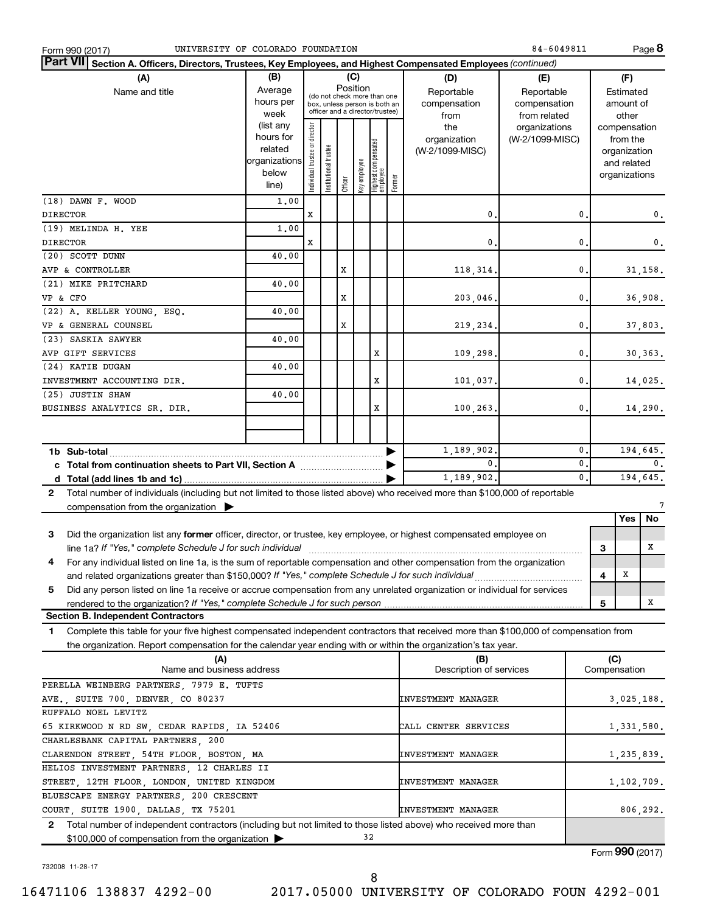Form 990 (2017) UNIVERSITY OF COLORADO FOUNDATION 84-6049811 Page **8**

**Part VII** **Section A. Officers, Directors, Trustees, Key Employees, and Highest Compensated Employees** *(continued)*

| (A) Name and title | (B) Average hours per week (list any hours for related organizations below line) | (C) Position: Individual trustee or director | Institutional trustee | Officer | Key employee | Highest compensated employee | Former | (D) Reportable compensation from the organization (W-2/1099-MISC) | (E) Reportable compensation from related organizations (W-2/1099-MISC) | (F) Estimated amount of other compensation from the organization and related organizations |
|---|---|---|---|---|---|---|---|---|---|---|
| (18) DAWN F. WOOD DIRECTOR | 1.00 | X | | | | | | 0. | 0. | 0. |
| (19) MELINDA H. YEE DIRECTOR | 1.00 | X | | | | | | 0. | 0. | 0. |
| (20) SCOTT DUNN AVP & CONTROLLER | 40.00 | | | X | | | | 118,314. | 0. | 31,158. |
| (21) MIKE PRITCHARD VP & CFO | 40.00 | | | X | | | | 203,046. | 0. | 36,908. |
| (22) A. KELLER YOUNG, ESQ. VP & GENERAL COUNSEL | 40.00 | | | X | | | | 219,234. | 0. | 37,803. |
| (23) SASKIA SAWYER AVP GIFT SERVICES | 40.00 | | | | | X | | 109,298. | 0. | 30,363. |
| (24) KATIE DUGAN INVESTMENT ACCOUNTING DIR. | 40.00 | | | | | X | | 101,037. | 0. | 14,025. |
| (25) JUSTIN SHAW BUSINESS ANALYTICS SR. DIR. | 40.00 | | | | | X | | 100,263. | 0. | 14,290. |
| **1b Sub-total** | | | | | | | | 1,189,902. | 0. | 194,645. |
| **c Total from continuation sheets to Part VII, Section A** | | | | | | | | 0. | 0. | 0. |
| **d Total (add lines 1b and 1c)** | | | | | | | | 1,189,902. | 0. | 194,645. |

**2** Total number of individuals (including but not limited to those listed above) who received more than $100,000 of reportable compensation from the organization ▶ 7

| | | Yes | No |
|---|---|---|---|
| **3** Did the organization list any **former** officer, director, or trustee, key employee, or highest compensated employee on line 1a? *If "Yes," complete Schedule J for such individual* | 3 | | X |
| **4** For any individual listed on line 1a, is the sum of reportable compensation and other compensation from the organization and related organizations greater than $150,000? *If "Yes," complete Schedule J for such individual* | 4 | X | |
| **5** Did any person listed on line 1a receive or accrue compensation from any unrelated organization or individual for services rendered to the organization? *If "Yes," complete Schedule J for such person* | 5 | | X |

**Section B. Independent Contractors**

**1** Complete this table for your five highest compensated independent contractors that received more than $100,000 of compensation from the organization. Report compensation for the calendar year ending with or within the organization's tax year.

| (A) Name and business address | (B) Description of services | (C) Compensation |
|---|---|---|
| PERELLA WEINBERG PARTNERS, 7979 E. TUFTS AVE., SUITE 700, DENVER, CO 80237 | INVESTMENT MANAGER | 3,025,188. |
| RUFFALO NOEL LEVITZ 65 KIRKWOOD N RD SW, CEDAR RAPIDS, IA 52406 | CALL CENTER SERVICES | 1,331,580. |
| CHARLESBANK CAPITAL PARTNERS, 200 CLARENDON STREET, 54TH FLOOR, BOSTON, MA | INVESTMENT MANAGER | 1,235,839. |
| HELIOS INVESTMENT PARTNERS, 12 CHARLES II STREET, 12TH FLOOR, LONDON, UNITED KINGDOM | INVESTMENT MANAGER | 1,102,709. |
| BLUESCAPE ENERGY PARTNERS, 200 CRESCENT COURT, SUITE 1900, DALLAS, TX 75201 | INVESTMENT MANAGER | 806,292. |

**2** Total number of independent contractors (including but not limited to those listed above) who received more than $100,000 of compensation from the organization ▶ 32

Form **990** (2017)

732008 11-28-17

16471106 138837 4292-00 2017.05000 UNIVERSITY OF COLORADO FOUN 4292-001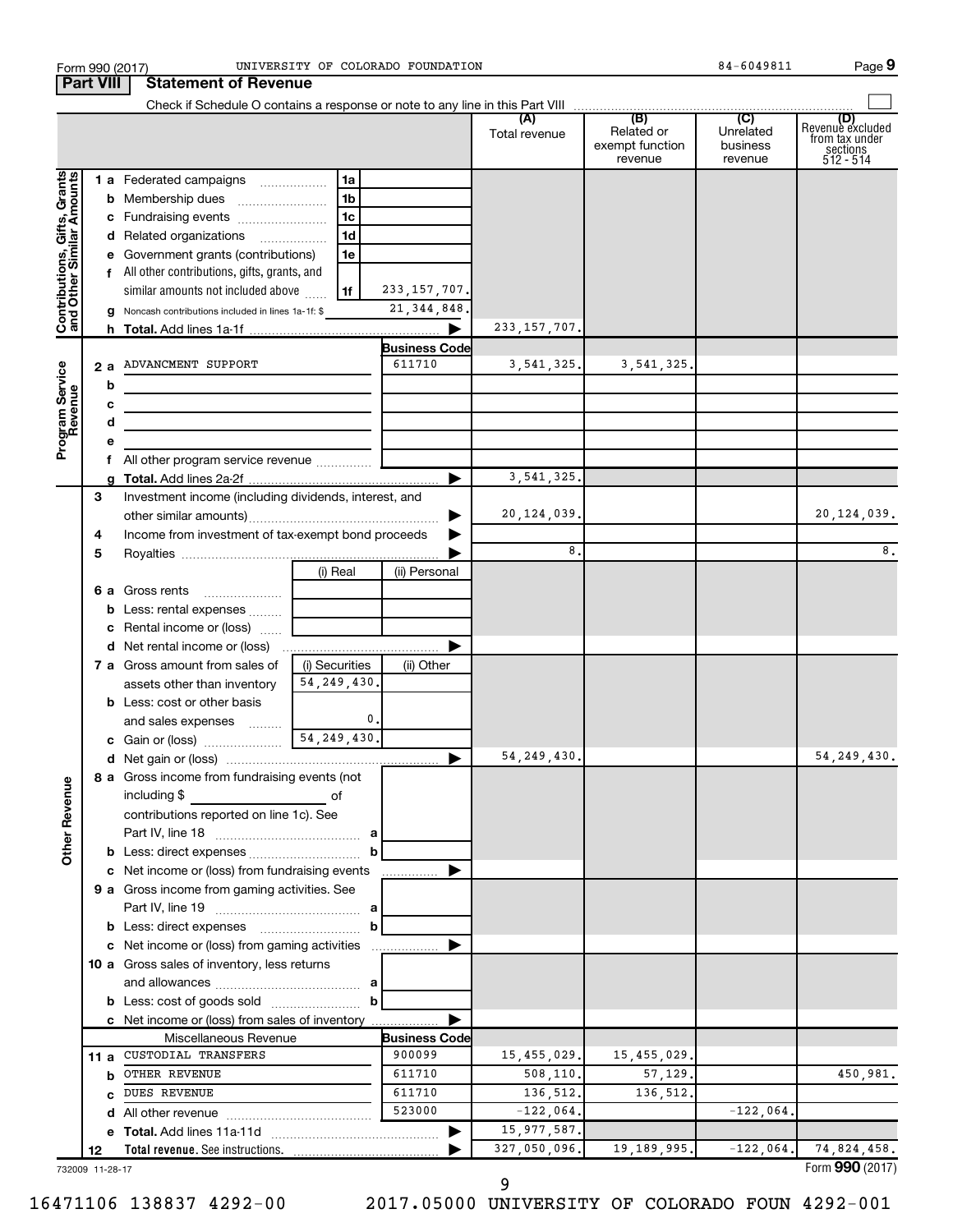Form 990 (2017) UNIVERSITY OF COLORADO FOUNDATION 84-6049811

## Part VIII Statement of Revenue

Check if Schedule O contains a response or note to any line in this Part VIII

| | | | | (A) Total revenue | (B) Related or exempt function revenue | (C) Unrelated business revenue | (D) Revenue excluded from tax under sections 512 - 514 |
|---|---|---|---|---|---|---|---|
| **Contributions, Gifts, Grants and Other Similar Amounts** | 1 a Federated campaigns | 1a | | | | | |
| | b Membership dues | 1b | | | | | |
| | c Fundraising events | 1c | | | | | |
| | d Related organizations | 1d | | | | | |
| | e Government grants (contributions) | 1e | | | | | |
| | f All other contributions, gifts, grants, and similar amounts not included above | 1f | 233,157,707. | | | | |
| | g Noncash contributions included in lines 1a-1f: $ | | 21,344,848. | | | | |
| | h **Total.** Add lines 1a-1f | | ▶ | 233,157,707. | | | |
| **Program Service Revenue** | | | **Business Code** | | | | |
| | 2 a ADVANCMENT SUPPORT | | 611710 | 3,541,325. | 3,541,325. | | |
| | b | | | | | | |
| | c | | | | | | |
| | d | | | | | | |
| | e | | | | | | |
| | f All other program service revenue | | | | | | |
| | g **Total.** Add lines 2a-2f | | ▶ | 3,541,325. | | | |
| **Other Revenue** | 3 Investment income (including dividends, interest, and other similar amounts) | | ▶ | 20,124,039. | | | 20,124,039. |
| | 4 Income from investment of tax-exempt bond proceeds | | ▶ | | | | |
| | 5 Royalties | | ▶ | 8. | | | 8. |
| | | (i) Real | (ii) Personal | | | | |
| | 6 a Gross rents | | | | | | |
| | b Less: rental expenses | | | | | | |
| | c Rental income or (loss) | | | | | | |
| | d Net rental income or (loss) | | ▶ | | | | |
| | 7 a Gross amount from sales of assets other than inventory | (i) Securities 54,249,430. | (ii) Other | | | | |
| | b Less: cost or other basis and sales expenses | 0. | | | | | |
| | c Gain or (loss) | 54,249,430. | | | | | |
| | d Net gain or (loss) | | ▶ | 54,249,430. | | | 54,249,430. |
| | 8 a Gross income from fundraising events (not including $ of contributions reported on line 1c). See Part IV, line 18 | a | | | | | |
| | b Less: direct expenses | b | | | | | |
| | c Net income or (loss) from fundraising events | | ▶ | | | | |
| | 9 a Gross income from gaming activities. See Part IV, line 19 | a | | | | | |
| | b Less: direct expenses | b | | | | | |
| | c Net income or (loss) from gaming activities | | ▶ | | | | |
| | 10 a Gross sales of inventory, less returns and allowances | a | | | | | |
| | b Less: cost of goods sold | b | | | | | |
| | c Net income or (loss) from sales of inventory | | ▶ | | | | |
| | Miscellaneous Revenue | | **Business Code** | | | | |
| | 11 a CUSTODIAL TRANSFERS | | 900099 | 15,455,029. | 15,455,029. | | |
| | b OTHER REVENUE | | 611710 | 508,110. | 57,129. | | 450,981. |
| | c DUES REVENUE | | 611710 | 136,512. | 136,512. | | |
| | d All other revenue | | 523000 | -122,064. | | -122,064. | |
| | e **Total.** Add lines 11a-11d | | ▶ | 15,977,587. | | | |
| | 12 **Total revenue.** See instructions. | | ▶ | 327,050,096. | 19,189,995. | -122,064. | 74,824,458. |

732009 11-28-17 Form **990** (2017)

16471106 138837 4292-00 2017.05000 UNIVERSITY OF COLORADO FOUN 4292-001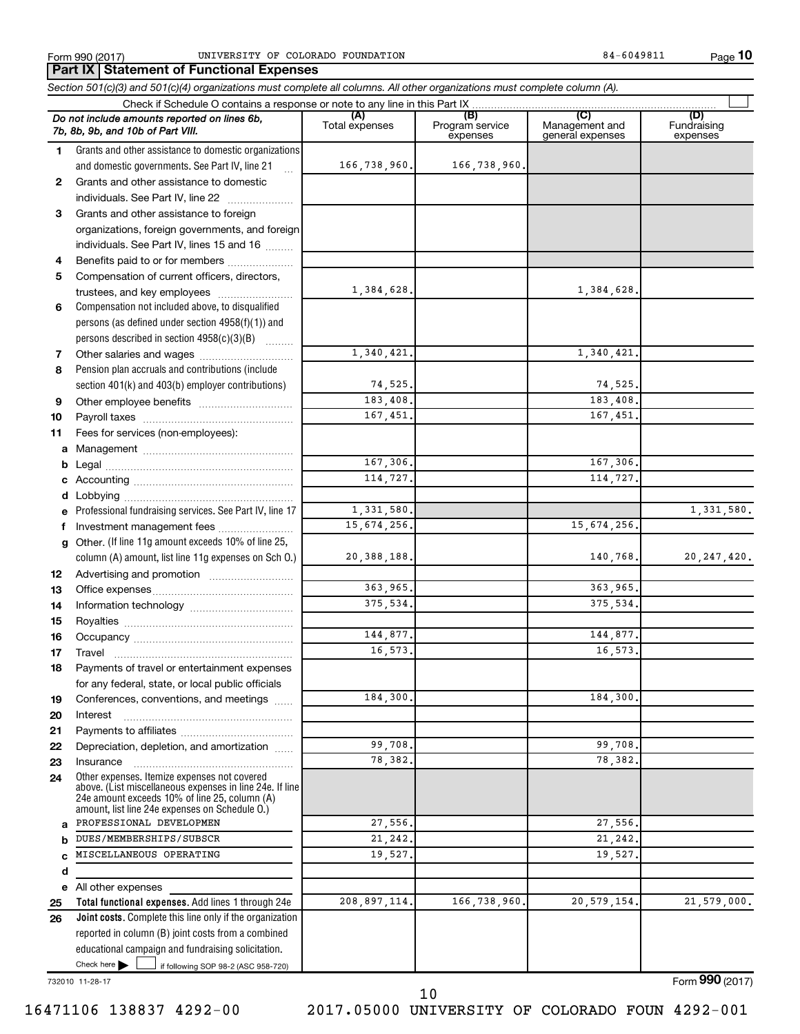Form 990 (2017) UNIVERSITY OF COLORADO FOUNDATION 84-6049811

## Part IX Statement of Functional Expenses

*Section 501(c)(3) and 501(c)(4) organizations must complete all columns. All other organizations must complete column (A).*

Check if Schedule O contains a response or note to any line in this Part IX

| | *Do not include amounts reported on lines 6b, 7b, 8b, 9b, and 10b of Part VIII.* | (A) Total expenses | (B) Program service expenses | (C) Management and general expenses | (D) Fundraising expenses |
|---|---|---|---|---|---|
| 1 | Grants and other assistance to domestic organizations and domestic governments. See Part IV, line 21 | 166,738,960. | 166,738,960. | | |
| 2 | Grants and other assistance to domestic individuals. See Part IV, line 22 | | | | |
| 3 | Grants and other assistance to foreign organizations, foreign governments, and foreign individuals. See Part IV, lines 15 and 16 | | | | |
| 4 | Benefits paid to or for members | | | | |
| 5 | Compensation of current officers, directors, trustees, and key employees | 1,384,628. | | 1,384,628. | |
| 6 | Compensation not included above, to disqualified persons (as defined under section 4958(f)(1)) and persons described in section 4958(c)(3)(B) | | | | |
| 7 | Other salaries and wages | 1,340,421. | | 1,340,421. | |
| 8 | Pension plan accruals and contributions (include section 401(k) and 403(b) employer contributions) | 74,525. | | 74,525. | |
| 9 | Other employee benefits | 183,408. | | 183,408. | |
| 10 | Payroll taxes | 167,451. | | 167,451. | |
| 11 | Fees for services (non-employees): | | | | |
| a | Management | | | | |
| b | Legal | 167,306. | | 167,306. | |
| c | Accounting | 114,727. | | 114,727. | |
| d | Lobbying | | | | |
| e | Professional fundraising services. See Part IV, line 17 | 1,331,580. | | | 1,331,580. |
| f | Investment management fees | 15,674,256. | | 15,674,256. | |
| g | Other. (If line 11g amount exceeds 10% of line 25, column (A) amount, list line 11g expenses on Sch O.) | 20,388,188. | | 140,768. | 20,247,420. |
| 12 | Advertising and promotion | | | | |
| 13 | Office expenses | 363,965. | | 363,965. | |
| 14 | Information technology | 375,534. | | 375,534. | |
| 15 | Royalties | | | | |
| 16 | Occupancy | 144,877. | | 144,877. | |
| 17 | Travel | 16,573. | | 16,573. | |
| 18 | Payments of travel or entertainment expenses for any federal, state, or local public officials | | | | |
| 19 | Conferences, conventions, and meetings | 184,300. | | 184,300. | |
| 20 | Interest | | | | |
| 21 | Payments to affiliates | | | | |
| 22 | Depreciation, depletion, and amortization | 99,708. | | 99,708. | |
| 23 | Insurance | 78,382. | | 78,382. | |
| 24 | Other expenses. Itemize expenses not covered above. (List miscellaneous expenses in line 24e. If line 24e amount exceeds 10% of line 25, column (A) amount, list line 24e expenses on Schedule O.) | | | | |
| a | PROFESSIONAL DEVELOPMEN | 27,556. | | 27,556. | |
| b | DUES/MEMBERSHIPS/SUBSCR | 21,242. | | 21,242. | |
| c | MISCELLANEOUS OPERATING | 19,527. | | 19,527. | |
| d | | | | | |
| e | All other expenses | | | | |
| 25 | **Total functional expenses.** Add lines 1 through 24e | 208,897,114. | 166,738,960. | 20,579,154. | 21,579,000. |
| 26 | **Joint costs.** Complete this line only if the organization reported in column (B) joint costs from a combined educational campaign and fundraising solicitation. Check here ☐ if following SOP 98-2 (ASC 958-720) | | | | |

732010 11-28-17

Form **990** (2017)

16471106 138837 4292-00 2017.05000 UNIVERSITY OF COLORADO FOUN 4292-001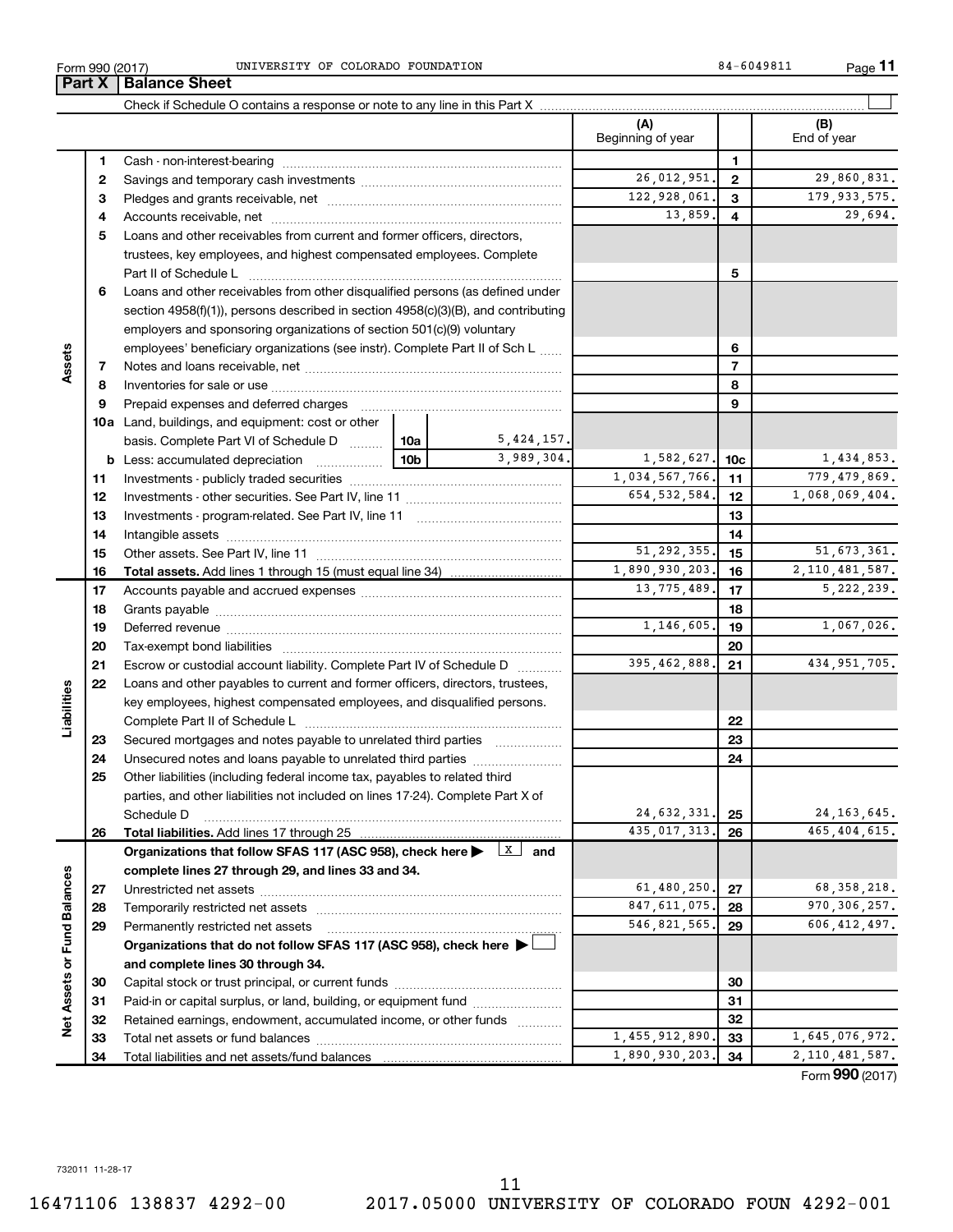Form 990 (2017) UNIVERSITY OF COLORADO FOUNDATION 84-6049811

## Part X | Balance Sheet

Check if Schedule O contains a response or note to any line in this Part X ☐

| | | Description | | | (A) Beginning of year | | (B) End of year |
|---|---|---|---|---|---|---|---|
| Assets | 1 | Cash - non-interest-bearing | | | | 1 | |
| | 2 | Savings and temporary cash investments | | | 26,012,951. | 2 | 29,860,831. |
| | 3 | Pledges and grants receivable, net | | | 122,928,061. | 3 | 179,933,575. |
| | 4 | Accounts receivable, net | | | 13,859. | 4 | 29,694. |
| | 5 | Loans and other receivables from current and former officers, directors, trustees, key employees, and highest compensated employees. Complete Part II of Schedule L | | | | 5 | |
| | 6 | Loans and other receivables from other disqualified persons (as defined under section 4958(f)(1)), persons described in section 4958(c)(3)(B), and contributing employers and sponsoring organizations of section 501(c)(9) voluntary employees' beneficiary organizations (see instr). Complete Part II of Sch L | | | | 6 | |
| | 7 | Notes and loans receivable, net | | | | 7 | |
| | 8 | Inventories for sale or use | | | | 8 | |
| | 9 | Prepaid expenses and deferred charges | | | | 9 | |
| | 10a | Land, buildings, and equipment: cost or other basis. Complete Part VI of Schedule D | 10a | 5,424,157. | | | |
| | b | Less: accumulated depreciation | 10b | 3,989,304. | 1,582,627. | 10c | 1,434,853. |
| | 11 | Investments - publicly traded securities | | | 1,034,567,766. | 11 | 779,479,869. |
| | 12 | Investments - other securities. See Part IV, line 11 | | | 654,532,584. | 12 | 1,068,069,404. |
| | 13 | Investments - program-related. See Part IV, line 11 | | | | 13 | |
| | 14 | Intangible assets | | | | 14 | |
| | 15 | Other assets. See Part IV, line 11 | | | 51,292,355. | 15 | 51,673,361. |
| | 16 | **Total assets.** Add lines 1 through 15 (must equal line 34) | | | 1,890,930,203. | 16 | 2,110,481,587. |
| Liabilities | 17 | Accounts payable and accrued expenses | | | 13,775,489. | 17 | 5,222,239. |
| | 18 | Grants payable | | | | 18 | |
| | 19 | Deferred revenue | | | 1,146,605. | 19 | 1,067,026. |
| | 20 | Tax-exempt bond liabilities | | | | 20 | |
| | 21 | Escrow or custodial account liability. Complete Part IV of Schedule D | | | 395,462,888. | 21 | 434,951,705. |
| | 22 | Loans and other payables to current and former officers, directors, trustees, key employees, highest compensated employees, and disqualified persons. Complete Part II of Schedule L | | | | 22 | |
| | 23 | Secured mortgages and notes payable to unrelated third parties | | | | 23 | |
| | 24 | Unsecured notes and loans payable to unrelated third parties | | | | 24 | |
| | 25 | Other liabilities (including federal income tax, payables to related third parties, and other liabilities not included on lines 17-24). Complete Part X of Schedule D | | | 24,632,331. | 25 | 24,163,645. |
| | 26 | **Total liabilities.** Add lines 17 through 25 | | | 435,017,313. | 26 | 465,404,615. |
| Net Assets or Fund Balances | | **Organizations that follow SFAS 117 (ASC 958), check here ▶ ☒ and complete lines 27 through 29, and lines 33 and 34.** | | | | | |
| | 27 | Unrestricted net assets | | | 61,480,250. | 27 | 68,358,218. |
| | 28 | Temporarily restricted net assets | | | 847,611,075. | 28 | 970,306,257. |
| | 29 | Permanently restricted net assets | | | 546,821,565. | 29 | 606,412,497. |
| | | **Organizations that do not follow SFAS 117 (ASC 958), check here ▶ ☐ and complete lines 30 through 34.** | | | | | |
| | 30 | Capital stock or trust principal, or current funds | | | | 30 | |
| | 31 | Paid-in or capital surplus, or land, building, or equipment fund | | | | 31 | |
| | 32 | Retained earnings, endowment, accumulated income, or other funds | | | | 32 | |
| | 33 | Total net assets or fund balances | | | 1,455,912,890. | 33 | 1,645,076,972. |
| | 34 | Total liabilities and net assets/fund balances | | | 1,890,930,203. | 34 | 2,110,481,587. |

Form **990** (2017)

732011 11-28-17

16471106 138837 4292-00 2017.05000 UNIVERSITY OF COLORADO FOUN 4292-001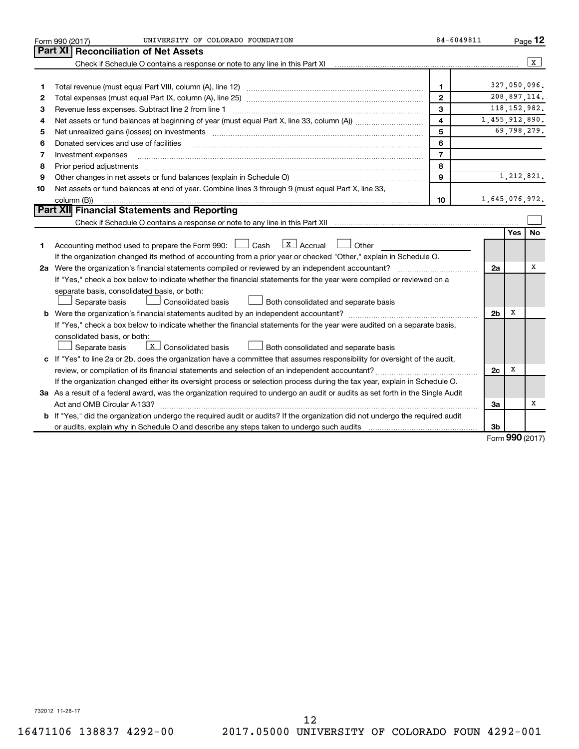Form 990 (2017) UNIVERSITY OF COLORADO FOUNDATION 84-6049811

## Part XI Reconciliation of Net Assets

Check if Schedule O contains a response or note to any line in this Part XI [X]

| | | | |
|---|---|---|---|
| 1 | Total revenue (must equal Part VIII, column (A), line 12) | 1 | 327,050,096. |
| 2 | Total expenses (must equal Part IX, column (A), line 25) | 2 | 208,897,114. |
| 3 | Revenue less expenses. Subtract line 2 from line 1 | 3 | 118,152,982. |
| 4 | Net assets or fund balances at beginning of year (must equal Part X, line 33, column (A)) | 4 | 1,455,912,890. |
| 5 | Net unrealized gains (losses) on investments | 5 | 69,798,279. |
| 6 | Donated services and use of facilities | 6 | |
| 7 | Investment expenses | 7 | |
| 8 | Prior period adjustments | 8 | |
| 9 | Other changes in net assets or fund balances (explain in Schedule O) | 9 | 1,212,821. |
| 10 | Net assets or fund balances at end of year. Combine lines 3 through 9 (must equal Part X, line 33, column (B)) | 10 | 1,645,076,972. |

## Part XII Financial Statements and Reporting

Check if Schedule O contains a response or note to any line in this Part XII [ ]

| | | | Yes | No |
|---|---|---|---|---|
| 1 | Accounting method used to prepare the Form 990: [ ] Cash [X] Accrual [ ] Other ________ <br> If the organization changed its method of accounting from a prior year or checked "Other," explain in Schedule O. | | | |
| 2a | Were the organization's financial statements compiled or reviewed by an independent accountant? <br> If "Yes," check a box below to indicate whether the financial statements for the year were compiled or reviewed on a separate basis, consolidated basis, or both: <br> [ ] Separate basis [ ] Consolidated basis [ ] Both consolidated and separate basis | 2a | | X |
| b | Were the organization's financial statements audited by an independent accountant? <br> If "Yes," check a box below to indicate whether the financial statements for the year were audited on a separate basis, consolidated basis, or both: <br> [ ] Separate basis [X] Consolidated basis [ ] Both consolidated and separate basis | 2b | X | |
| c | If "Yes" to line 2a or 2b, does the organization have a committee that assumes responsibility for oversight of the audit, review, or compilation of its financial statements and selection of an independent accountant? <br> If the organization changed either its oversight process or selection process during the tax year, explain in Schedule O. | 2c | X | |
| 3a | As a result of a federal award, was the organization required to undergo an audit or audits as set forth in the Single Audit Act and OMB Circular A-133? | 3a | | X |
| b | If "Yes," did the organization undergo the required audit or audits? If the organization did not undergo the required audit or audits, explain why in Schedule O and describe any steps taken to undergo such audits | 3b | | |

Form 990 (2017)

732012 11-28-17

16471106 138837 4292-00 2017.05000 UNIVERSITY OF COLORADO FOUN 4292-001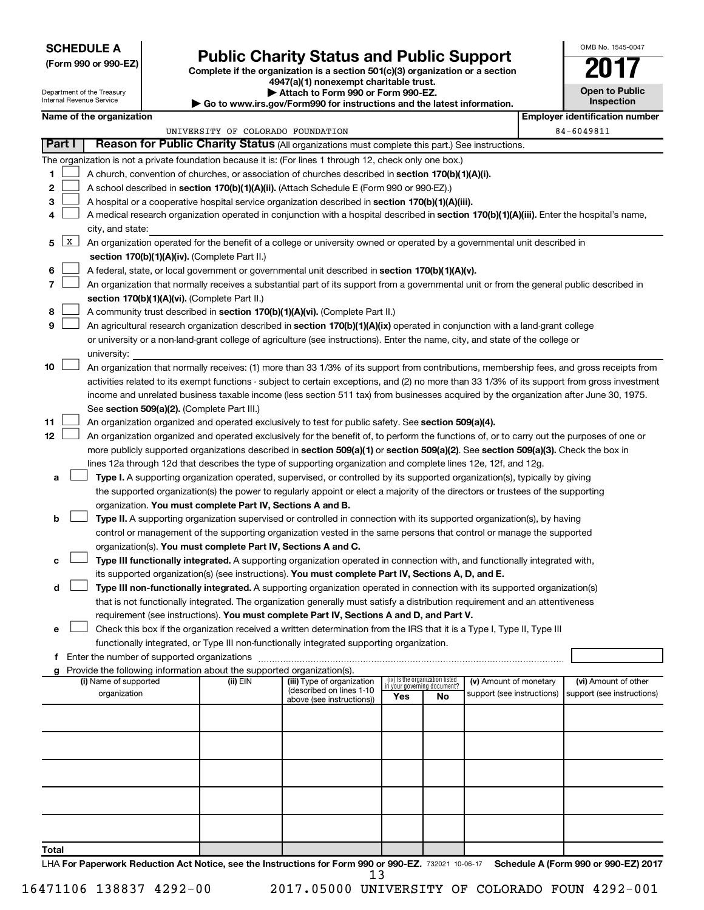**SCHEDULE A**
**(Form 990 or 990-EZ)**

Department of the Treasury
Internal Revenue Service

# Public Charity Status and Public Support

**Complete if the organization is a section 501(c)(3) organization or a section 4947(a)(1) nonexempt charitable trust.**
**▶ Attach to Form 990 or Form 990-EZ.**
**▶ Go to www.irs.gov/Form990 for instructions and the latest information.**

OMB No. 1545-0047

**2017**

**Open to Public Inspection**

**Name of the organization:** UNIVERSITY OF COLORADO FOUNDATION

**Employer identification number:** 84-6049811

## Part I — Reason for Public Charity Status (All organizations must complete this part.) See instructions.

The organization is not a private foundation because it is: (For lines 1 through 12, check only one box.)

1. ☐ A church, convention of churches, or association of churches described in **section 170(b)(1)(A)(i).**
2. ☐ A school described in **section 170(b)(1)(A)(ii).** (Attach Schedule E (Form 990 or 990-EZ).)
3. ☐ A hospital or a cooperative hospital service organization described in **section 170(b)(1)(A)(iii).**
4. ☐ A medical research organization operated in conjunction with a hospital described in **section 170(b)(1)(A)(iii).** Enter the hospital's name, city, and state:
5. ☒ An organization operated for the benefit of a college or university owned or operated by a governmental unit described in **section 170(b)(1)(A)(iv).** (Complete Part II.)
6. ☐ A federal, state, or local government or governmental unit described in **section 170(b)(1)(A)(v).**
7. ☐ An organization that normally receives a substantial part of its support from a governmental unit or from the general public described in **section 170(b)(1)(A)(vi).** (Complete Part II.)
8. ☐ A community trust described in **section 170(b)(1)(A)(vi).** (Complete Part II.)
9. ☐ An agricultural research organization described in **section 170(b)(1)(A)(ix)** operated in conjunction with a land-grant college or university or a non-land-grant college of agriculture (see instructions). Enter the name, city, and state of the college or university:
10. ☐ An organization that normally receives: (1) more than 33 1/3% of its support from contributions, membership fees, and gross receipts from activities related to its exempt functions - subject to certain exceptions, and (2) no more than 33 1/3% of its support from gross investment income and unrelated business taxable income (less section 511 tax) from businesses acquired by the organization after June 30, 1975. See **section 509(a)(2).** (Complete Part III.)
11. ☐ An organization organized and operated exclusively to test for public safety. See **section 509(a)(4).**
12. ☐ An organization organized and operated exclusively for the benefit of, to perform the functions of, or to carry out the purposes of one or more publicly supported organizations described in **section 509(a)(1)** or **section 509(a)(2).** See **section 509(a)(3).** Check the box in lines 12a through 12d that describes the type of supporting organization and complete lines 12e, 12f, and 12g.
   - a ☐ **Type I.** A supporting organization operated, supervised, or controlled by its supported organization(s), typically by giving the supported organization(s) the power to regularly appoint or elect a majority of the directors or trustees of the supporting organization. **You must complete Part IV, Sections A and B.**
   - b ☐ **Type II.** A supporting organization supervised or controlled in connection with its supported organization(s), by having control or management of the supporting organization vested in the same persons that control or manage the supported organization(s). **You must complete Part IV, Sections A and C.**
   - c ☐ **Type III functionally integrated.** A supporting organization operated in connection with, and functionally integrated with, its supported organization(s) (see instructions). **You must complete Part IV, Sections A, D, and E.**
   - d ☐ **Type III non-functionally integrated.** A supporting organization operated in connection with its supported organization(s) that is not functionally integrated. The organization generally must satisfy a distribution requirement and an attentiveness requirement (see instructions). **You must complete Part IV, Sections A and D, and Part V.**
   - e ☐ Check this box if the organization received a written determination from the IRS that it is a Type I, Type II, Type III functionally integrated, or Type III non-functionally integrated supporting organization.
   - f Enter the number of supported organizations
   - g Provide the following information about the supported organization(s).

| (i) Name of supported organization | (ii) EIN | (iii) Type of organization (described on lines 1-10 above (see instructions)) | (iv) Is the organization listed in your governing document? Yes | No | (v) Amount of monetary support (see instructions) | (vi) Amount of other support (see instructions) |
|---|---|---|---|---|---|---|
| | | | | | | |
| | | | | | | |
| | | | | | | |
| | | | | | | |
| | | | | | | |
| **Total** | | | | | | |

LHA **For Paperwork Reduction Act Notice, see the Instructions for Form 990 or 990-EZ.** 732021 10-06-17 **Schedule A (Form 990 or 990-EZ) 2017**

16471106 138837 4292-00    2017.05000 UNIVERSITY OF COLORADO FOUN 4292-001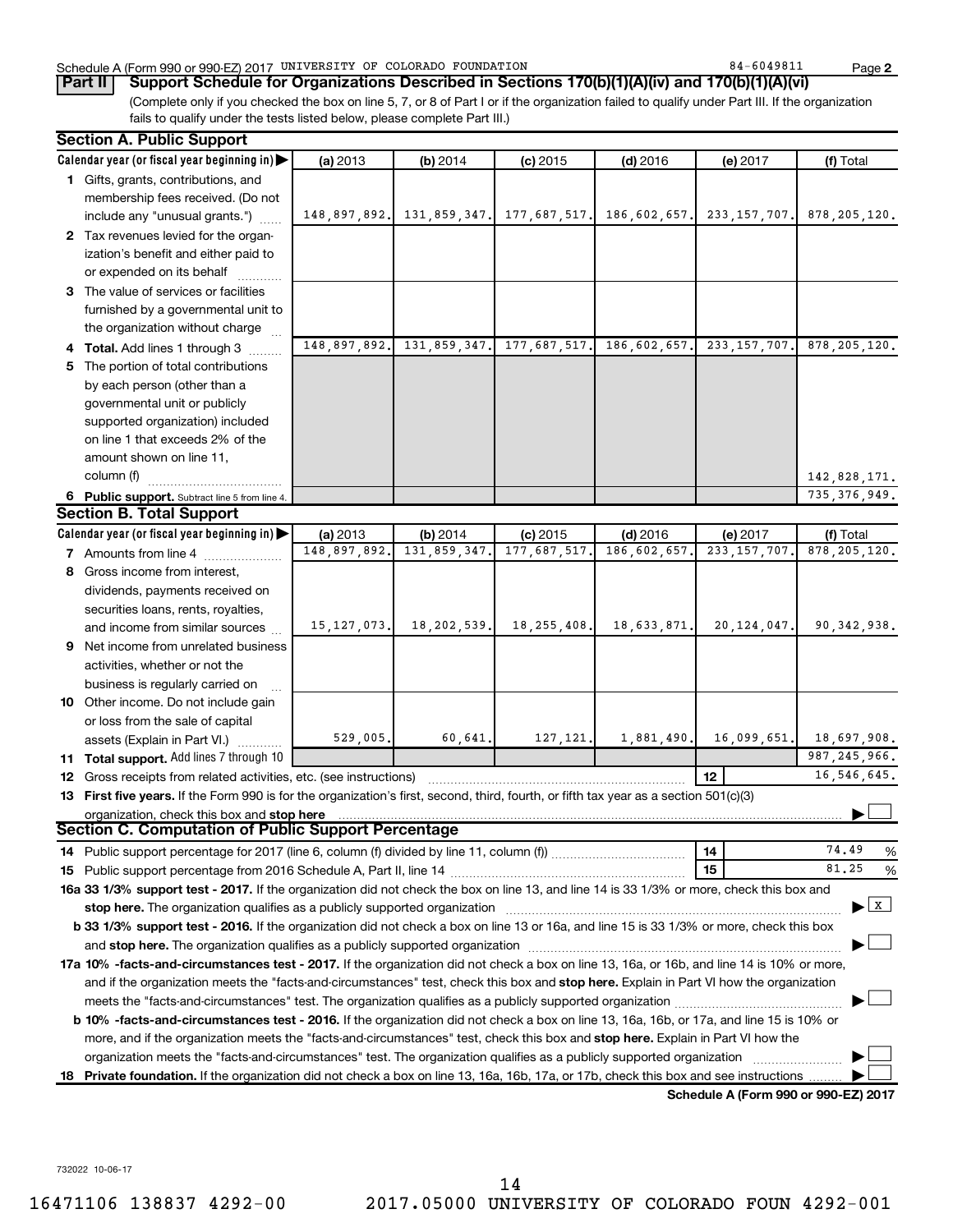Schedule A (Form 990 or 990-EZ) 2017 UNIVERSITY OF COLORADO FOUNDATION 84-6049811 Page 2

**Part II Support Schedule for Organizations Described in Sections 170(b)(1)(A)(iv) and 170(b)(1)(A)(vi)**

(Complete only if you checked the box on line 5, 7, or 8 of Part I or if the organization failed to qualify under Part III. If the organization fails to qualify under the tests listed below, please complete Part III.)

**Section A. Public Support**

| Calendar year (or fiscal year beginning in) | (a) 2013 | (b) 2014 | (c) 2015 | (d) 2016 | (e) 2017 | (f) Total |
|---|---|---|---|---|---|---|
| 1 Gifts, grants, contributions, and membership fees received. (Do not include any "unusual grants.") | 148,897,892. | 131,859,347. | 177,687,517. | 186,602,657. | 233,157,707. | 878,205,120. |
| 2 Tax revenues levied for the organization's benefit and either paid to or expended on its behalf | | | | | | |
| 3 The value of services or facilities furnished by a governmental unit to the organization without charge | | | | | | |
| 4 **Total.** Add lines 1 through 3 | 148,897,892. | 131,859,347. | 177,687,517. | 186,602,657. | 233,157,707. | 878,205,120. |
| 5 The portion of total contributions by each person (other than a governmental unit or publicly supported organization) included on line 1 that exceeds 2% of the amount shown on line 11, column (f) | | | | | | 142,828,171. |
| 6 **Public support.** Subtract line 5 from line 4. | | | | | | 735,376,949. |

**Section B. Total Support**

| Calendar year (or fiscal year beginning in) | (a) 2013 | (b) 2014 | (c) 2015 | (d) 2016 | (e) 2017 | (f) Total |
|---|---|---|---|---|---|---|
| 7 Amounts from line 4 | 148,897,892. | 131,859,347. | 177,687,517. | 186,602,657. | 233,157,707. | 878,205,120. |
| 8 Gross income from interest, dividends, payments received on securities loans, rents, royalties, and income from similar sources | 15,127,073. | 18,202,539. | 18,255,408. | 18,633,871. | 20,124,047. | 90,342,938. |
| 9 Net income from unrelated business activities, whether or not the business is regularly carried on | | | | | | |
| 10 Other income. Do not include gain or loss from the sale of capital assets (Explain in Part VI.) | 529,005. | 60,641. | 127,121. | 1,881,490. | 16,099,651. | 18,697,908. |
| 11 **Total support.** Add lines 7 through 10 | | | | | | 987,245,966. |
| 12 Gross receipts from related activities, etc. (see instructions) | | | | | 12 | 16,546,645. |

13 **First five years.** If the Form 990 is for the organization's first, second, third, fourth, or fifth tax year as a section 501(c)(3) organization, check this box and **stop here** ☐

**Section C. Computation of Public Support Percentage**

| | | |
|---|---|---|
| 14 Public support percentage for 2017 (line 6, column (f) divided by line 11, column (f)) | 14 | 74.49 % |
| 15 Public support percentage from 2016 Schedule A, Part II, line 14 | 15 | 81.25 % |

**16a 33 1/3% support test - 2017.** If the organization did not check the box on line 13, and line 14 is 33 1/3% or more, check this box and **stop here.** The organization qualifies as a publicly supported organization ☒

**b 33 1/3% support test - 2016.** If the organization did not check a box on line 13 or 16a, and line 15 is 33 1/3% or more, check this box and **stop here.** The organization qualifies as a publicly supported organization ☐

**17a 10% -facts-and-circumstances test - 2017.** If the organization did not check a box on line 13, 16a, or 16b, and line 14 is 10% or more, and if the organization meets the "facts-and-circumstances" test, check this box and **stop here.** Explain in Part VI how the organization meets the "facts-and-circumstances" test. The organization qualifies as a publicly supported organization ☐

**b 10% -facts-and-circumstances test - 2016.** If the organization did not check a box on line 13, 16a, 16b, or 17a, and line 15 is 10% or more, and if the organization meets the "facts-and-circumstances" test, check this box and **stop here.** Explain in Part VI how the organization meets the "facts-and-circumstances" test. The organization qualifies as a publicly supported organization ☐

18 **Private foundation.** If the organization did not check a box on line 13, 16a, 16b, 17a, or 17b, check this box and see instructions ☐

**Schedule A (Form 990 or 990-EZ) 2017**

732022 10-06-17

16471106 138837 4292-00 2017.05000 UNIVERSITY OF COLORADO FOUN 4292-001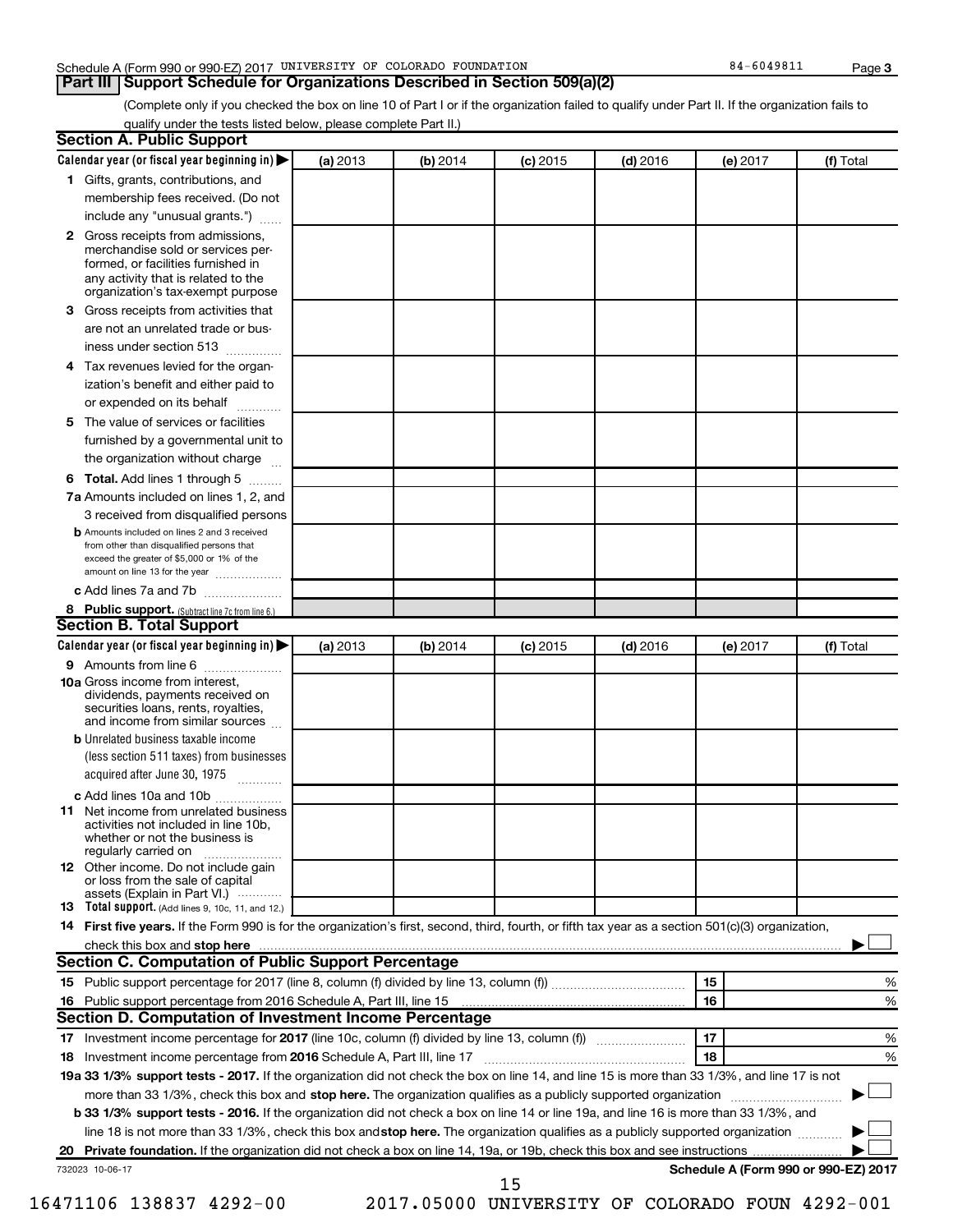Schedule A (Form 990 or 990-EZ) 2017 UNIVERSITY OF COLORADO FOUNDATION 84-6049811 Page 3

## Part III Support Schedule for Organizations Described in Section 509(a)(2)

(Complete only if you checked the box on line 10 of Part I or if the organization failed to qualify under Part II. If the organization fails to qualify under the tests listed below, please complete Part II.)

### Section A. Public Support

| Calendar year (or fiscal year beginning in) ▶ | (a) 2013 | (b) 2014 | (c) 2015 | (d) 2016 | (e) 2017 | (f) Total |
|---|---|---|---|---|---|---|
| **1** Gifts, grants, contributions, and membership fees received. (Do not include any "unusual grants.") | | | | | | |
| **2** Gross receipts from admissions, merchandise sold or services performed, or facilities furnished in any activity that is related to the organization's tax-exempt purpose | | | | | | |
| **3** Gross receipts from activities that are not an unrelated trade or business under section 513 | | | | | | |
| **4** Tax revenues levied for the organization's benefit and either paid to or expended on its behalf | | | | | | |
| **5** The value of services or facilities furnished by a governmental unit to the organization without charge | | | | | | |
| **6 Total.** Add lines 1 through 5 | | | | | | |
| **7a** Amounts included on lines 1, 2, and 3 received from disqualified persons | | | | | | |
| **b** Amounts included on lines 2 and 3 received from other than disqualified persons that exceed the greater of $5,000 or 1% of the amount on line 13 for the year | | | | | | |
| **c** Add lines 7a and 7b | | | | | | |
| **8 Public support.** (Subtract line 7c from line 6.) | | | | | | |

### Section B. Total Support

| Calendar year (or fiscal year beginning in) ▶ | (a) 2013 | (b) 2014 | (c) 2015 | (d) 2016 | (e) 2017 | (f) Total |
|---|---|---|---|---|---|---|
| **9** Amounts from line 6 | | | | | | |
| **10a** Gross income from interest, dividends, payments received on securities loans, rents, royalties, and income from similar sources | | | | | | |
| **b** Unrelated business taxable income (less section 511 taxes) from businesses acquired after June 30, 1975 | | | | | | |
| **c** Add lines 10a and 10b | | | | | | |
| **11** Net income from unrelated business activities not included in line 10b, whether or not the business is regularly carried on | | | | | | |
| **12** Other income. Do not include gain or loss from the sale of capital assets (Explain in Part VI.) | | | | | | |
| **13 Total support.** (Add lines 9, 10c, 11, and 12.) | | | | | | |

**14 First five years.** If the Form 990 is for the organization's first, second, third, fourth, or fifth tax year as a section 501(c)(3) organization, check this box and **stop here** ▶ ☐

### Section C. Computation of Public Support Percentage

**15** Public support percentage for 2017 (line 8, column (f) divided by line 13, column (f)) | 15 | %

**16** Public support percentage from 2016 Schedule A, Part III, line 15 | 16 | %

### Section D. Computation of Investment Income Percentage

**17** Investment income percentage for **2017** (line 10c, column (f) divided by line 13, column (f)) | 17 | %

**18** Investment income percentage from **2016** Schedule A, Part III, line 17 | 18 | %

**19a 33 1/3% support tests - 2017.** If the organization did not check the box on line 14, and line 15 is more than 33 1/3%, and line 17 is not more than 33 1/3%, check this box and **stop here.** The organization qualifies as a publicly supported organization ▶ ☐

**b 33 1/3% support tests - 2016.** If the organization did not check a box on line 14 or line 19a, and line 16 is more than 33 1/3%, and line 18 is not more than 33 1/3%, check this box and **stop here.** The organization qualifies as a publicly supported organization ▶ ☐

**20 Private foundation.** If the organization did not check a box on line 14, 19a, or 19b, check this box and see instructions ▶ ☐

732023 10-06-17 **Schedule A (Form 990 or 990-EZ) 2017**

16471106 138837 4292-00 2017.05000 UNIVERSITY OF COLORADO FOUN 4292-001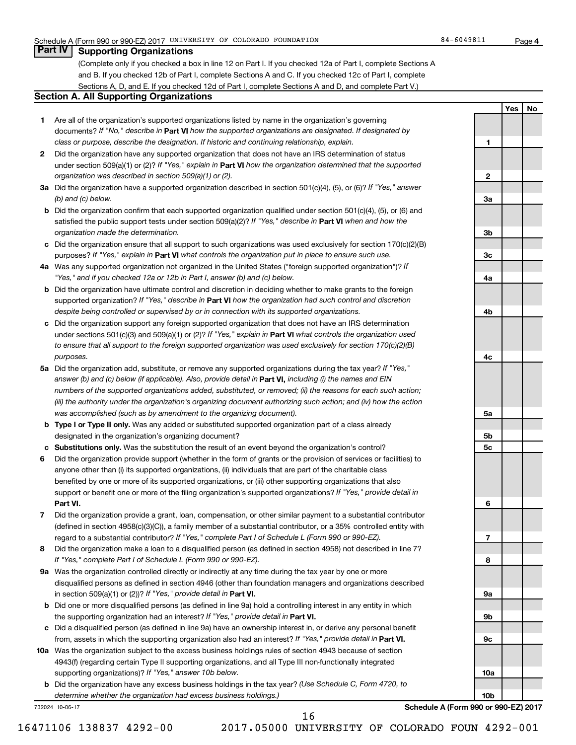Schedule A (Form 990 or 990-EZ) 2017 UNIVERSITY OF COLORADO FOUNDATION 84-6049811 Page 4

## Part IV Supporting Organizations

(Complete only if you checked a box in line 12 on Part I. If you checked 12a of Part I, complete Sections A and B. If you checked 12b of Part I, complete Sections A and C. If you checked 12c of Part I, complete Sections A, D, and E. If you checked 12d of Part I, complete Sections A and D, and complete Part V.)

### Section A. All Supporting Organizations

| | | | Yes | No |
|---|---|---|---|---|
| **1** | Are all of the organization's supported organizations listed by name in the organization's governing documents? *If "No," describe in* **Part VI** *how the supported organizations are designated. If designated by class or purpose, describe the designation. If historic and continuing relationship, explain.* | 1 | | |
| **2** | Did the organization have any supported organization that does not have an IRS determination of status under section 509(a)(1) or (2)? *If "Yes," explain in* **Part VI** *how the organization determined that the supported organization was described in section 509(a)(1) or (2).* | 2 | | |
| **3a** | Did the organization have a supported organization described in section 501(c)(4), (5), or (6)? *If "Yes," answer (b) and (c) below.* | 3a | | |
| **b** | Did the organization confirm that each supported organization qualified under section 501(c)(4), (5), or (6) and satisfied the public support tests under section 509(a)(2)? *If "Yes," describe in* **Part VI** *when and how the organization made the determination.* | 3b | | |
| **c** | Did the organization ensure that all support to such organizations was used exclusively for section 170(c)(2)(B) purposes? *If "Yes," explain in* **Part VI** *what controls the organization put in place to ensure such use.* | 3c | | |
| **4a** | Was any supported organization not organized in the United States ("foreign supported organization")? *If "Yes," and if you checked 12a or 12b in Part I, answer (b) and (c) below.* | 4a | | |
| **b** | Did the organization have ultimate control and discretion in deciding whether to make grants to the foreign supported organization? *If "Yes," describe in* **Part VI** *how the organization had such control and discretion despite being controlled or supervised by or in connection with its supported organizations.* | 4b | | |
| **c** | Did the organization support any foreign supported organization that does not have an IRS determination under sections 501(c)(3) and 509(a)(1) or (2)? *If "Yes," explain in* **Part VI** *what controls the organization used to ensure that all support to the foreign supported organization was used exclusively for section 170(c)(2)(B) purposes.* | 4c | | |
| **5a** | Did the organization add, substitute, or remove any supported organizations during the tax year? *If "Yes," answer (b) and (c) below (if applicable). Also, provide detail in* **Part VI,** *including (i) the names and EIN numbers of the supported organizations added, substituted, or removed; (ii) the reasons for each such action; (iii) the authority under the organization's organizing document authorizing such action; and (iv) how the action was accomplished (such as by amendment to the organizing document).* | 5a | | |
| **b** | **Type I or Type II only.** Was any added or substituted supported organization part of a class already designated in the organization's organizing document? | 5b | | |
| **c** | **Substitutions only.** Was the substitution the result of an event beyond the organization's control? | 5c | | |
| **6** | Did the organization provide support (whether in the form of grants or the provision of services or facilities) to anyone other than (i) its supported organizations, (ii) individuals that are part of the charitable class benefited by one or more of its supported organizations, or (iii) other supporting organizations that also support or benefit one or more of the filing organization's supported organizations? *If "Yes," provide detail in* **Part VI.** | 6 | | |
| **7** | Did the organization provide a grant, loan, compensation, or other similar payment to a substantial contributor (defined in section 4958(c)(3)(C)), a family member of a substantial contributor, or a 35% controlled entity with regard to a substantial contributor? *If "Yes," complete Part I of Schedule L (Form 990 or 990-EZ).* | 7 | | |
| **8** | Did the organization make a loan to a disqualified person (as defined in section 4958) not described in line 7? *If "Yes," complete Part I of Schedule L (Form 990 or 990-EZ).* | 8 | | |
| **9a** | Was the organization controlled directly or indirectly at any time during the tax year by one or more disqualified persons as defined in section 4946 (other than foundation managers and organizations described in section 509(a)(1) or (2))? *If "Yes," provide detail in* **Part VI.** | 9a | | |
| **b** | Did one or more disqualified persons (as defined in line 9a) hold a controlling interest in any entity in which the supporting organization had an interest? *If "Yes," provide detail in* **Part VI.** | 9b | | |
| **c** | Did a disqualified person (as defined in line 9a) have an ownership interest in, or derive any personal benefit from, assets in which the supporting organization also had an interest? *If "Yes," provide detail in* **Part VI.** | 9c | | |
| **10a** | Was the organization subject to the excess business holdings rules of section 4943 because of section 4943(f) (regarding certain Type II supporting organizations, and all Type III non-functionally integrated supporting organizations)? *If "Yes," answer 10b below.* | 10a | | |
| **b** | Did the organization have any excess business holdings in the tax year? *(Use Schedule C, Form 4720, to determine whether the organization had excess business holdings.)* | 10b | | |

732024 10-06-17 **Schedule A (Form 990 or 990-EZ) 2017**

16471106 138837 4292-00 2017.05000 UNIVERSITY OF COLORADO FOUN 4292-001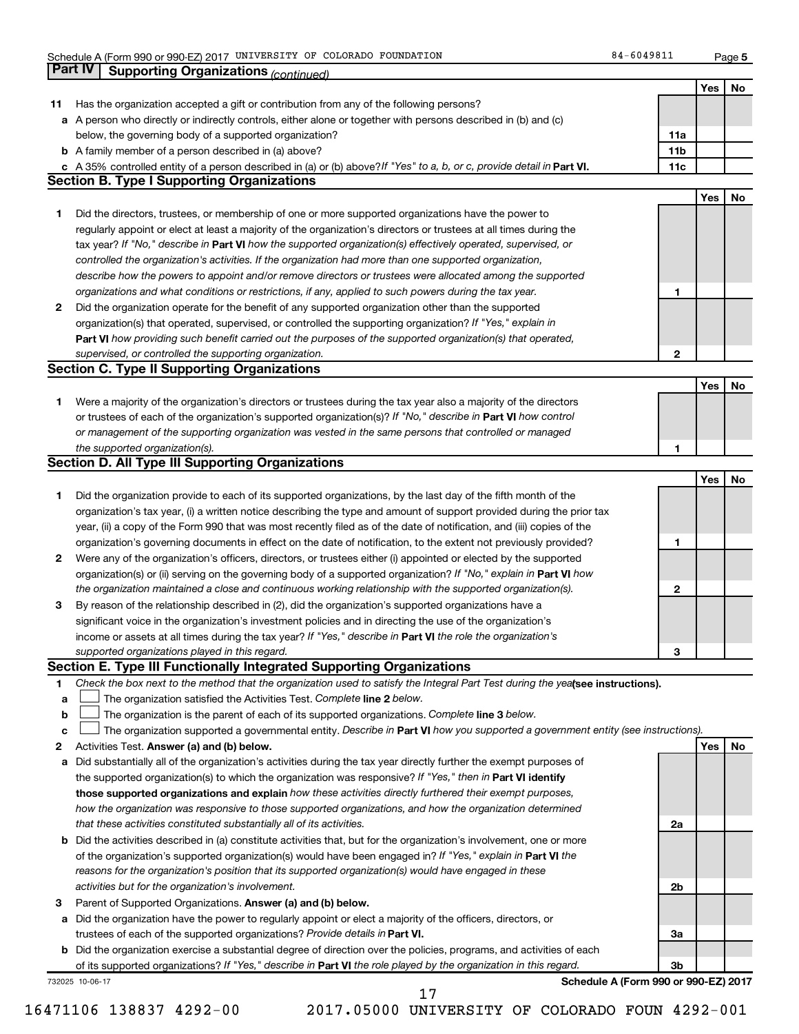## Part IV | Supporting Organizations *(continued)*

| | | | Yes | No |
|---|---|---|---|---|
| **11** | Has the organization accepted a gift or contribution from any of the following persons? | | | |
| **a** | A person who directly or indirectly controls, either alone or together with persons described in (b) and (c) below, the governing body of a supported organization? | **11a** | | |
| **b** | A family member of a person described in (a) above? | **11b** | | |
| **c** | A 35% controlled entity of a person described in (a) or (b) above? *If "Yes" to a, b, or c, provide detail in* **Part VI.** | **11c** | | |

### Section B. Type I Supporting Organizations

| | | | Yes | No |
|---|---|---|---|---|
| **1** | Did the directors, trustees, or membership of one or more supported organizations have the power to regularly appoint or elect at least a majority of the organization's directors or trustees at all times during the tax year? *If "No," describe in* **Part VI** *how the supported organization(s) effectively operated, supervised, or controlled the organization's activities. If the organization had more than one supported organization, describe how the powers to appoint and/or remove directors or trustees were allocated among the supported organizations and what conditions or restrictions, if any, applied to such powers during the tax year.* | **1** | | |
| **2** | Did the organization operate for the benefit of any supported organization other than the supported organization(s) that operated, supervised, or controlled the supporting organization? *If "Yes," explain in* **Part VI** *how providing such benefit carried out the purposes of the supported organization(s) that operated, supervised, or controlled the supporting organization.* | **2** | | |

### Section C. Type II Supporting Organizations

| | | | Yes | No |
|---|---|---|---|---|
| **1** | Were a majority of the organization's directors or trustees during the tax year also a majority of the directors or trustees of each of the organization's supported organization(s)? *If "No," describe in* **Part VI** *how control or management of the supporting organization was vested in the same persons that controlled or managed the supported organization(s).* | **1** | | |

### Section D. All Type III Supporting Organizations

| | | | Yes | No |
|---|---|---|---|---|
| **1** | Did the organization provide to each of its supported organizations, by the last day of the fifth month of the organization's tax year, (i) a written notice describing the type and amount of support provided during the prior tax year, (ii) a copy of the Form 990 that was most recently filed as of the date of notification, and (iii) copies of the organization's governing documents in effect on the date of notification, to the extent not previously provided? | **1** | | |
| **2** | Were any of the organization's officers, directors, or trustees either (i) appointed or elected by the supported organization(s) or (ii) serving on the governing body of a supported organization? *If "No," explain in* **Part VI** *how the organization maintained a close and continuous working relationship with the supported organization(s).* | **2** | | |
| **3** | By reason of the relationship described in (2), did the organization's supported organizations have a significant voice in the organization's investment policies and in directing the use of the organization's income or assets at all times during the tax year? *If "Yes," describe in* **Part VI** *the role the organization's supported organizations played in this regard.* | **3** | | |

### Section E. Type III Functionally Integrated Supporting Organizations

**1** *Check the box next to the method that the organization used to satisfy the Integral Part Test during the year* **(see instructions).**

- **a** ☐ The organization satisfied the Activities Test. *Complete* **line 2** *below.*
- **b** ☐ The organization is the parent of each of its supported organizations. *Complete* **line 3** *below.*
- **c** ☐ The organization supported a governmental entity. *Describe in* **Part VI** *how you supported a government entity (see instructions).*

| | | | Yes | No |
|---|---|---|---|---|
| **2** | Activities Test. **Answer (a) and (b) below.** | | | |
| **a** | Did substantially all of the organization's activities during the tax year directly further the exempt purposes of the supported organization(s) to which the organization was responsive? *If "Yes," then in* **Part VI identify those supported organizations and explain** *how these activities directly furthered their exempt purposes, how the organization was responsive to those supported organizations, and how the organization determined that these activities constituted substantially all of its activities.* | **2a** | | |
| **b** | Did the activities described in (a) constitute activities that, but for the organization's involvement, one or more of the organization's supported organization(s) would have been engaged in? *If "Yes," explain in* **Part VI** *the reasons for the organization's position that its supported organization(s) would have engaged in these activities but for the organization's involvement.* | **2b** | | |
| **3** | Parent of Supported Organizations. **Answer (a) and (b) below.** | | | |
| **a** | Did the organization have the power to regularly appoint or elect a majority of the officers, directors, or trustees of each of the supported organizations? *Provide details in* **Part VI.** | **3a** | | |
| **b** | Did the organization exercise a substantial degree of direction over the policies, programs, and activities of each of its supported organizations? *If "Yes," describe in* **Part VI** *the role played by the organization in this regard.* | **3b** | | |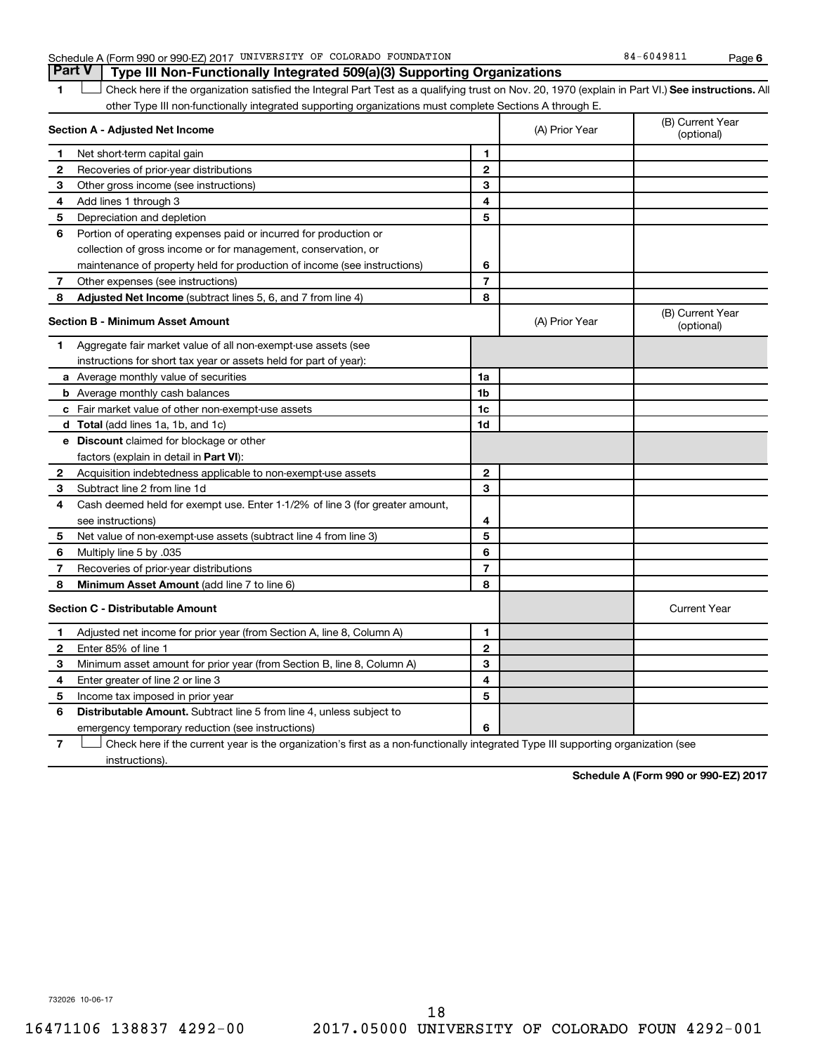Schedule A (Form 990 or 990-EZ) 2017 UNIVERSITY OF COLORADO FOUNDATION 84-6049811 Page 6

## Part V Type III Non-Functionally Integrated 509(a)(3) Supporting Organizations

1 ☐ Check here if the organization satisfied the Integral Part Test as a qualifying trust on Nov. 20, 1970 (explain in Part VI.) **See instructions.** All other Type III non-functionally integrated supporting organizations must complete Sections A through E.

| **Section A - Adjusted Net Income** | | | (A) Prior Year | (B) Current Year (optional) |
|---|---|---|---|---|
| 1 | Net short-term capital gain | 1 | | |
| 2 | Recoveries of prior-year distributions | 2 | | |
| 3 | Other gross income (see instructions) | 3 | | |
| 4 | Add lines 1 through 3 | 4 | | |
| 5 | Depreciation and depletion | 5 | | |
| 6 | Portion of operating expenses paid or incurred for production or collection of gross income or for management, conservation, or maintenance of property held for production of income (see instructions) | 6 | | |
| 7 | Other expenses (see instructions) | 7 | | |
| 8 | **Adjusted Net Income** (subtract lines 5, 6, and 7 from line 4) | 8 | | |

| **Section B - Minimum Asset Amount** | | | (A) Prior Year | (B) Current Year (optional) |
|---|---|---|---|---|
| 1 | Aggregate fair market value of all non-exempt-use assets (see instructions for short tax year or assets held for part of year): | | | |
| a | Average monthly value of securities | 1a | | |
| b | Average monthly cash balances | 1b | | |
| c | Fair market value of other non-exempt-use assets | 1c | | |
| d | **Total** (add lines 1a, 1b, and 1c) | 1d | | |
| e | **Discount** claimed for blockage or other factors (explain in detail in **Part VI**): | | | |
| 2 | Acquisition indebtedness applicable to non-exempt-use assets | 2 | | |
| 3 | Subtract line 2 from line 1d | 3 | | |
| 4 | Cash deemed held for exempt use. Enter 1-1/2% of line 3 (for greater amount, see instructions) | 4 | | |
| 5 | Net value of non-exempt-use assets (subtract line 4 from line 3) | 5 | | |
| 6 | Multiply line 5 by .035 | 6 | | |
| 7 | Recoveries of prior-year distributions | 7 | | |
| 8 | **Minimum Asset Amount** (add line 7 to line 6) | 8 | | |

| **Section C - Distributable Amount** | | | | Current Year |
|---|---|---|---|---|
| 1 | Adjusted net income for prior year (from Section A, line 8, Column A) | 1 | | |
| 2 | Enter 85% of line 1 | 2 | | |
| 3 | Minimum asset amount for prior year (from Section B, line 8, Column A) | 3 | | |
| 4 | Enter greater of line 2 or line 3 | 4 | | |
| 5 | Income tax imposed in prior year | 5 | | |
| 6 | **Distributable Amount.** Subtract line 5 from line 4, unless subject to emergency temporary reduction (see instructions) | 6 | | |

7 ☐ Check here if the current year is the organization's first as a non-functionally integrated Type III supporting organization (see instructions).

**Schedule A (Form 990 or 990-EZ) 2017**

732026 10-06-17

16471106 138837 4292-00 2017.05000 UNIVERSITY OF COLORADO FOUN 4292-001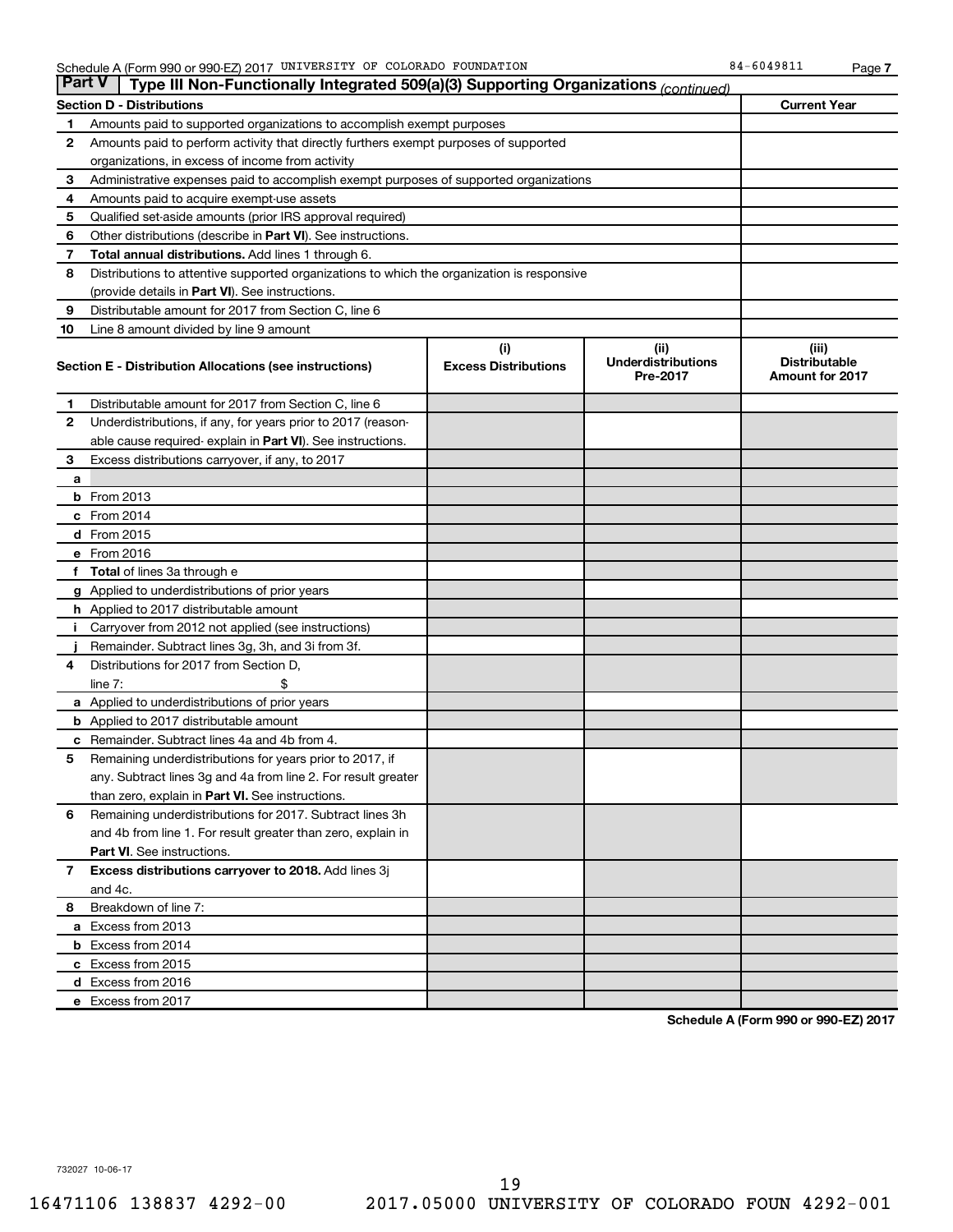Schedule A (Form 990 or 990-EZ) 2017 UNIVERSITY OF COLORADO FOUNDATION 84-6049811

## Part V | Type III Non-Functionally Integrated 509(a)(3) Supporting Organizations *(continued)*

| Section D - Distributions | | Current Year |
|---|---|---|
| 1 | Amounts paid to supported organizations to accomplish exempt purposes | |
| 2 | Amounts paid to perform activity that directly furthers exempt purposes of supported organizations, in excess of income from activity | |
| 3 | Administrative expenses paid to accomplish exempt purposes of supported organizations | |
| 4 | Amounts paid to acquire exempt-use assets | |
| 5 | Qualified set-aside amounts (prior IRS approval required) | |
| 6 | Other distributions (describe in **Part VI**). See instructions. | |
| 7 | **Total annual distributions.** Add lines 1 through 6. | |
| 8 | Distributions to attentive supported organizations to which the organization is responsive (provide details in **Part VI**). See instructions. | |
| 9 | Distributable amount for 2017 from Section C, line 6 | |
| 10 | Line 8 amount divided by line 9 amount | |

| Section E - Distribution Allocations (see instructions) | | (i) Excess Distributions | (ii) Underdistributions Pre-2017 | (iii) Distributable Amount for 2017 |
|---|---|---|---|---|
| 1 | Distributable amount for 2017 from Section C, line 6 | | | |
| 2 | Underdistributions, if any, for years prior to 2017 (reasonable cause required- explain in **Part VI**). See instructions. | | | |
| 3 | Excess distributions carryover, if any, to 2017 | | | |
| a | | | | |
| b | From 2013 | | | |
| c | From 2014 | | | |
| d | From 2015 | | | |
| e | From 2016 | | | |
| f | **Total** of lines 3a through e | | | |
| g | Applied to underdistributions of prior years | | | |
| h | Applied to 2017 distributable amount | | | |
| i | Carryover from 2012 not applied (see instructions) | | | |
| j | Remainder. Subtract lines 3g, 3h, and 3i from 3f. | | | |
| 4 | Distributions for 2017 from Section D, line 7: $ | | | |
| a | Applied to underdistributions of prior years | | | |
| b | Applied to 2017 distributable amount | | | |
| c | Remainder. Subtract lines 4a and 4b from 4. | | | |
| 5 | Remaining underdistributions for years prior to 2017, if any. Subtract lines 3g and 4a from line 2. For result greater than zero, explain in **Part VI.** See instructions. | | | |
| 6 | Remaining underdistributions for 2017. Subtract lines 3h and 4b from line 1. For result greater than zero, explain in **Part VI**. See instructions. | | | |
| 7 | **Excess distributions carryover to 2018.** Add lines 3j and 4c. | | | |
| 8 | Breakdown of line 7: | | | |
| a | Excess from 2013 | | | |
| b | Excess from 2014 | | | |
| c | Excess from 2015 | | | |
| d | Excess from 2016 | | | |
| e | Excess from 2017 | | | |

**Schedule A (Form 990 or 990-EZ) 2017**

732027 10-06-17

16471106 138837 4292-00 2017.05000 UNIVERSITY OF COLORADO FOUN 4292-001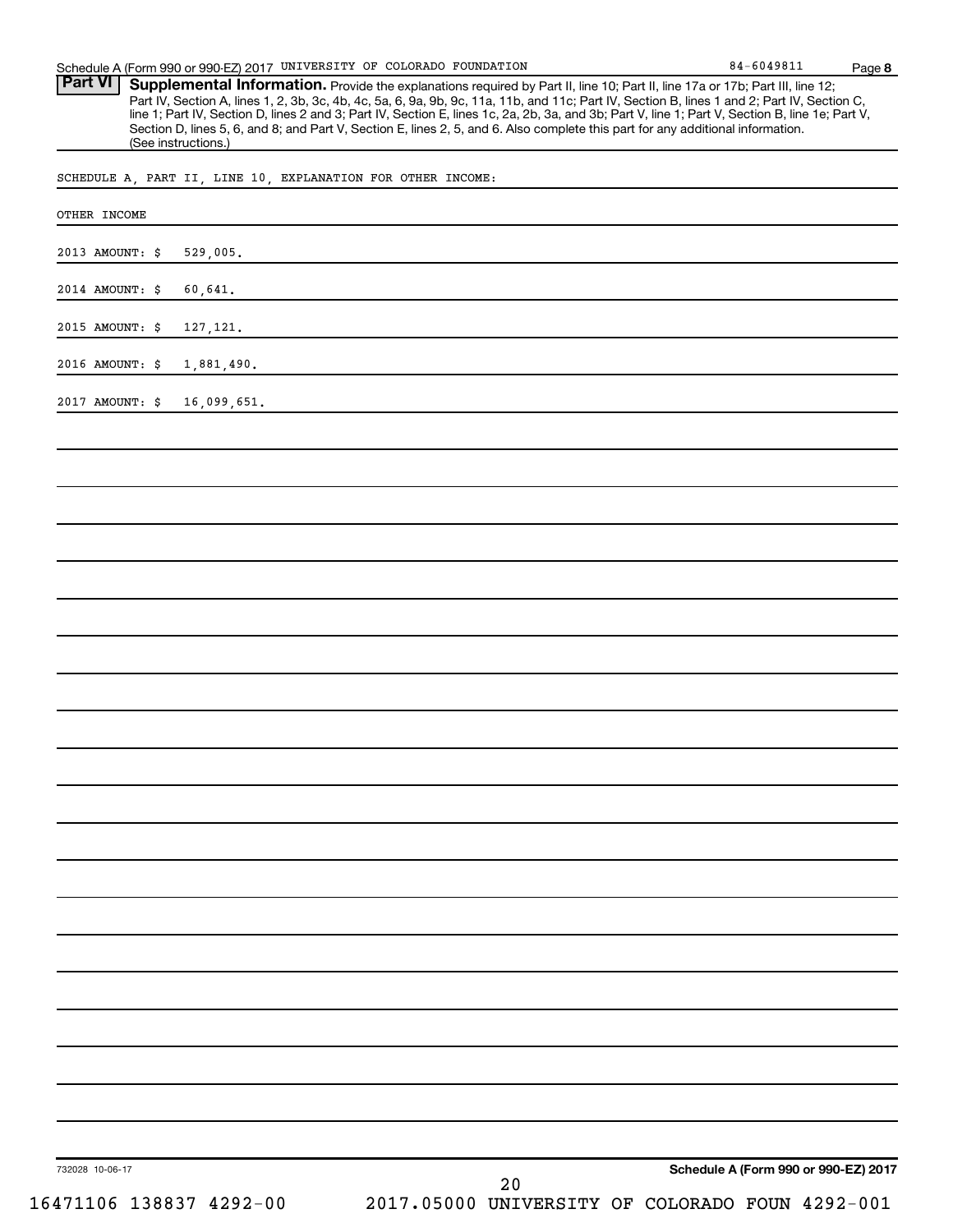Schedule A (Form 990 or 990-EZ) 2017 UNIVERSITY OF COLORADO FOUNDATION 84-6049811

## Part VI Supplemental Information.

Provide the explanations required by Part II, line 10; Part II, line 17a or 17b; Part III, line 12; Part IV, Section A, lines 1, 2, 3b, 3c, 4b, 4c, 5a, 6, 9a, 9b, 9c, 11a, 11b, and 11c; Part IV, Section B, lines 1 and 2; Part IV, Section C, line 1; Part IV, Section D, lines 2 and 3; Part IV, Section E, lines 1c, 2a, 2b, 3a, and 3b; Part V, line 1; Part V, Section B, line 1e; Part V, Section D, lines 5, 6, and 8; and Part V, Section E, lines 2, 5, and 6. Also complete this part for any additional information. (See instructions.)

SCHEDULE A, PART II, LINE 10, EXPLANATION FOR OTHER INCOME:

OTHER INCOME

2013 AMOUNT: $ 529,005.

2014 AMOUNT: $ 60,641.

2015 AMOUNT: $ 127,121.

2016 AMOUNT: $ 1,881,490.

2017 AMOUNT: $ 16,099,651.

732028 10-06-17

**Schedule A (Form 990 or 990-EZ) 2017**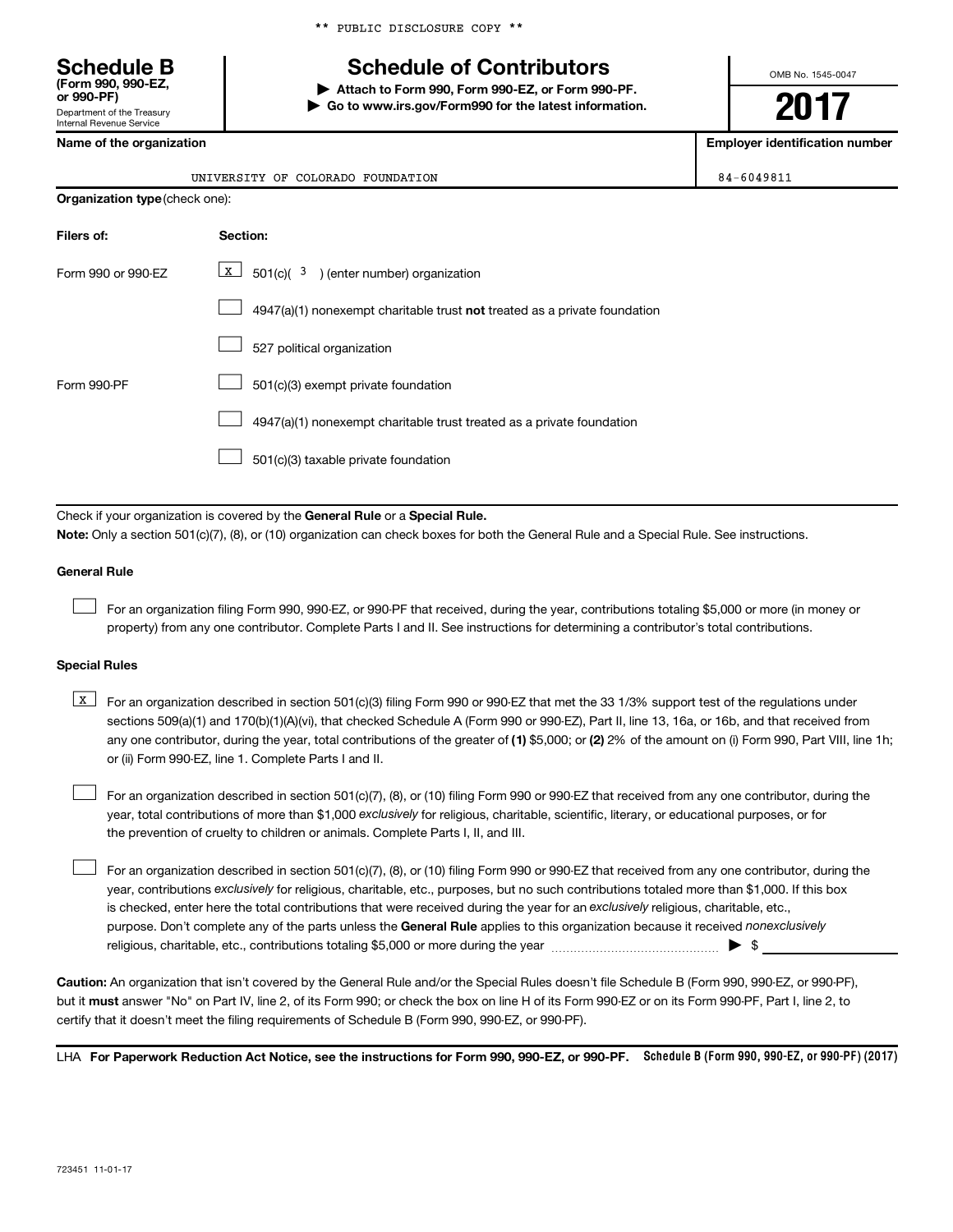** PUBLIC DISCLOSURE COPY **

# Schedule B

**(Form 990, 990-EZ, or 990-PF)**

Department of the Treasury
Internal Revenue Service

## Schedule of Contributors

▶ **Attach to Form 990, Form 990-EZ, or Form 990-PF.**
▶ **Go to www.irs.gov/Form990 for the latest information.**

OMB No. 1545-0047

**2017**

| Name of the organization | Employer identification number |
|---|---|
| UNIVERSITY OF COLORADO FOUNDATION | 84-6049811 |

**Organization type** (check one):

| Filers of: | Section: |
|---|---|
| Form 990 or 990-EZ | [X] 501(c)( 3 ) (enter number) organization |
| | [ ] 4947(a)(1) nonexempt charitable trust **not** treated as a private foundation |
| | [ ] 527 political organization |
| Form 990-PF | [ ] 501(c)(3) exempt private foundation |
| | [ ] 4947(a)(1) nonexempt charitable trust treated as a private foundation |
| | [ ] 501(c)(3) taxable private foundation |

Check if your organization is covered by the **General Rule** or a **Special Rule.**

**Note:** Only a section 501(c)(7), (8), or (10) organization can check boxes for both the General Rule and a Special Rule. See instructions.

**General Rule**

[ ] For an organization filing Form 990, 990-EZ, or 990-PF that received, during the year, contributions totaling $5,000 or more (in money or property) from any one contributor. Complete Parts I and II. See instructions for determining a contributor's total contributions.

**Special Rules**

[X] For an organization described in section 501(c)(3) filing Form 990 or 990-EZ that met the 33 1/3% support test of the regulations under sections 509(a)(1) and 170(b)(1)(A)(vi), that checked Schedule A (Form 990 or 990-EZ), Part II, line 13, 16a, or 16b, and that received from any one contributor, during the year, total contributions of the greater of **(1)** $5,000; or **(2)** 2% of the amount on (i) Form 990, Part VIII, line 1h; or (ii) Form 990-EZ, line 1. Complete Parts I and II.

[ ] For an organization described in section 501(c)(7), (8), or (10) filing Form 990 or 990-EZ that received from any one contributor, during the year, total contributions of more than $1,000 *exclusively* for religious, charitable, scientific, literary, or educational purposes, or for the prevention of cruelty to children or animals. Complete Parts I, II, and III.

[ ] For an organization described in section 501(c)(7), (8), or (10) filing Form 990 or 990-EZ that received from any one contributor, during the year, contributions *exclusively* for religious, charitable, etc., purposes, but no such contributions totaled more than $1,000. If this box is checked, enter here the total contributions that were received during the year for an *exclusively* religious, charitable, etc., purpose. Don't complete any of the parts unless the **General Rule** applies to this organization because it received *nonexclusively* religious, charitable, etc., contributions totaling $5,000 or more during the year ▶ $

**Caution:** An organization that isn't covered by the General Rule and/or the Special Rules doesn't file Schedule B (Form 990, 990-EZ, or 990-PF), but it **must** answer "No" on Part IV, line 2, of its Form 990; or check the box on line H of its Form 990-EZ or on its Form 990-PF, Part I, line 2, to certify that it doesn't meet the filing requirements of Schedule B (Form 990, 990-EZ, or 990-PF).

LHA **For Paperwork Reduction Act Notice, see the instructions for Form 990, 990-EZ, or 990-PF.** **Schedule B (Form 990, 990-EZ, or 990-PF) (2017)**

723451 11-01-17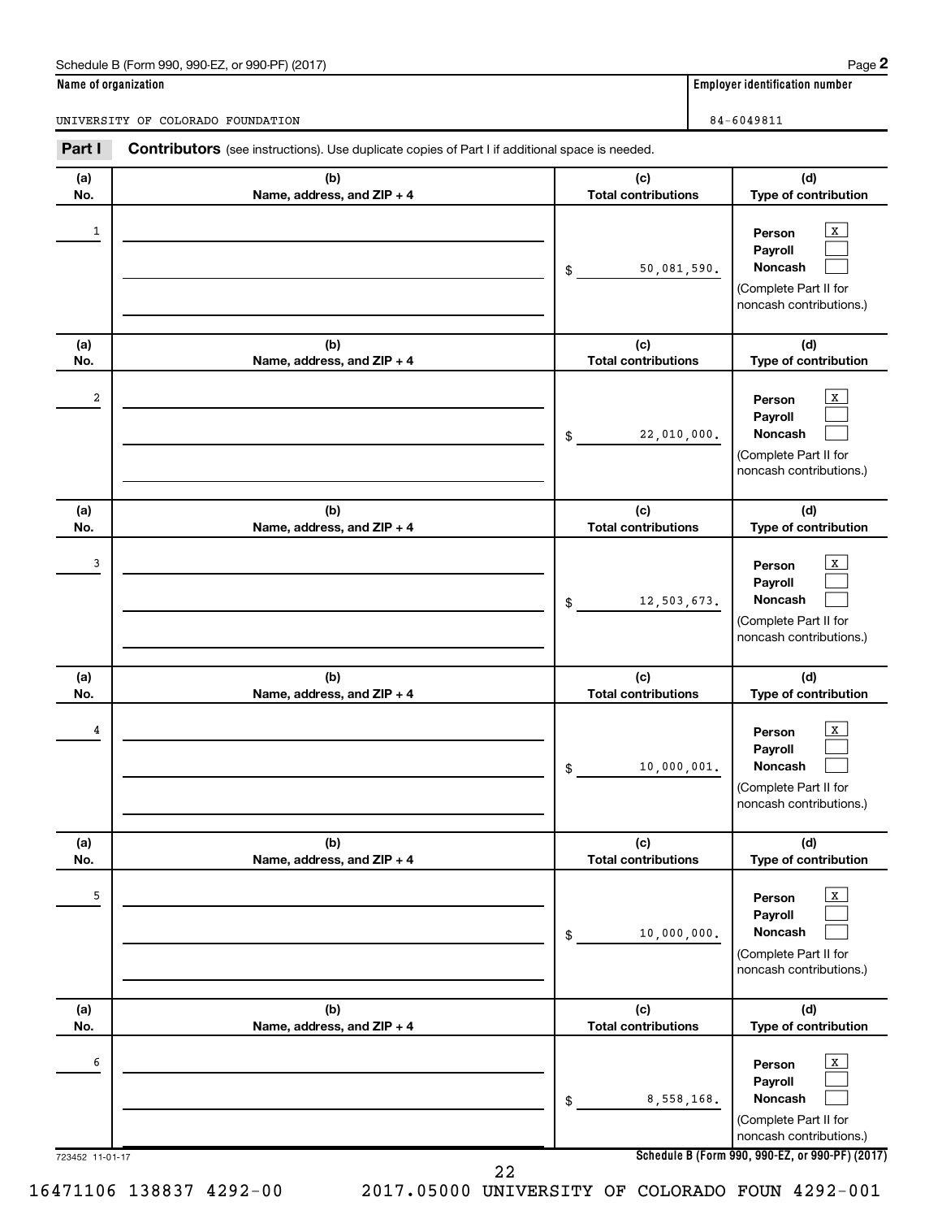Schedule B (Form 990, 990-EZ, or 990-PF) (2017) Page **2**

| Name of organization | Employer identification number |
|---|---|
| UNIVERSITY OF COLORADO FOUNDATION | 84-6049811 |

**Part I** **Contributors** (see instructions). Use duplicate copies of Part I if additional space is needed.

| (a) No. | (b) Name, address, and ZIP + 4 | (c) Total contributions | (d) Type of contribution |
|---|---|---|---|
| 1 | | $ 50,081,590. | Person [X] Payroll [ ] Noncash [ ] (Complete Part II for noncash contributions.) |
| 2 | | $ 22,010,000. | Person [X] Payroll [ ] Noncash [ ] (Complete Part II for noncash contributions.) |
| 3 | | $ 12,503,673. | Person [X] Payroll [ ] Noncash [ ] (Complete Part II for noncash contributions.) |
| 4 | | $ 10,000,001. | Person [X] Payroll [ ] Noncash [ ] (Complete Part II for noncash contributions.) |
| 5 | | $ 10,000,000. | Person [X] Payroll [ ] Noncash [ ] (Complete Part II for noncash contributions.) |
| 6 | | $ 8,558,168. | Person [X] Payroll [ ] Noncash [ ] (Complete Part II for noncash contributions.) |

723452 11-01-17 **Schedule B (Form 990, 990-EZ, or 990-PF) (2017)**

16471106 138837 4292-00 2017.05000 UNIVERSITY OF COLORADO FOUN 4292-001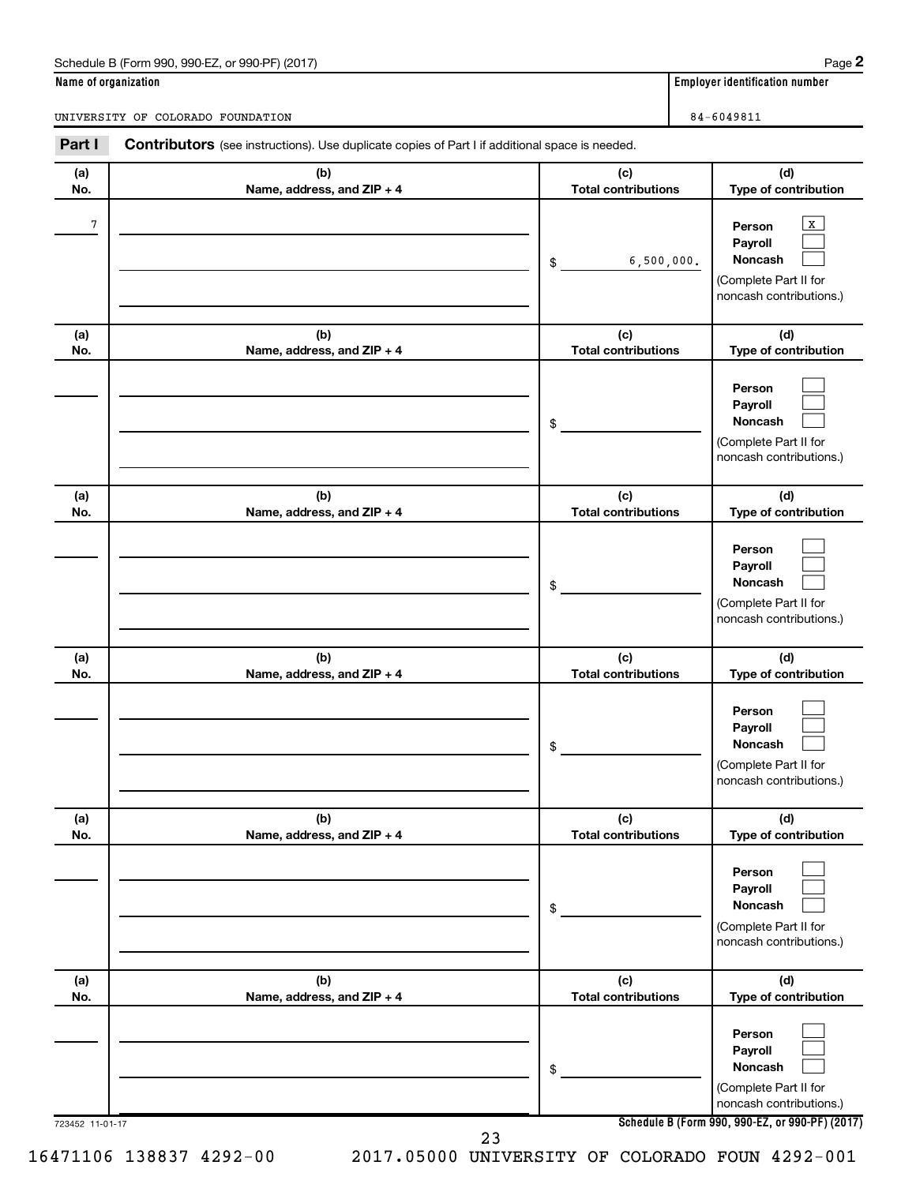Schedule B (Form 990, 990-EZ, or 990-PF) (2017)

**Name of organization**

UNIVERSITY OF COLORADO FOUNDATION

**Employer identification number**

84-6049811

**Part I** **Contributors** (see instructions). Use duplicate copies of Part I if additional space is needed.

| (a) No. | (b) Name, address, and ZIP + 4 | (c) Total contributions | (d) Type of contribution |
|---|---|---|---|
| 7 | | $ 6,500,000. | Person [X] Payroll [ ] Noncash [ ] (Complete Part II for noncash contributions.) |
| | | $ | Person [ ] Payroll [ ] Noncash [ ] (Complete Part II for noncash contributions.) |
| | | $ | Person [ ] Payroll [ ] Noncash [ ] (Complete Part II for noncash contributions.) |
| | | $ | Person [ ] Payroll [ ] Noncash [ ] (Complete Part II for noncash contributions.) |
| | | $ | Person [ ] Payroll [ ] Noncash [ ] (Complete Part II for noncash contributions.) |
| | | $ | Person [ ] Payroll [ ] Noncash [ ] (Complete Part II for noncash contributions.) |

723452 11-01-17

**Schedule B (Form 990, 990-EZ, or 990-PF) (2017)**

16471106 138837 4292-00 2017.05000 UNIVERSITY OF COLORADO FOUN 4292-001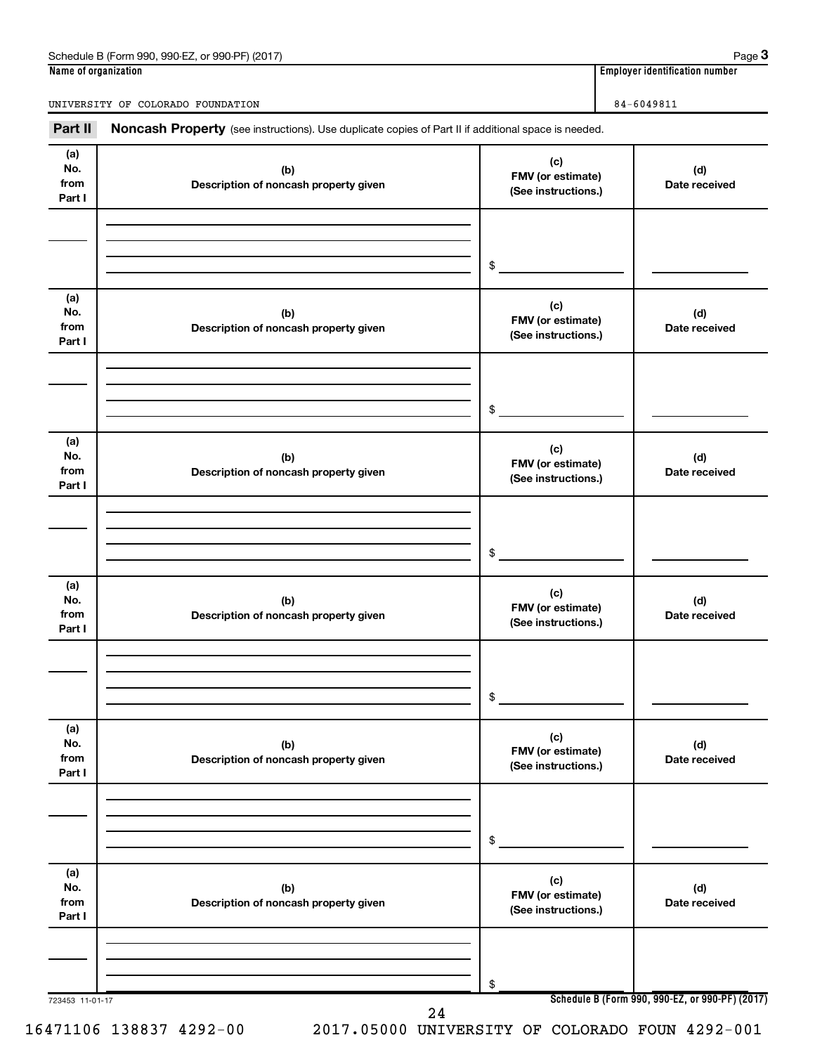Schedule B (Form 990, 990-EZ, or 990-PF) (2017) Page **3**

**Name of organization**

UNIVERSITY OF COLORADO FOUNDATION

**Employer identification number**

84-6049811

**Part II** **Noncash Property** (see instructions). Use duplicate copies of Part II if additional space is needed.

| (a) No. from Part I | (b) Description of noncash property given | (c) FMV (or estimate) (See instructions.) | (d) Date received |
|---|---|---|---|
| | | $ | |

| (a) No. from Part I | (b) Description of noncash property given | (c) FMV (or estimate) (See instructions.) | (d) Date received |
|---|---|---|---|
| | | $ | |

| (a) No. from Part I | (b) Description of noncash property given | (c) FMV (or estimate) (See instructions.) | (d) Date received |
|---|---|---|---|
| | | $ | |

| (a) No. from Part I | (b) Description of noncash property given | (c) FMV (or estimate) (See instructions.) | (d) Date received |
|---|---|---|---|
| | | $ | |

| (a) No. from Part I | (b) Description of noncash property given | (c) FMV (or estimate) (See instructions.) | (d) Date received |
|---|---|---|---|
| | | $ | |

| (a) No. from Part I | (b) Description of noncash property given | (c) FMV (or estimate) (See instructions.) | (d) Date received |
|---|---|---|---|
| | | $ | |

723453 11-01-17

**Schedule B (Form 990, 990-EZ, or 990-PF) (2017)**

16471106 138837 4292-00 2017.05000 UNIVERSITY OF COLORADO FOUN 4292-001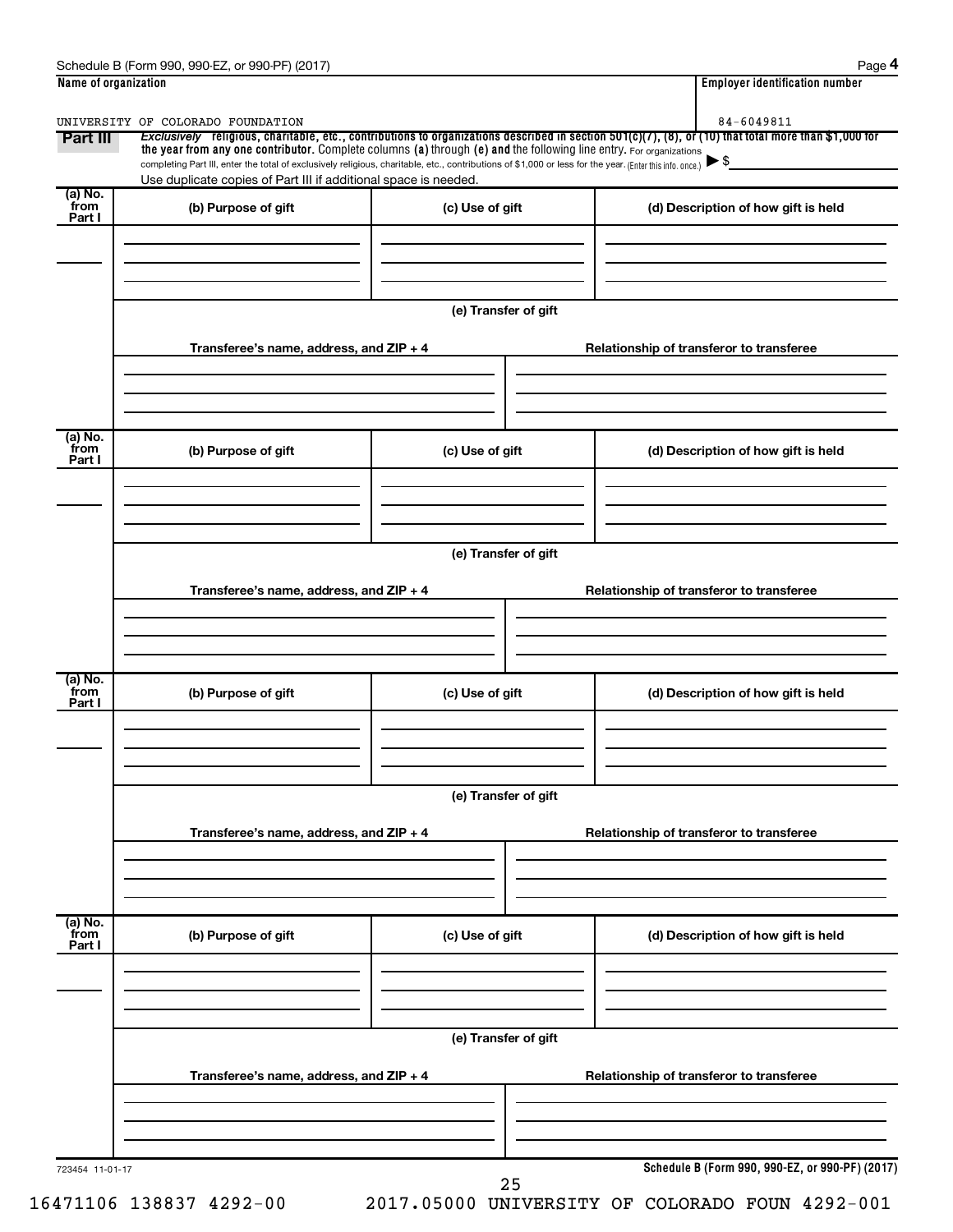Schedule B (Form 990, 990-EZ, or 990-PF) (2017) Page **4**

| Name of organization | Employer identification number |
|---|---|
| UNIVERSITY OF COLORADO FOUNDATION | 84-6049811 |

**Part III** *Exclusively* **religious, charitable, etc., contributions to organizations described in section 501(c)(7), (8), or (10) that total more than $1,000 for the year from any one contributor.** Complete columns **(a)** through **(e) and** the following line entry. For organizations completing Part III, enter the total of exclusively religious, charitable, etc., contributions of $1,000 or less for the year. (Enter this info. once.) ▶ $

Use duplicate copies of Part III if additional space is needed.

| (a) No. from Part I | (b) Purpose of gift | (c) Use of gift | (d) Description of how gift is held |
|---|---|---|---|
| | | | |

**(e) Transfer of gift**

| Transferee's name, address, and ZIP + 4 | Relationship of transferor to transferee |
|---|---|
| | |

| (a) No. from Part I | (b) Purpose of gift | (c) Use of gift | (d) Description of how gift is held |
|---|---|---|---|
| | | | |

**(e) Transfer of gift**

| Transferee's name, address, and ZIP + 4 | Relationship of transferor to transferee |
|---|---|
| | |

| (a) No. from Part I | (b) Purpose of gift | (c) Use of gift | (d) Description of how gift is held |
|---|---|---|---|
| | | | |

**(e) Transfer of gift**

| Transferee's name, address, and ZIP + 4 | Relationship of transferor to transferee |
|---|---|
| | |

| (a) No. from Part I | (b) Purpose of gift | (c) Use of gift | (d) Description of how gift is held |
|---|---|---|---|
| | | | |

**(e) Transfer of gift**

| Transferee's name, address, and ZIP + 4 | Relationship of transferor to transferee |
|---|---|
| | |

723454 11-01-17 **Schedule B (Form 990, 990-EZ, or 990-PF) (2017)**

16471106 138837 4292-00 2017.05000 UNIVERSITY OF COLORADO FOUN 4292-001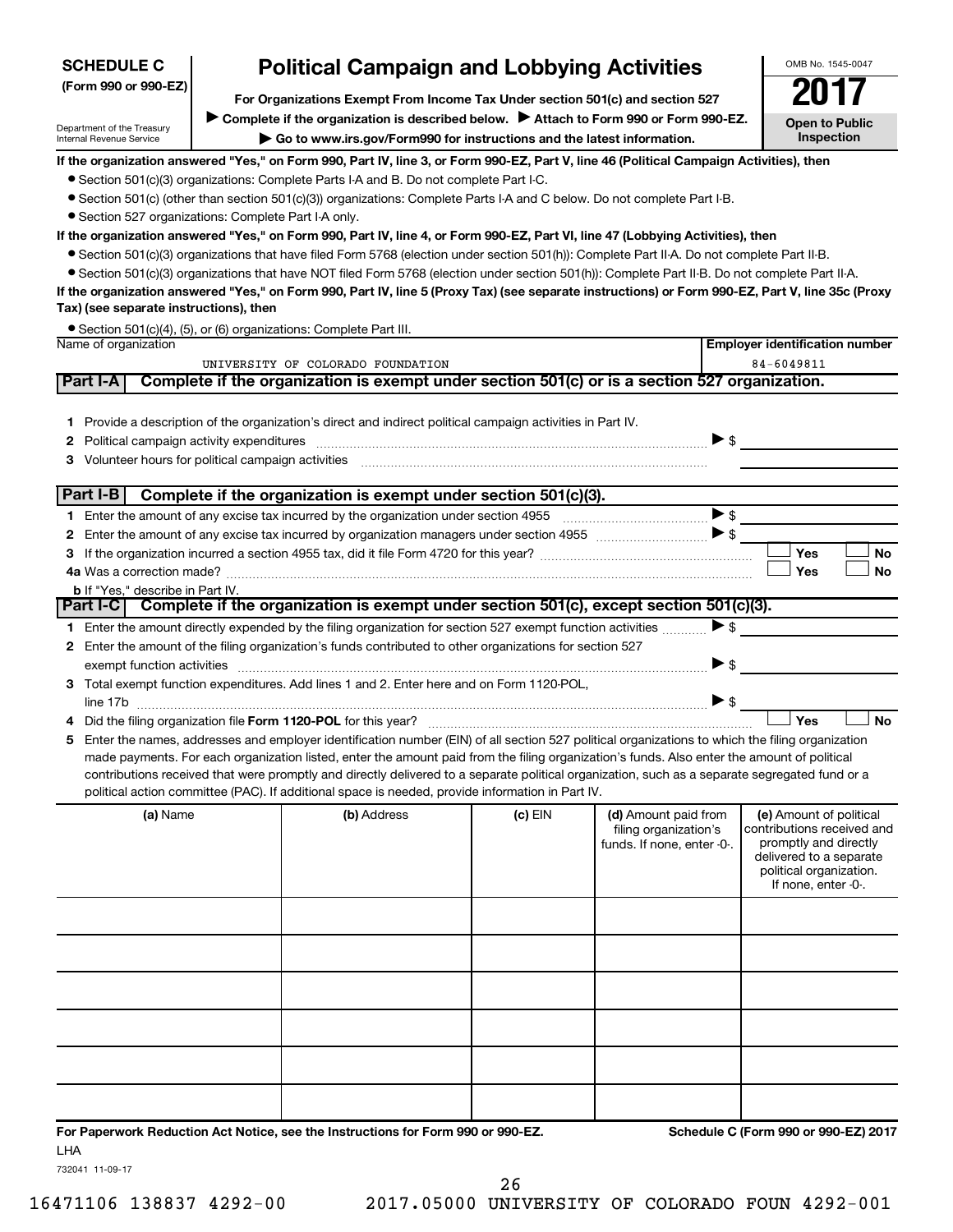**SCHEDULE C**
**(Form 990 or 990-EZ)**

Department of the Treasury
Internal Revenue Service

# Political Campaign and Lobbying Activities

**For Organizations Exempt From Income Tax Under section 501(c) and section 527**

▶ **Complete if the organization is described below.** ▶ **Attach to Form 990 or Form 990-EZ.**

▶ **Go to www.irs.gov/Form990 for instructions and the latest information.**

OMB No. 1545-0047

**2017**

**Open to Public Inspection**

**If the organization answered "Yes," on Form 990, Part IV, line 3, or Form 990-EZ, Part V, line 46 (Political Campaign Activities), then**

- Section 501(c)(3) organizations: Complete Parts I-A and B. Do not complete Part I-C.
- Section 501(c) (other than section 501(c)(3)) organizations: Complete Parts I-A and C below. Do not complete Part I-B.
- Section 527 organizations: Complete Part I-A only.

**If the organization answered "Yes," on Form 990, Part IV, line 4, or Form 990-EZ, Part VI, line 47 (Lobbying Activities), then**

- Section 501(c)(3) organizations that have filed Form 5768 (election under section 501(h)): Complete Part II-A. Do not complete Part II-B.
- Section 501(c)(3) organizations that have NOT filed Form 5768 (election under section 501(h)): Complete Part II-B. Do not complete Part II-A.

**If the organization answered "Yes," on Form 990, Part IV, line 5 (Proxy Tax) (see separate instructions) or Form 990-EZ, Part V, line 35c (Proxy Tax) (see separate instructions), then**

- Section 501(c)(4), (5), or (6) organizations: Complete Part III.

| Name of organization | Employer identification number |
|---|---|
| UNIVERSITY OF COLORADO FOUNDATION | 84-6049811 |

## Part I-A Complete if the organization is exempt under section 501(c) or is a section 527 organization.

1. Provide a description of the organization's direct and indirect political campaign activities in Part IV.
2. Political campaign activity expenditures ▶ $
3. Volunteer hours for political campaign activities

## Part I-B Complete if the organization is exempt under section 501(c)(3).

1. Enter the amount of any excise tax incurred by the organization under section 4955 ▶ $
2. Enter the amount of any excise tax incurred by organization managers under section 4955 ▶ $
3. If the organization incurred a section 4955 tax, did it file Form 4720 for this year? ☐ Yes ☐ No
4a. Was a correction made? ☐ Yes ☐ No
 b. If "Yes," describe in Part IV.

## Part I-C Complete if the organization is exempt under section 501(c), except section 501(c)(3).

1. Enter the amount directly expended by the filing organization for section 527 exempt function activities ▶ $
2. Enter the amount of the filing organization's funds contributed to other organizations for section 527 exempt function activities ▶ $
3. Total exempt function expenditures. Add lines 1 and 2. Enter here and on Form 1120-POL, line 17b ▶ $
4. Did the filing organization file **Form 1120-POL** for this year? ☐ Yes ☐ No
5. Enter the names, addresses and employer identification number (EIN) of all section 527 political organizations to which the filing organization made payments. For each organization listed, enter the amount paid from the filing organization's funds. Also enter the amount of political contributions received that were promptly and directly delivered to a separate political organization, such as a separate segregated fund or a political action committee (PAC). If additional space is needed, provide information in Part IV.

| (a) Name | (b) Address | (c) EIN | (d) Amount paid from filing organization's funds. If none, enter -0-. | (e) Amount of political contributions received and promptly and directly delivered to a separate political organization. If none, enter -0-. |
|---|---|---|---|---|
| | | | | |
| | | | | |
| | | | | |
| | | | | |
| | | | | |
| | | | | |

**For Paperwork Reduction Act Notice, see the Instructions for Form 990 or 990-EZ.** **Schedule C (Form 990 or 990-EZ) 2017**

LHA

732041 11-09-17

16471106 138837 4292-00 2017.05000 UNIVERSITY OF COLORADO FOUN 4292-001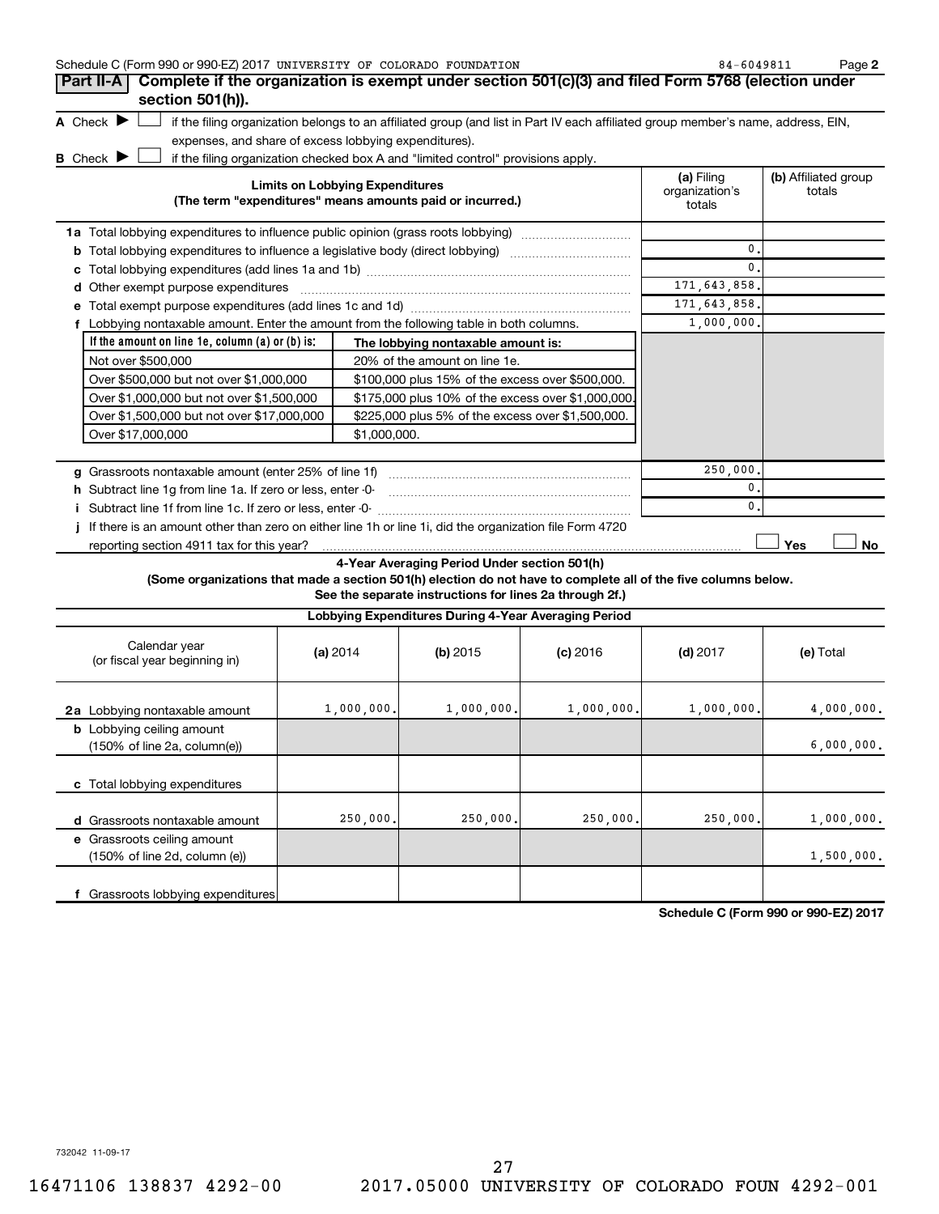Schedule C (Form 990 or 990-EZ) 2017 UNIVERSITY OF COLORADO FOUNDATION 84-6049811 Page 2

**Part II-A** **Complete if the organization is exempt under section 501(c)(3) and filed Form 5768 (election under section 501(h)).**

**A** Check ▶ ☐ if the filing organization belongs to an affiliated group (and list in Part IV each affiliated group member's name, address, EIN, expenses, and share of excess lobbying expenditures).

**B** Check ▶ ☐ if the filing organization checked box A and "limited control" provisions apply.

| Limits on Lobbying Expenditures (The term "expenditures" means amounts paid or incurred.) | (a) Filing organization's totals | (b) Affiliated group totals |
|---|---|---|
| **1a** Total lobbying expenditures to influence public opinion (grass roots lobbying) | | |
| **b** Total lobbying expenditures to influence a legislative body (direct lobbying) | 0. | |
| **c** Total lobbying expenditures (add lines 1a and 1b) | 0. | |
| **d** Other exempt purpose expenditures | 171,643,858. | |
| **e** Total exempt purpose expenditures (add lines 1c and 1d) | 171,643,858. | |
| **f** Lobbying nontaxable amount. Enter the amount from the following table in both columns. | 1,000,000. | |

| If the amount on line 1e, column (a) or (b) is: | The lobbying nontaxable amount is: |
|---|---|
| Not over $500,000 | 20% of the amount on line 1e. |
| Over $500,000 but not over $1,000,000 | $100,000 plus 15% of the excess over $500,000. |
| Over $1,000,000 but not over $1,500,000 | $175,000 plus 10% of the excess over $1,000,000. |
| Over $1,500,000 but not over $17,000,000 | $225,000 plus 5% of the excess over $1,500,000. |
| Over $17,000,000 | $1,000,000. |

| | (a) Filing organization's totals | (b) Affiliated group totals |
|---|---|---|
| **g** Grassroots nontaxable amount (enter 25% of line 1f) | 250,000. | |
| **h** Subtract line 1g from line 1a. If zero or less, enter -0- | 0. | |
| **i** Subtract line 1f from line 1c. If zero or less, enter -0- | 0. | |
| **j** If there is an amount other than zero on either line 1h or line 1i, did the organization file Form 4720 reporting section 4911 tax for this year? | ☐ Yes | ☐ No |

**4-Year Averaging Period Under section 501(h)**

**(Some organizations that made a section 501(h) election do not have to complete all of the five columns below. See the separate instructions for lines 2a through 2f.)**

**Lobbying Expenditures During 4-Year Averaging Period**

| Calendar year (or fiscal year beginning in) | (a) 2014 | (b) 2015 | (c) 2016 | (d) 2017 | (e) Total |
|---|---|---|---|---|---|
| **2a** Lobbying nontaxable amount | 1,000,000. | 1,000,000. | 1,000,000. | 1,000,000. | 4,000,000. |
| **b** Lobbying ceiling amount (150% of line 2a, column(e)) | | | | | 6,000,000. |
| **c** Total lobbying expenditures | | | | | |
| **d** Grassroots nontaxable amount | 250,000. | 250,000. | 250,000. | 250,000. | 1,000,000. |
| **e** Grassroots ceiling amount (150% of line 2d, column (e)) | | | | | 1,500,000. |
| **f** Grassroots lobbying expenditures | | | | | |

**Schedule C (Form 990 or 990-EZ) 2017**

732042 11-09-17

16471106 138837 4292-00 2017.05000 UNIVERSITY OF COLORADO FOUN 4292-001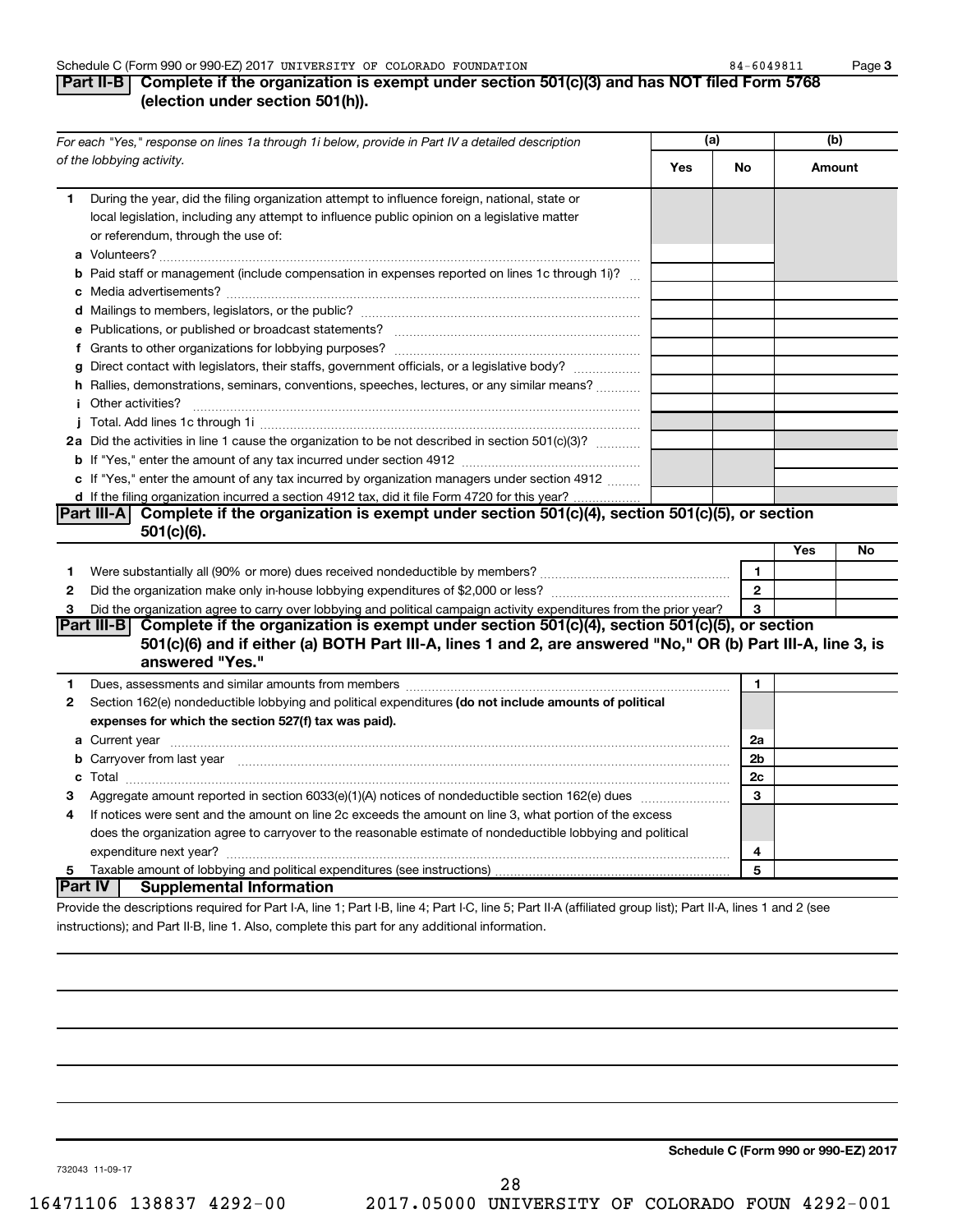Schedule C (Form 990 or 990-EZ) 2017 UNIVERSITY OF COLORADO FOUNDATION 84-6049811 Page 3

## Part II-B Complete if the organization is exempt under section 501(c)(3) and has NOT filed Form 5768 (election under section 501(h)).

| *For each "Yes," response on lines 1a through 1i below, provide in Part IV a detailed description of the lobbying activity.* | (a) Yes | (a) No | (b) Amount |
|---|---|---|---|
| **1** During the year, did the filing organization attempt to influence foreign, national, state or local legislation, including any attempt to influence public opinion on a legislative matter or referendum, through the use of: | | | |
| **a** Volunteers? | | | |
| **b** Paid staff or management (include compensation in expenses reported on lines 1c through 1i)? | | | |
| **c** Media advertisements? | | | |
| **d** Mailings to members, legislators, or the public? | | | |
| **e** Publications, or published or broadcast statements? | | | |
| **f** Grants to other organizations for lobbying purposes? | | | |
| **g** Direct contact with legislators, their staffs, government officials, or a legislative body? | | | |
| **h** Rallies, demonstrations, seminars, conventions, speeches, lectures, or any similar means? | | | |
| **i** Other activities? | | | |
| **j** Total. Add lines 1c through 1i | | | |
| **2a** Did the activities in line 1 cause the organization to be not described in section 501(c)(3)? | | | |
| **b** If "Yes," enter the amount of any tax incurred under section 4912 | | | |
| **c** If "Yes," enter the amount of any tax incurred by organization managers under section 4912 | | | |
| **d** If the filing organization incurred a section 4912 tax, did it file Form 4720 for this year? | | | |

## Part III-A Complete if the organization is exempt under section 501(c)(4), section 501(c)(5), or section 501(c)(6).

| | | | Yes | No |
|---|---|---|---|---|
| **1** | Were substantially all (90% or more) dues received nondeductible by members? | 1 | | |
| **2** | Did the organization make only in-house lobbying expenditures of $2,000 or less? | 2 | | |
| **3** | Did the organization agree to carry over lobbying and political campaign activity expenditures from the prior year? | 3 | | |

## Part III-B Complete if the organization is exempt under section 501(c)(4), section 501(c)(5), or section 501(c)(6) and if either (a) BOTH Part III-A, lines 1 and 2, are answered "No," OR (b) Part III-A, line 3, is answered "Yes."

| | | | |
|---|---|---|---|
| **1** | Dues, assessments and similar amounts from members | 1 | |
| **2** | Section 162(e) nondeductible lobbying and political expenditures **(do not include amounts of political expenses for which the section 527(f) tax was paid).** | | |
| **a** | Current year | 2a | |
| **b** | Carryover from last year | 2b | |
| **c** | Total | 2c | |
| **3** | Aggregate amount reported in section 6033(e)(1)(A) notices of nondeductible section 162(e) dues | 3 | |
| **4** | If notices were sent and the amount on line 2c exceeds the amount on line 3, what portion of the excess does the organization agree to carryover to the reasonable estimate of nondeductible lobbying and political expenditure next year? | 4 | |
| **5** | Taxable amount of lobbying and political expenditures (see instructions) | 5 | |

## Part IV Supplemental Information

Provide the descriptions required for Part I-A, line 1; Part I-B, line 4; Part I-C, line 5; Part II-A (affiliated group list); Part II-A, lines 1 and 2 (see instructions); and Part II-B, line 1. Also, complete this part for any additional information.

**Schedule C (Form 990 or 990-EZ) 2017**

732043 11-09-17

16471106 138837 4292-00 2017.05000 UNIVERSITY OF COLORADO FOUN 4292-001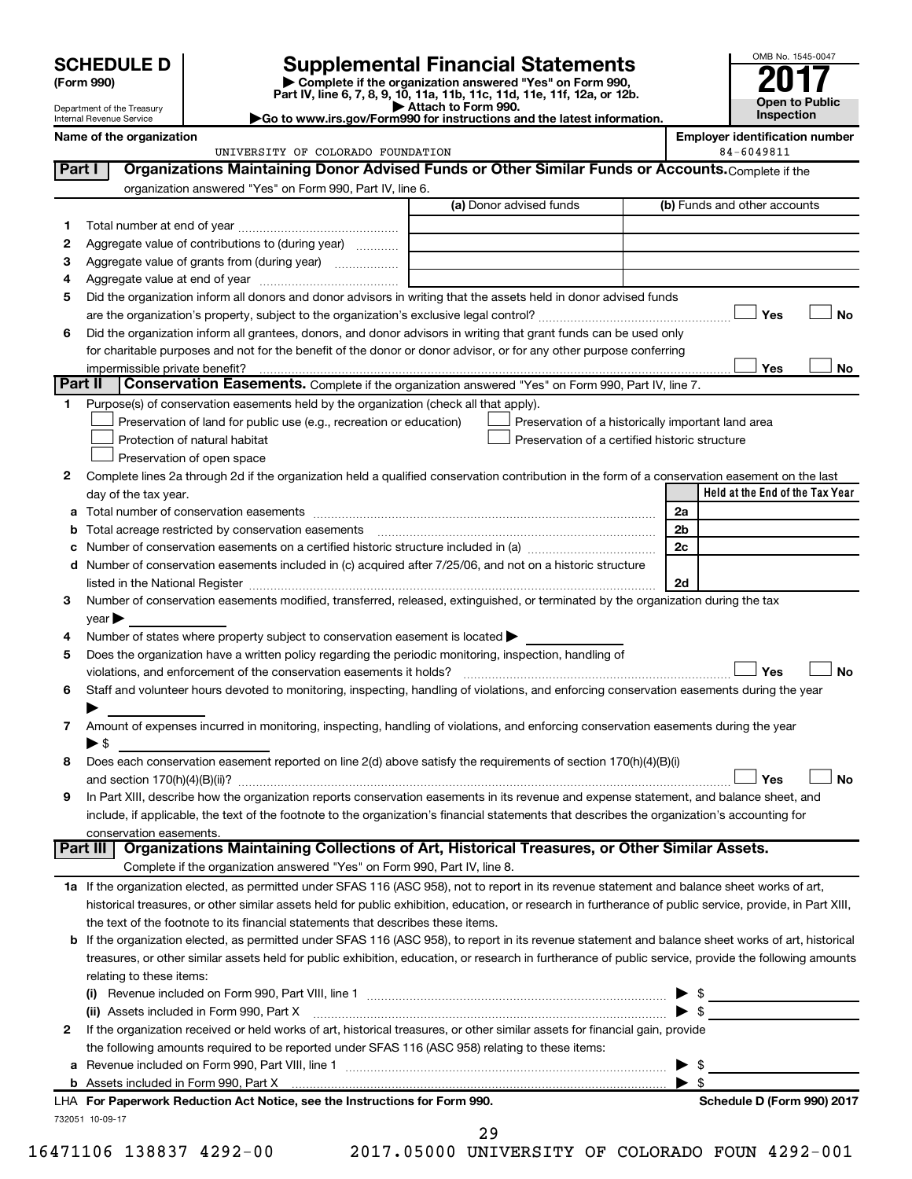# SCHEDULE D (Form 990)

Department of the Treasury
Internal Revenue Service

# Supplemental Financial Statements

▶ Complete if the organization answered "Yes" on Form 990, Part IV, line 6, 7, 8, 9, 10, 11a, 11b, 11c, 11d, 11e, 11f, 12a, or 12b.
▶ Attach to Form 990.
▶Go to www.irs.gov/Form990 for instructions and the latest information.

OMB No. 1545-0047

**2017**

**Open to Public Inspection**

**Name of the organization:** UNIVERSITY OF COLORADO FOUNDATION

**Employer identification number:** 84-6049811

## Part I Organizations Maintaining Donor Advised Funds or Other Similar Funds or Accounts.

Complete if the organization answered "Yes" on Form 990, Part IV, line 6.

| | | (a) Donor advised funds | (b) Funds and other accounts |
|---|---|---|---|
| 1 | Total number at end of year | | |
| 2 | Aggregate value of contributions to (during year) | | |
| 3 | Aggregate value of grants from (during year) | | |
| 4 | Aggregate value at end of year | | |

5 Did the organization inform all donors and donor advisors in writing that the assets held in donor advised funds are the organization's property, subject to the organization's exclusive legal control? ☐ Yes ☐ No

6 Did the organization inform all grantees, donors, and donor advisors in writing that grant funds can be used only for charitable purposes and not for the benefit of the donor or donor advisor, or for any other purpose conferring impermissible private benefit? ☐ Yes ☐ No

## Part II Conservation Easements.

Complete if the organization answered "Yes" on Form 990, Part IV, line 7.

1 Purpose(s) of conservation easements held by the organization (check all that apply).

- ☐ Preservation of land for public use (e.g., recreation or education)
- ☐ Protection of natural habitat
- ☐ Preservation of open space
- ☐ Preservation of a historically important land area
- ☐ Preservation of a certified historic structure

2 Complete lines 2a through 2d if the organization held a qualified conservation contribution in the form of a conservation easement on the last day of the tax year.

| | | | Held at the End of the Tax Year |
|---|---|---|---|
| a | Total number of conservation easements | 2a | |
| b | Total acreage restricted by conservation easements | 2b | |
| c | Number of conservation easements on a certified historic structure included in (a) | 2c | |
| d | Number of conservation easements included in (c) acquired after 7/25/06, and not on a historic structure listed in the National Register | 2d | |

3 Number of conservation easements modified, transferred, released, extinguished, or terminated by the organization during the tax year ▶

4 Number of states where property subject to conservation easement is located ▶

5 Does the organization have a written policy regarding the periodic monitoring, inspection, handling of violations, and enforcement of the conservation easements it holds? ☐ Yes ☐ No

6 Staff and volunteer hours devoted to monitoring, inspecting, handling of violations, and enforcing conservation easements during the year ▶

7 Amount of expenses incurred in monitoring, inspecting, handling of violations, and enforcing conservation easements during the year ▶ $

8 Does each conservation easement reported on line 2(d) above satisfy the requirements of section 170(h)(4)(B)(i) and section 170(h)(4)(B)(ii)? ☐ Yes ☐ No

9 In Part XIII, describe how the organization reports conservation easements in its revenue and expense statement, and balance sheet, and include, if applicable, the text of the footnote to the organization's financial statements that describes the organization's accounting for conservation easements.

## Part III Organizations Maintaining Collections of Art, Historical Treasures, or Other Similar Assets.

Complete if the organization answered "Yes" on Form 990, Part IV, line 8.

1a If the organization elected, as permitted under SFAS 116 (ASC 958), not to report in its revenue statement and balance sheet works of art, historical treasures, or other similar assets held for public exhibition, education, or research in furtherance of public service, provide, in Part XIII, the text of the footnote to its financial statements that describes these items.

b If the organization elected, as permitted under SFAS 116 (ASC 958), to report in its revenue statement and balance sheet works of art, historical treasures, or other similar assets held for public exhibition, education, or research in furtherance of public service, provide the following amounts relating to these items:

(i) Revenue included on Form 990, Part VIII, line 1 ▶ $

(ii) Assets included in Form 990, Part X ▶ $

2 If the organization received or held works of art, historical treasures, or other similar assets for financial gain, provide the following amounts required to be reported under SFAS 116 (ASC 958) relating to these items:

a Revenue included on Form 990, Part VIII, line 1 ▶ $

b Assets included in Form 990, Part X ▶ $

LHA For Paperwork Reduction Act Notice, see the Instructions for Form 990. Schedule D (Form 990) 2017

732051 10-09-17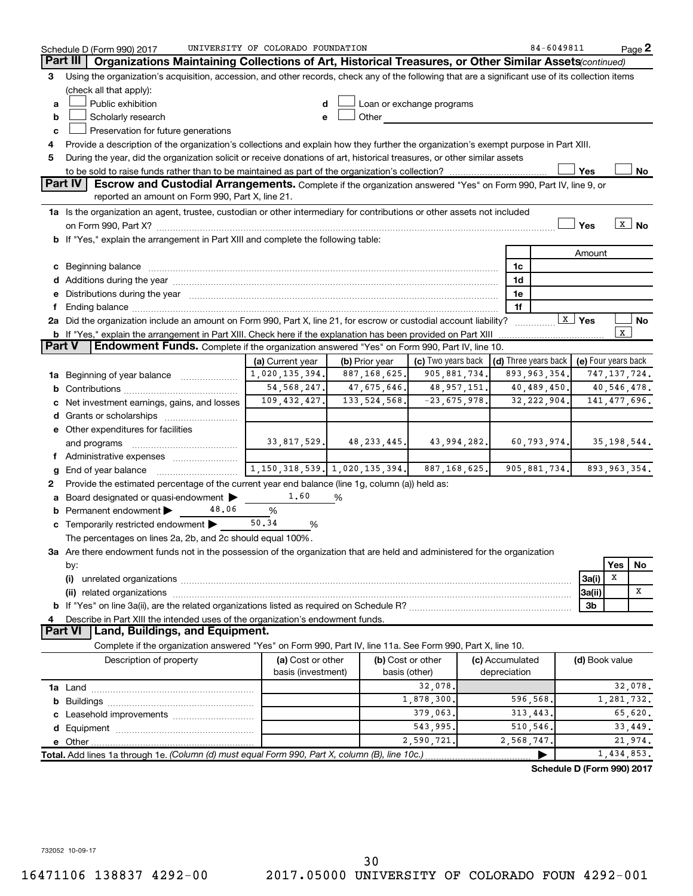Schedule D (Form 990) 2017 UNIVERSITY OF COLORADO FOUNDATION 84-6049811 Page 2

**Part III Organizations Maintaining Collections of Art, Historical Treasures, or Other Similar Assets** *(continued)*

3 Using the organization's acquisition, accession, and other records, check any of the following that are a significant use of its collection items (check all that apply):

- a ☐ Public exhibition
- b ☐ Scholarly research
- c ☐ Preservation for future generations
- d ☐ Loan or exchange programs
- e ☐ Other

4 Provide a description of the organization's collections and explain how they further the organization's exempt purpose in Part XIII.

5 During the year, did the organization solicit or receive donations of art, historical treasures, or other similar assets to be sold to raise funds rather than to be maintained as part of the organization's collection? ☐ Yes ☐ No

**Part IV Escrow and Custodial Arrangements.** Complete if the organization answered "Yes" on Form 990, Part IV, line 9, or reported an amount on Form 990, Part X, line 21.

1a Is the organization an agent, trustee, custodian or other intermediary for contributions or other assets not included on Form 990, Part X? ☐ Yes ☒ No

b If "Yes," explain the arrangement in Part XIII and complete the following table:

| | | Amount |
|---|---|---|
| c Beginning balance | 1c | |
| d Additions during the year | 1d | |
| e Distributions during the year | 1e | |
| f Ending balance | 1f | |

2a Did the organization include an amount on Form 990, Part X, line 21, for escrow or custodial account liability? ☒ Yes ☐ No

b If "Yes," explain the arrangement in Part XIII. Check here if the explanation has been provided on Part XIII ☒

**Part V Endowment Funds.** Complete if the organization answered "Yes" on Form 990, Part IV, line 10.

| | (a) Current year | (b) Prior year | (c) Two years back | (d) Three years back | (e) Four years back |
|---|---|---|---|---|---|
| 1a Beginning of year balance | 1,020,135,394. | 887,168,625. | 905,881,734. | 893,963,354. | 747,137,724. |
| b Contributions | 54,568,247. | 47,675,646. | 48,957,151. | 40,489,450. | 40,546,478. |
| c Net investment earnings, gains, and losses | 109,432,427. | 133,524,568. | -23,675,978. | 32,222,904. | 141,477,696. |
| d Grants or scholarships | | | | | |
| e Other expenditures for facilities and programs | 33,817,529. | 48,233,445. | 43,994,282. | 60,793,974. | 35,198,544. |
| f Administrative expenses | | | | | |
| g End of year balance | 1,150,318,539. | 1,020,135,394. | 887,168,625. | 905,881,734. | 893,963,354. |

2 Provide the estimated percentage of the current year end balance (line 1g, column (a)) held as:

- a Board designated or quasi-endowment ▶ 1.60 %
- b Permanent endowment ▶ 48.06 %
- c Temporarily restricted endowment ▶ 50.34 %

The percentages on lines 2a, 2b, and 2c should equal 100%.

3a Are there endowment funds not in the possession of the organization that are held and administered for the organization by:

| | | Yes | No |
|---|---|---|---|
| (i) unrelated organizations | 3a(i) | X | |
| (ii) related organizations | 3a(ii) | | X |
| b If "Yes" on line 3a(ii), are the related organizations listed as required on Schedule R? | 3b | | |

4 Describe in Part XIII the intended uses of the organization's endowment funds.

**Part VI Land, Buildings, and Equipment.**

Complete if the organization answered "Yes" on Form 990, Part IV, line 11a. See Form 990, Part X, line 10.

| Description of property | (a) Cost or other basis (investment) | (b) Cost or other basis (other) | (c) Accumulated depreciation | (d) Book value |
|---|---|---|---|---|
| 1a Land | | 32,078. | | 32,078. |
| b Buildings | | 1,878,300. | 596,568. | 1,281,732. |
| c Leasehold improvements | | 379,063. | 313,443. | 65,620. |
| d Equipment | | 543,995. | 510,546. | 33,449. |
| e Other | | 2,590,721. | 2,568,747. | 21,974. |
| **Total.** Add lines 1a through 1e. *(Column (d) must equal Form 990, Part X, column (B), line 10c.)* | | | ▶ | 1,434,853. |

**Schedule D (Form 990) 2017**

732052 10-09-17

16471106 138837 4292-00 2017.05000 UNIVERSITY OF COLORADO FOUN 4292-001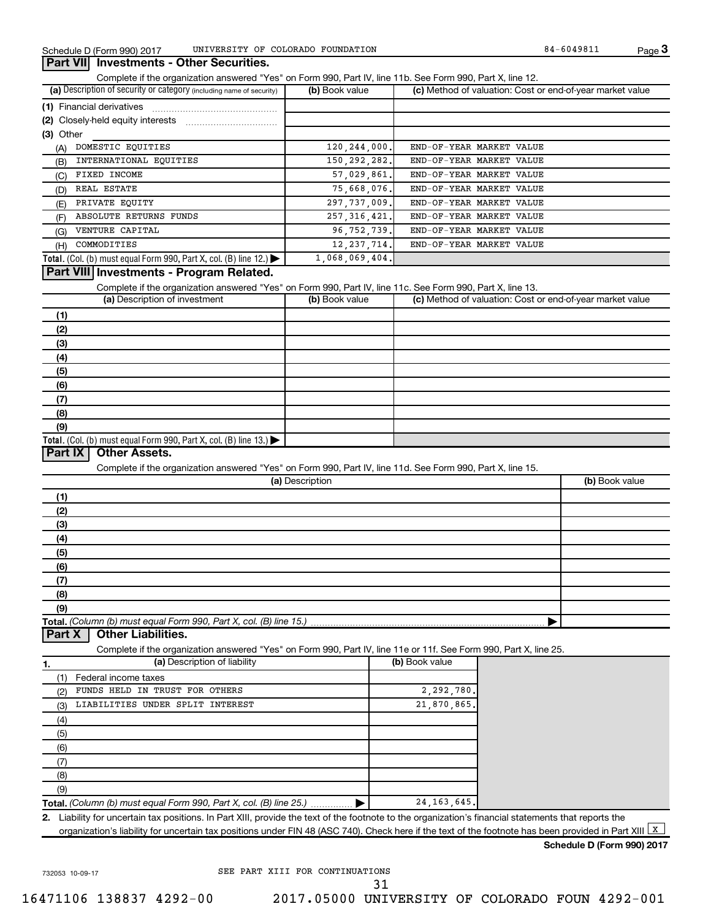Schedule D (Form 990) 2017 UNIVERSITY OF COLORADO FOUNDATION 84-6049811

## Part VII Investments - Other Securities.

Complete if the organization answered "Yes" on Form 990, Part IV, line 11b. See Form 990, Part X, line 12.

| (a) Description of security or category (including name of security) | (b) Book value | (c) Method of valuation: Cost or end-of-year market value |
|---|---|---|
| (1) Financial derivatives | | |
| (2) Closely-held equity interests | | |
| (3) Other | | |
| (A) DOMESTIC EQUITIES | 120,244,000. | END-OF-YEAR MARKET VALUE |
| (B) INTERNATIONAL EQUITIES | 150,292,282. | END-OF-YEAR MARKET VALUE |
| (C) FIXED INCOME | 57,029,861. | END-OF-YEAR MARKET VALUE |
| (D) REAL ESTATE | 75,668,076. | END-OF-YEAR MARKET VALUE |
| (E) PRIVATE EQUITY | 297,737,009. | END-OF-YEAR MARKET VALUE |
| (F) ABSOLUTE RETURNS FUNDS | 257,316,421. | END-OF-YEAR MARKET VALUE |
| (G) VENTURE CAPITAL | 96,752,739. | END-OF-YEAR MARKET VALUE |
| (H) COMMODITIES | 12,237,714. | END-OF-YEAR MARKET VALUE |
| **Total.** (Col. (b) must equal Form 990, Part X, col. (B) line 12.) ▶ | 1,068,069,404. | |

## Part VIII Investments - Program Related.

Complete if the organization answered "Yes" on Form 990, Part IV, line 11c. See Form 990, Part X, line 13.

| (a) Description of investment | (b) Book value | (c) Method of valuation: Cost or end-of-year market value |
|---|---|---|
| (1) | | |
| (2) | | |
| (3) | | |
| (4) | | |
| (5) | | |
| (6) | | |
| (7) | | |
| (8) | | |
| (9) | | |
| **Total.** (Col. (b) must equal Form 990, Part X, col. (B) line 13.) ▶ | | |

## Part IX Other Assets.

Complete if the organization answered "Yes" on Form 990, Part IV, line 11d. See Form 990, Part X, line 15.

| (a) Description | (b) Book value |
|---|---|
| (1) | |
| (2) | |
| (3) | |
| (4) | |
| (5) | |
| (6) | |
| (7) | |
| (8) | |
| (9) | |
| **Total.** *(Column (b) must equal Form 990, Part X, col. (B) line 15.)* ▶ | |

## Part X Other Liabilities.

Complete if the organization answered "Yes" on Form 990, Part IV, line 11e or 11f. See Form 990, Part X, line 25.

| 1. (a) Description of liability | (b) Book value |
|---|---|
| (1) Federal income taxes | |
| (2) FUNDS HELD IN TRUST FOR OTHERS | 2,292,780. |
| (3) LIABILITIES UNDER SPLIT INTEREST | 21,870,865. |
| (4) | |
| (5) | |
| (6) | |
| (7) | |
| (8) | |
| (9) | |
| **Total.** *(Column (b) must equal Form 990, Part X, col. (B) line 25.)* ▶ | 24,163,645. |

**2.** Liability for uncertain tax positions. In Part XIII, provide the text of the footnote to the organization's financial statements that reports the organization's liability for uncertain tax positions under FIN 48 (ASC 740). Check here if the text of the footnote has been provided in Part XIII [X]

**Schedule D (Form 990) 2017**

732053 10-09-17 SEE PART XIII FOR CONTINUATIONS

16471106 138837 4292-00 2017.05000 UNIVERSITY OF COLORADO FOUN 4292-001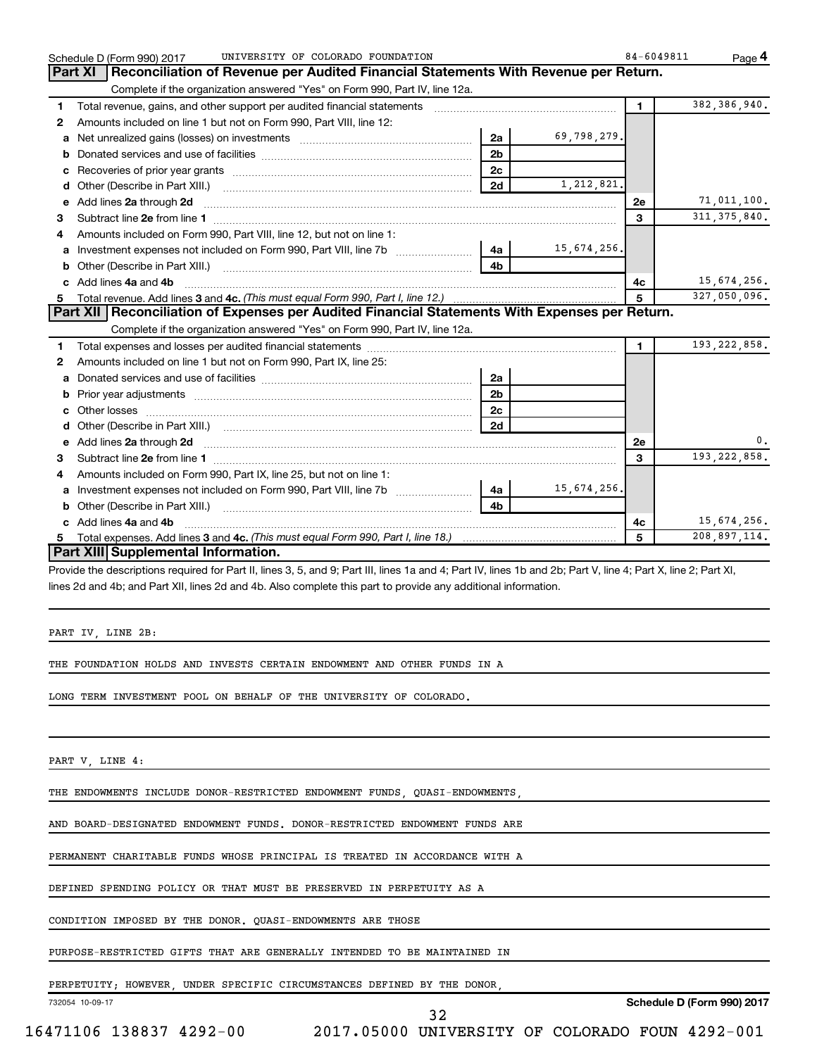Schedule D (Form 990) 2017 UNIVERSITY OF COLORADO FOUNDATION 84-6049811 Page 4

## Part XI Reconciliation of Revenue per Audited Financial Statements With Revenue per Return.

Complete if the organization answered "Yes" on Form 990, Part IV, line 12a.

| | | | | | |
|---|---|---|---|---|---|
| 1 | Total revenue, gains, and other support per audited financial statements | | | 1 | 382,386,940. |
| 2 | Amounts included on line 1 but not on Form 990, Part VIII, line 12: | | | | |
| a | Net unrealized gains (losses) on investments | 2a | 69,798,279. | | |
| b | Donated services and use of facilities | 2b | | | |
| c | Recoveries of prior year grants | 2c | | | |
| d | Other (Describe in Part XIII.) | 2d | 1,212,821. | | |
| e | Add lines 2a through 2d | | | 2e | 71,011,100. |
| 3 | Subtract line 2e from line 1 | | | 3 | 311,375,840. |
| 4 | Amounts included on Form 990, Part VIII, line 12, but not on line 1: | | | | |
| a | Investment expenses not included on Form 990, Part VIII, line 7b | 4a | 15,674,256. | | |
| b | Other (Describe in Part XIII.) | 4b | | | |
| c | Add lines 4a and 4b | | | 4c | 15,674,256. |
| 5 | Total revenue. Add lines 3 and 4c. *(This must equal Form 990, Part I, line 12.)* | | | 5 | 327,050,096. |

## Part XII Reconciliation of Expenses per Audited Financial Statements With Expenses per Return.

Complete if the organization answered "Yes" on Form 990, Part IV, line 12a.

| | | | | | |
|---|---|---|---|---|---|
| 1 | Total expenses and losses per audited financial statements | | | 1 | 193,222,858. |
| 2 | Amounts included on line 1 but not on Form 990, Part IX, line 25: | | | | |
| a | Donated services and use of facilities | 2a | | | |
| b | Prior year adjustments | 2b | | | |
| c | Other losses | 2c | | | |
| d | Other (Describe in Part XIII.) | 2d | | | |
| e | Add lines 2a through 2d | | | 2e | 0. |
| 3 | Subtract line 2e from line 1 | | | 3 | 193,222,858. |
| 4 | Amounts included on Form 990, Part IX, line 25, but not on line 1: | | | | |
| a | Investment expenses not included on Form 990, Part VIII, line 7b | 4a | 15,674,256. | | |
| b | Other (Describe in Part XIII.) | 4b | | | |
| c | Add lines 4a and 4b | | | 4c | 15,674,256. |
| 5 | Total expenses. Add lines 3 and 4c. *(This must equal Form 990, Part I, line 18.)* | | | 5 | 208,897,114. |

## Part XIII Supplemental Information.

Provide the descriptions required for Part II, lines 3, 5, and 9; Part III, lines 1a and 4; Part IV, lines 1b and 2b; Part V, line 4; Part X, line 2; Part XI, lines 2d and 4b; and Part XII, lines 2d and 4b. Also complete this part to provide any additional information.

PART IV, LINE 2B:

THE FOUNDATION HOLDS AND INVESTS CERTAIN ENDOWMENT AND OTHER FUNDS IN A LONG TERM INVESTMENT POOL ON BEHALF OF THE UNIVERSITY OF COLORADO.

PART V, LINE 4:

THE ENDOWMENTS INCLUDE DONOR-RESTRICTED ENDOWMENT FUNDS, QUASI-ENDOWMENTS, AND BOARD-DESIGNATED ENDOWMENT FUNDS. DONOR-RESTRICTED ENDOWMENT FUNDS ARE PERMANENT CHARITABLE FUNDS WHOSE PRINCIPAL IS TREATED IN ACCORDANCE WITH A DEFINED SPENDING POLICY OR THAT MUST BE PRESERVED IN PERPETUITY AS A CONDITION IMPOSED BY THE DONOR. QUASI-ENDOWMENTS ARE THOSE PURPOSE-RESTRICTED GIFTS THAT ARE GENERALLY INTENDED TO BE MAINTAINED IN PERPETUITY; HOWEVER, UNDER SPECIFIC CIRCUMSTANCES DEFINED BY THE DONOR,

732054 10-09-17 Schedule D (Form 990) 2017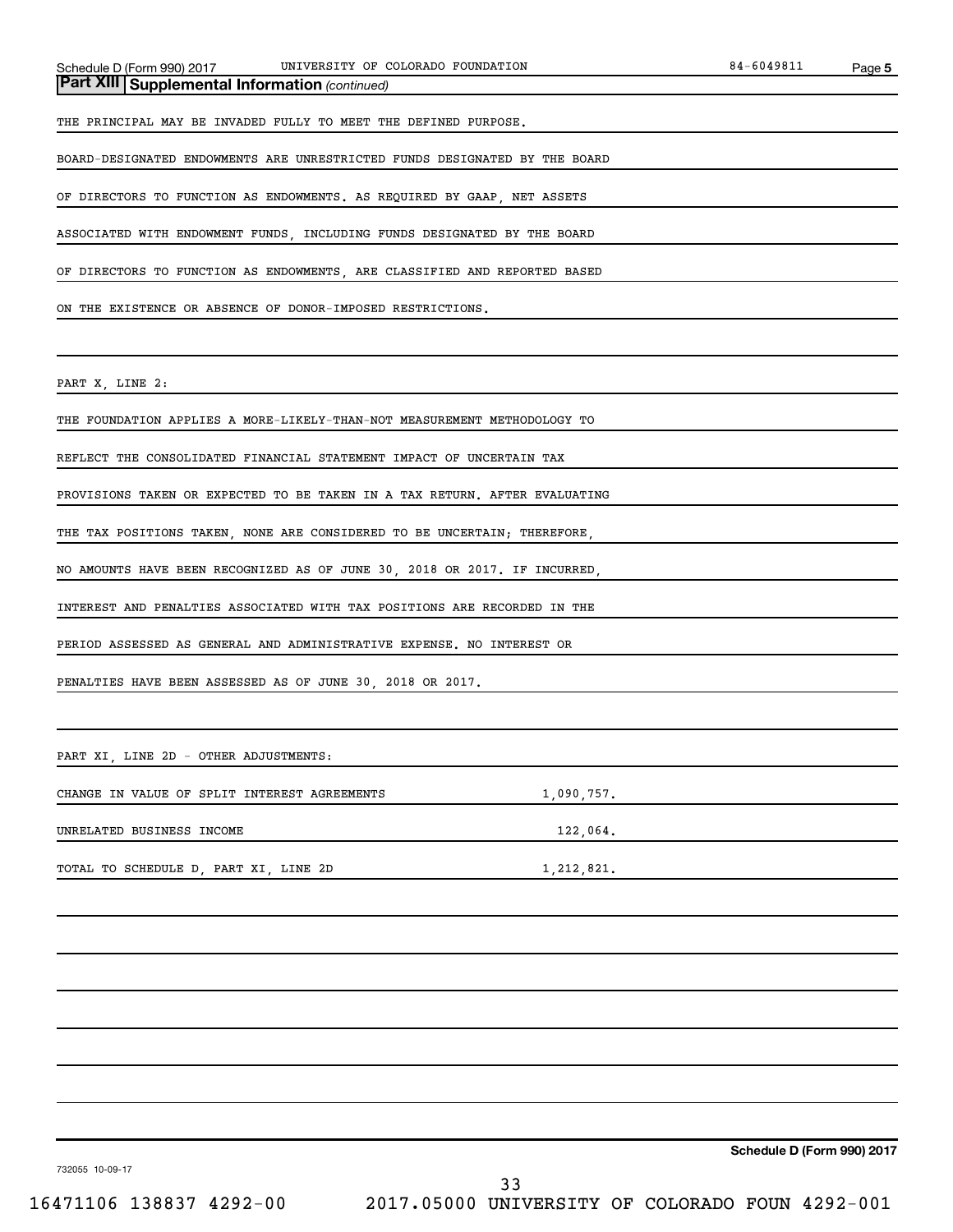## Part XIII Supplemental Information *(continued)*

THE PRINCIPAL MAY BE INVADED FULLY TO MEET THE DEFINED PURPOSE.

BOARD-DESIGNATED ENDOWMENTS ARE UNRESTRICTED FUNDS DESIGNATED BY THE BOARD OF DIRECTORS TO FUNCTION AS ENDOWMENTS. AS REQUIRED BY GAAP, NET ASSETS ASSOCIATED WITH ENDOWMENT FUNDS, INCLUDING FUNDS DESIGNATED BY THE BOARD OF DIRECTORS TO FUNCTION AS ENDOWMENTS, ARE CLASSIFIED AND REPORTED BASED ON THE EXISTENCE OR ABSENCE OF DONOR-IMPOSED RESTRICTIONS.

PART X, LINE 2:

THE FOUNDATION APPLIES A MORE-LIKELY-THAN-NOT MEASUREMENT METHODOLOGY TO REFLECT THE CONSOLIDATED FINANCIAL STATEMENT IMPACT OF UNCERTAIN TAX PROVISIONS TAKEN OR EXPECTED TO BE TAKEN IN A TAX RETURN. AFTER EVALUATING THE TAX POSITIONS TAKEN, NONE ARE CONSIDERED TO BE UNCERTAIN; THEREFORE, NO AMOUNTS HAVE BEEN RECOGNIZED AS OF JUNE 30, 2018 OR 2017. IF INCURRED, INTEREST AND PENALTIES ASSOCIATED WITH TAX POSITIONS ARE RECORDED IN THE PERIOD ASSESSED AS GENERAL AND ADMINISTRATIVE EXPENSE. NO INTEREST OR PENALTIES HAVE BEEN ASSESSED AS OF JUNE 30, 2018 OR 2017.

PART XI, LINE 2D - OTHER ADJUSTMENTS:

| | |
|---|---|
| CHANGE IN VALUE OF SPLIT INTEREST AGREEMENTS | 1,090,757. |
| UNRELATED BUSINESS INCOME | 122,064. |
| TOTAL TO SCHEDULE D, PART XI, LINE 2D | 1,212,821. |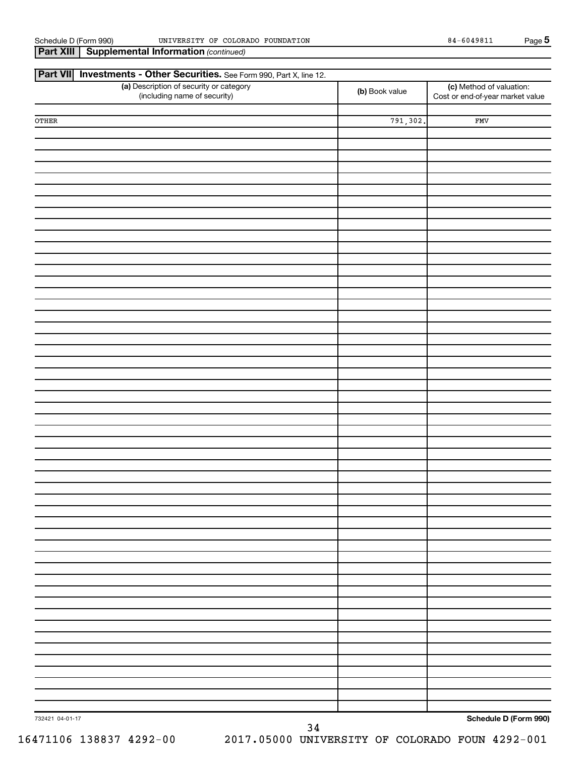**Part XIII | Supplemental Information** *(continued)*

**Part VII | Investments - Other Securities.** See Form 990, Part X, line 12.

| (a) Description of security or category (including name of security) | (b) Book value | (c) Method of valuation: Cost or end-of-year market value |
|---|---|---|
| OTHER | 791,302. | FMV |

732421 04-01-17

**Schedule D (Form 990)**

16471106 138837 4292-00 2017.05000 UNIVERSITY OF COLORADO FOUN 4292-001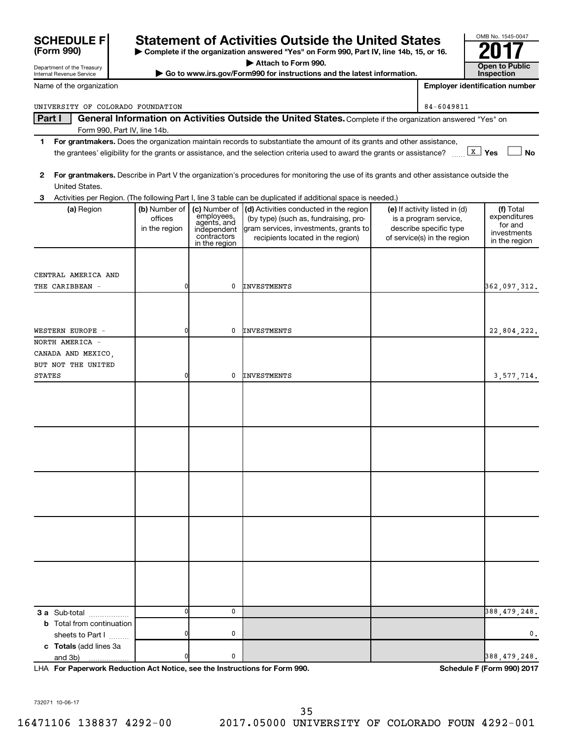# SCHEDULE F (Form 990)

Department of the Treasury
Internal Revenue Service

## Statement of Activities Outside the United States

▶ Complete if the organization answered "Yes" on Form 990, Part IV, line 14b, 15, or 16.
▶ Attach to Form 990.
▶ Go to www.irs.gov/Form990 for instructions and the latest information.

OMB No. 1545-0047
**2017**
**Open to Public Inspection**

Name of the organization: UNIVERSITY OF COLORADO FOUNDATION

Employer identification number: 84-6049811

**Part I** **General Information on Activities Outside the United States.** Complete if the organization answered "Yes" on Form 990, Part IV, line 14b.

**1** **For grantmakers.** Does the organization maintain records to substantiate the amount of its grants and other assistance, the grantees' eligibility for the grants or assistance, and the selection criteria used to award the grants or assistance? ..... [X] Yes [ ] No

**2** **For grantmakers.** Describe in Part V the organization's procedures for monitoring the use of its grants and other assistance outside the United States.

**3** Activities per Region. (The following Part I, line 3 table can be duplicated if additional space is needed.)

| (a) Region | (b) Number of offices in the region | (c) Number of employees, agents, and independent contractors in the region | (d) Activities conducted in the region (by type) (such as, fundraising, program services, investments, grants to recipients located in the region) | (e) If activity listed in (d) is a program service, describe specific type of service(s) in the region | (f) Total expenditures for and investments in the region |
|---|---|---|---|---|---|
| CENTRAL AMERICA AND THE CARIBBEAN - | 0 | 0 | INVESTMENTS | | 362,097,312. |
| WESTERN EUROPE - | 0 | 0 | INVESTMENTS | | 22,804,222. |
| NORTH AMERICA - CANADA AND MEXICO, BUT NOT THE UNITED STATES | 0 | 0 | INVESTMENTS | | 3,577,714. |
| | | | | | |
| | | | | | |
| | | | | | |
| | | | | | |
| | | | | | |
| **3 a** Sub-total | 0 | 0 | | | 388,479,248. |
| **b** Total from continuation sheets to Part I | 0 | 0 | | | 0. |
| **c Totals** (add lines 3a and 3b) | 0 | 0 | | | 388,479,248. |

LHA **For Paperwork Reduction Act Notice, see the Instructions for Form 990.** **Schedule F (Form 990) 2017**

732071 10-06-17

16471106 138837 4292-00 2017.05000 UNIVERSITY OF COLORADO FOUN 4292-001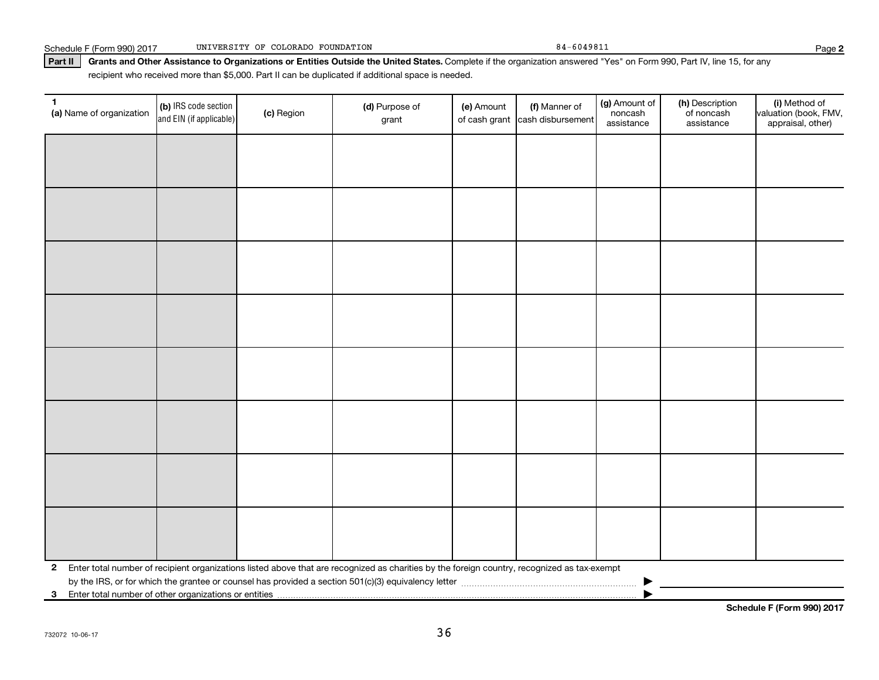**Part II** **Grants and Other Assistance to Organizations or Entities Outside the United States.** Complete if the organization answered "Yes" on Form 990, Part IV, line 15, for any recipient who received more than $5,000. Part II can be duplicated if additional space is needed.

| 1 (a) Name of organization | (b) IRS code section and EIN (if applicable) | (c) Region | (d) Purpose of grant | (e) Amount of cash grant | (f) Manner of cash disbursement | (g) Amount of noncash assistance | (h) Description of noncash assistance | (i) Method of valuation (book, FMV, appraisal, other) |
|---|---|---|---|---|---|---|---|---|
| | | | | | | | | |
| | | | | | | | | |
| | | | | | | | | |
| | | | | | | | | |
| | | | | | | | | |
| | | | | | | | | |
| | | | | | | | | |
| | | | | | | | | |

**2** Enter total number of recipient organizations listed above that are recognized as charities by the foreign country, recognized as tax-exempt by the IRS, or for which the grantee or counsel has provided a section 501(c)(3) equivalency letter ▶

**3** Enter total number of other organizations or entities ▶

**Schedule F (Form 990) 2017**

732072 10-06-17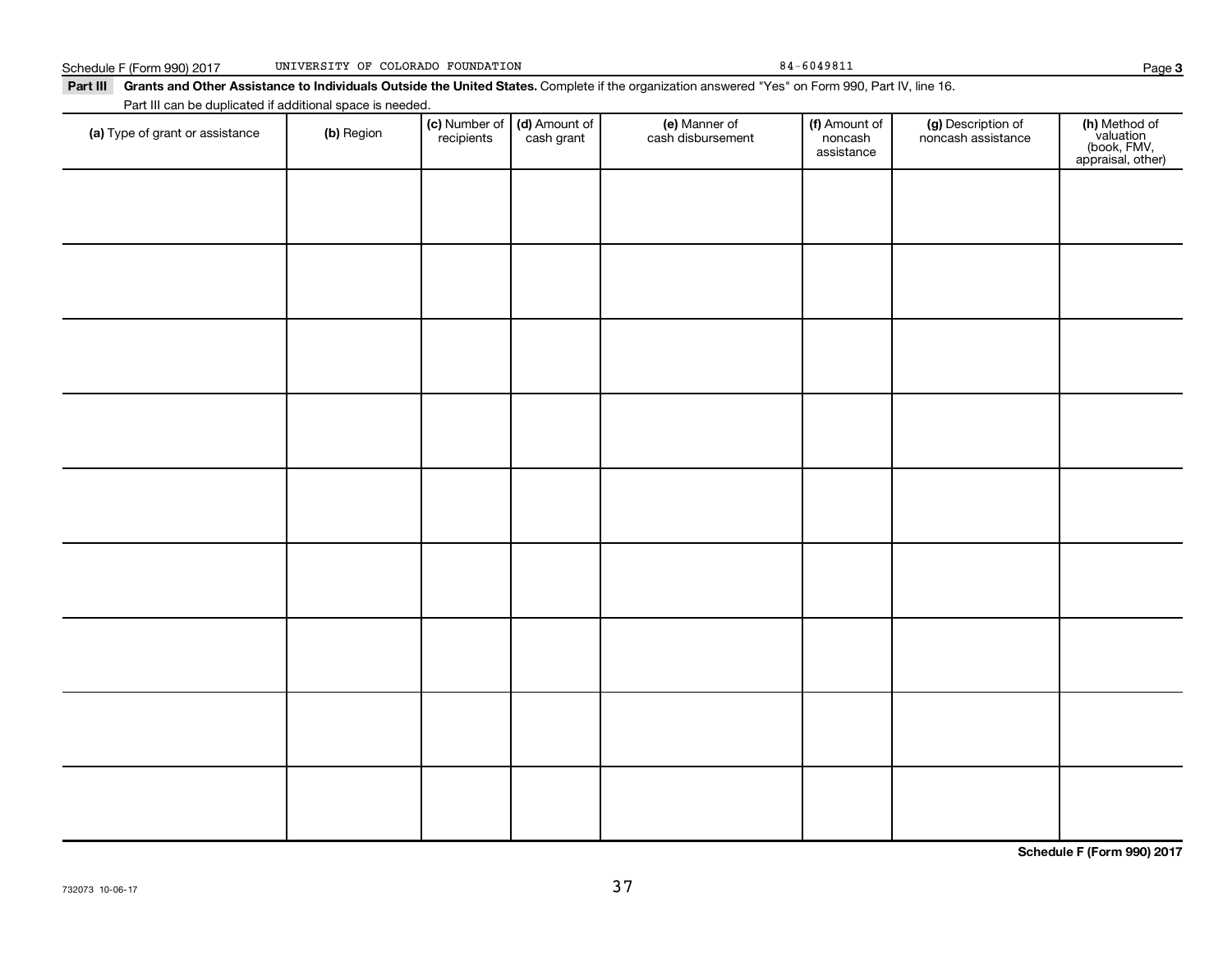Schedule F (Form 990) 2017 UNIVERSITY OF COLORADO FOUNDATION 84-6049811

**Part III Grants and Other Assistance to Individuals Outside the United States.** Complete if the organization answered "Yes" on Form 990, Part IV, line 16.

Part III can be duplicated if additional space is needed.

| (a) Type of grant or assistance | (b) Region | (c) Number of recipients | (d) Amount of cash grant | (e) Manner of cash disbursement | (f) Amount of noncash assistance | (g) Description of noncash assistance | (h) Method of valuation (book, FMV, appraisal, other) |
|---|---|---|---|---|---|---|---|
| | | | | | | | |
| | | | | | | | |
| | | | | | | | |
| | | | | | | | |
| | | | | | | | |
| | | | | | | | |
| | | | | | | | |
| | | | | | | | |
| | | | | | | | |

**Schedule F (Form 990) 2017**

732073 10-06-17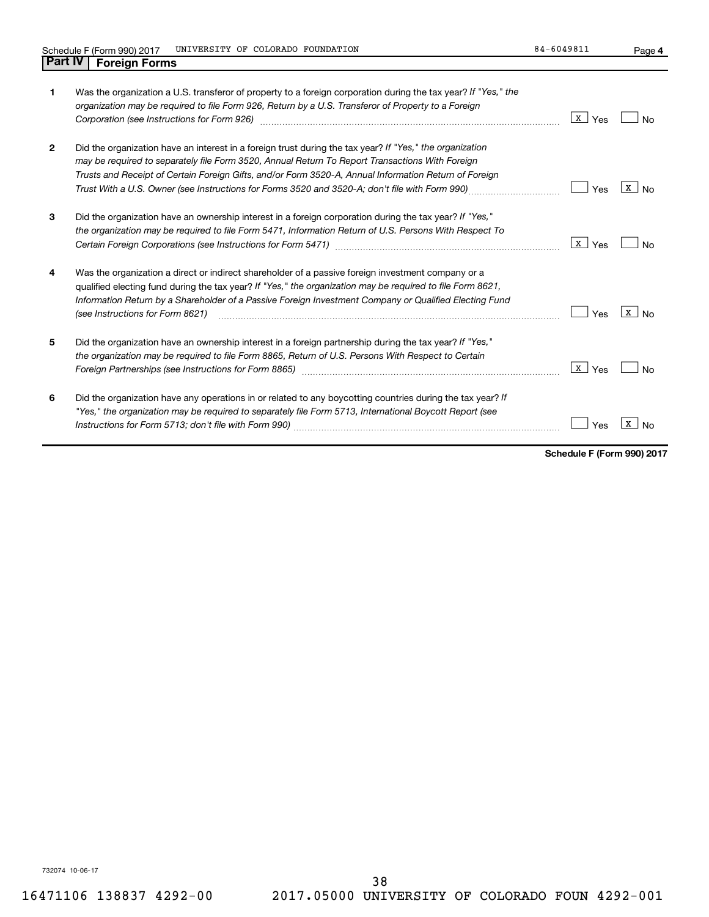Schedule F (Form 990) 2017 UNIVERSITY OF COLORADO FOUNDATION 84-6049811 Page **4**

## Part IV Foreign Forms

| | | Yes | No |
|---|---|---|---|
| **1** | Was the organization a U.S. transferor of property to a foreign corporation during the tax year? *If "Yes," the organization may be required to file Form 926, Return by a U.S. Transferor of Property to a Foreign Corporation (see Instructions for Form 926)* | X | |
| **2** | Did the organization have an interest in a foreign trust during the tax year? *If "Yes," the organization may be required to separately file Form 3520, Annual Return To Report Transactions With Foreign Trusts and Receipt of Certain Foreign Gifts, and/or Form 3520-A, Annual Information Return of Foreign Trust With a U.S. Owner (see Instructions for Forms 3520 and 3520-A; don't file with Form 990)* | | X |
| **3** | Did the organization have an ownership interest in a foreign corporation during the tax year? *If "Yes," the organization may be required to file Form 5471, Information Return of U.S. Persons With Respect To Certain Foreign Corporations (see Instructions for Form 5471)* | X | |
| **4** | Was the organization a direct or indirect shareholder of a passive foreign investment company or a qualified electing fund during the tax year? *If "Yes," the organization may be required to file Form 8621, Information Return by a Shareholder of a Passive Foreign Investment Company or Qualified Electing Fund (see Instructions for Form 8621)* | | X |
| **5** | Did the organization have an ownership interest in a foreign partnership during the tax year? *If "Yes," the organization may be required to file Form 8865, Return of U.S. Persons With Respect to Certain Foreign Partnerships (see Instructions for Form 8865)* | X | |
| **6** | Did the organization have any operations in or related to any boycotting countries during the tax year? *If "Yes," the organization may be required to separately file Form 5713, International Boycott Report (see Instructions for Form 5713; don't file with Form 990)* | | X |

**Schedule F (Form 990) 2017**

732074 10-06-17

16471106 138837 4292-00 2017.05000 UNIVERSITY OF COLORADO FOUN 4292-001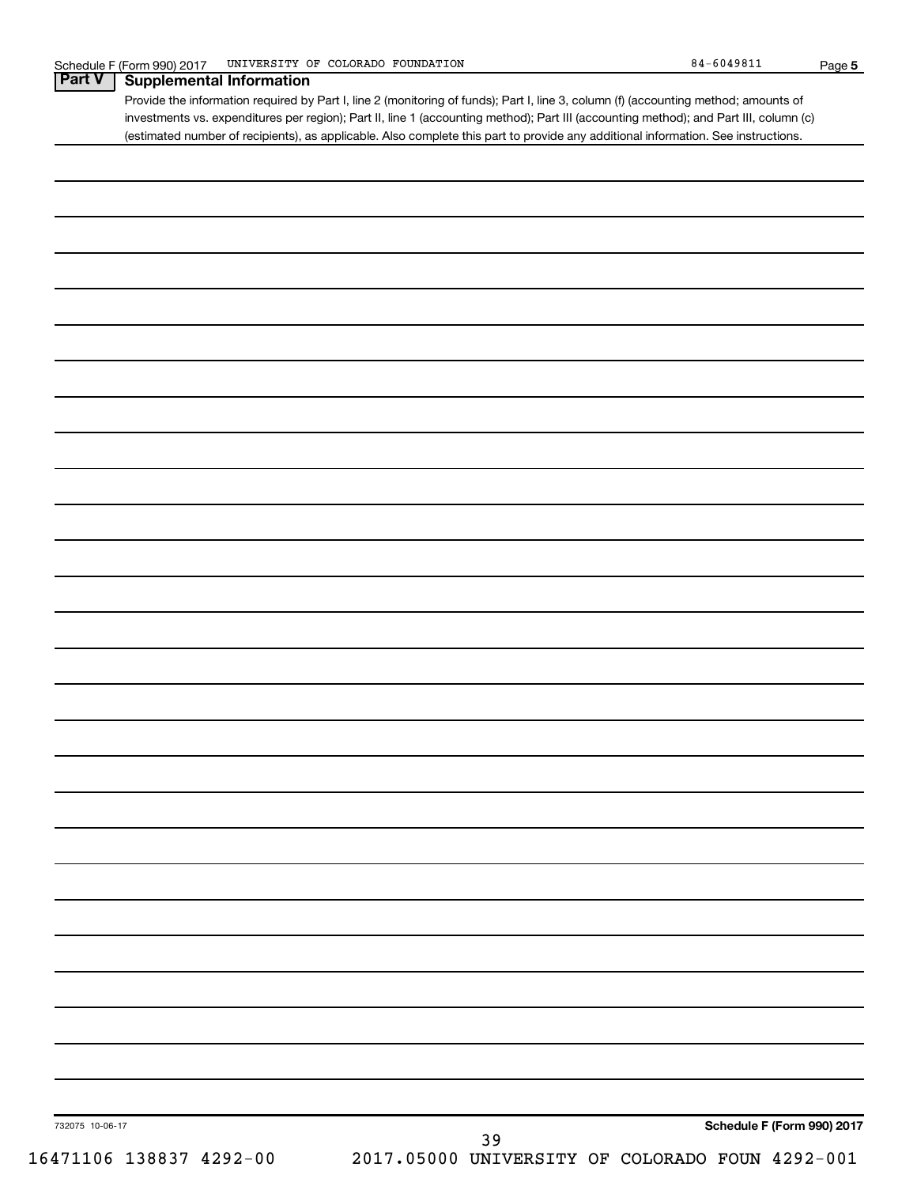Schedule F (Form 990) 2017 UNIVERSITY OF COLORADO FOUNDATION 84-6049811 Page 5

## Part V Supplemental Information

Provide the information required by Part I, line 2 (monitoring of funds); Part I, line 3, column (f) (accounting method; amounts of investments vs. expenditures per region); Part II, line 1 (accounting method); Part III (accounting method); and Part III, column (c) (estimated number of recipients), as applicable. Also complete this part to provide any additional information. See instructions.

732075 10-06-17

Schedule F (Form 990) 2017

16471106 138837 4292-00 2017.05000 UNIVERSITY OF COLORADO FOUN 4292-001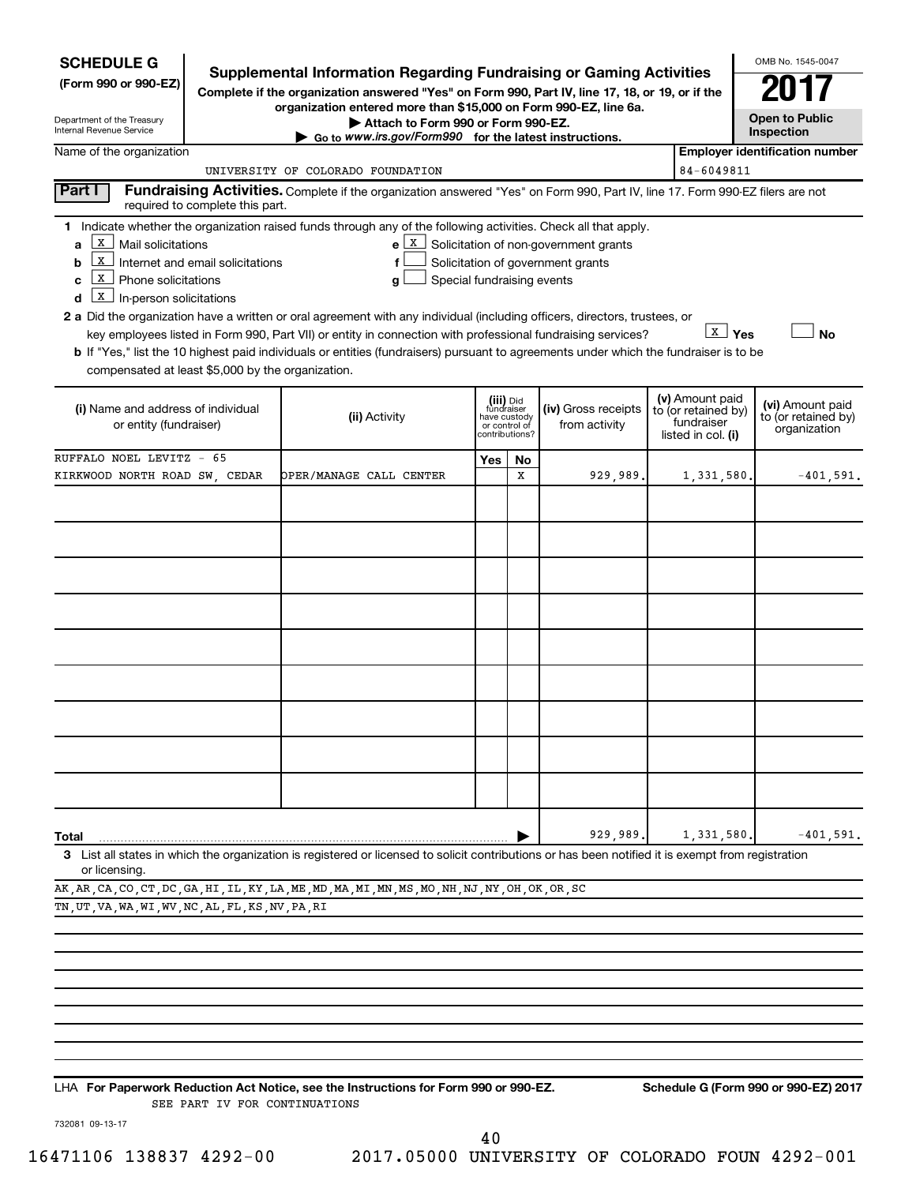**SCHEDULE G**
**(Form 990 or 990-EZ)**

Department of the Treasury
Internal Revenue Service

# Supplemental Information Regarding Fundraising or Gaming Activities

**Complete if the organization answered "Yes" on Form 990, Part IV, line 17, 18, or 19, or if the organization entered more than $15,000 on Form 990-EZ, line 6a.**
**▶ Attach to Form 990 or Form 990-EZ.**
**▶ Go to www.irs.gov/Form990 for the latest instructions.**

OMB No. 1545-0047
**2017**
**Open to Public Inspection**

Name of the organization: UNIVERSITY OF COLORADO FOUNDATION
**Employer identification number:** 84-6049811

**Part I** **Fundraising Activities.** Complete if the organization answered "Yes" on Form 990, Part IV, line 17. Form 990-EZ filers are not required to complete this part.

**1** Indicate whether the organization raised funds through any of the following activities. Check all that apply.

- **a** [X] Mail solicitations
- **b** [X] Internet and email solicitations
- **c** [X] Phone solicitations
- **d** [X] In-person solicitations
- **e** [X] Solicitation of non-government grants
- **f** [ ] Solicitation of government grants
- **g** [ ] Special fundraising events

**2 a** Did the organization have a written or oral agreement with any individual (including officers, directors, trustees, or key employees listed in Form 990, Part VII) or entity in connection with professional fundraising services? [X] **Yes** [ ] **No**

**b** If "Yes," list the 10 highest paid individuals or entities (fundraisers) pursuant to agreements under which the fundraiser is to be compensated at least $5,000 by the organization.

| (i) Name and address of individual or entity (fundraiser) | (ii) Activity | (iii) Did fundraiser have custody or control of contributions? Yes | No | (iv) Gross receipts from activity | (v) Amount paid to (or retained by) fundraiser listed in col. (i) | (vi) Amount paid to (or retained by) organization |
|---|---|---|---|---|---|---|
| RUFFALO NOEL LEVITZ - 65 KIRKWOOD NORTH ROAD SW, CEDAR | OPER/MANAGE CALL CENTER | | X | 929,989. | 1,331,580. | -401,591. |
| | | | | | | |
| | | | | | | |
| | | | | | | |
| | | | | | | |
| | | | | | | |
| | | | | | | |
| | | | | | | |
| | | | | | | |
| | | | | | | |
| **Total** | | | | 929,989. | 1,331,580. | -401,591. |

**3** List all states in which the organization is registered or licensed to solicit contributions or has been notified it is exempt from registration or licensing.

AK,AR,CA,CO,CT,DC,GA,HI,IL,KY,LA,ME,MD,MA,MI,MN,MS,MO,NH,NJ,NY,OH,OK,OR,SC
TN,UT,VA,WA,WI,WV,NC,AL,FL,KS,NV,PA,RI

LHA **For Paperwork Reduction Act Notice, see the Instructions for Form 990 or 990-EZ.** **Schedule G (Form 990 or 990-EZ) 2017**

SEE PART IV FOR CONTINUATIONS

732081 09-13-17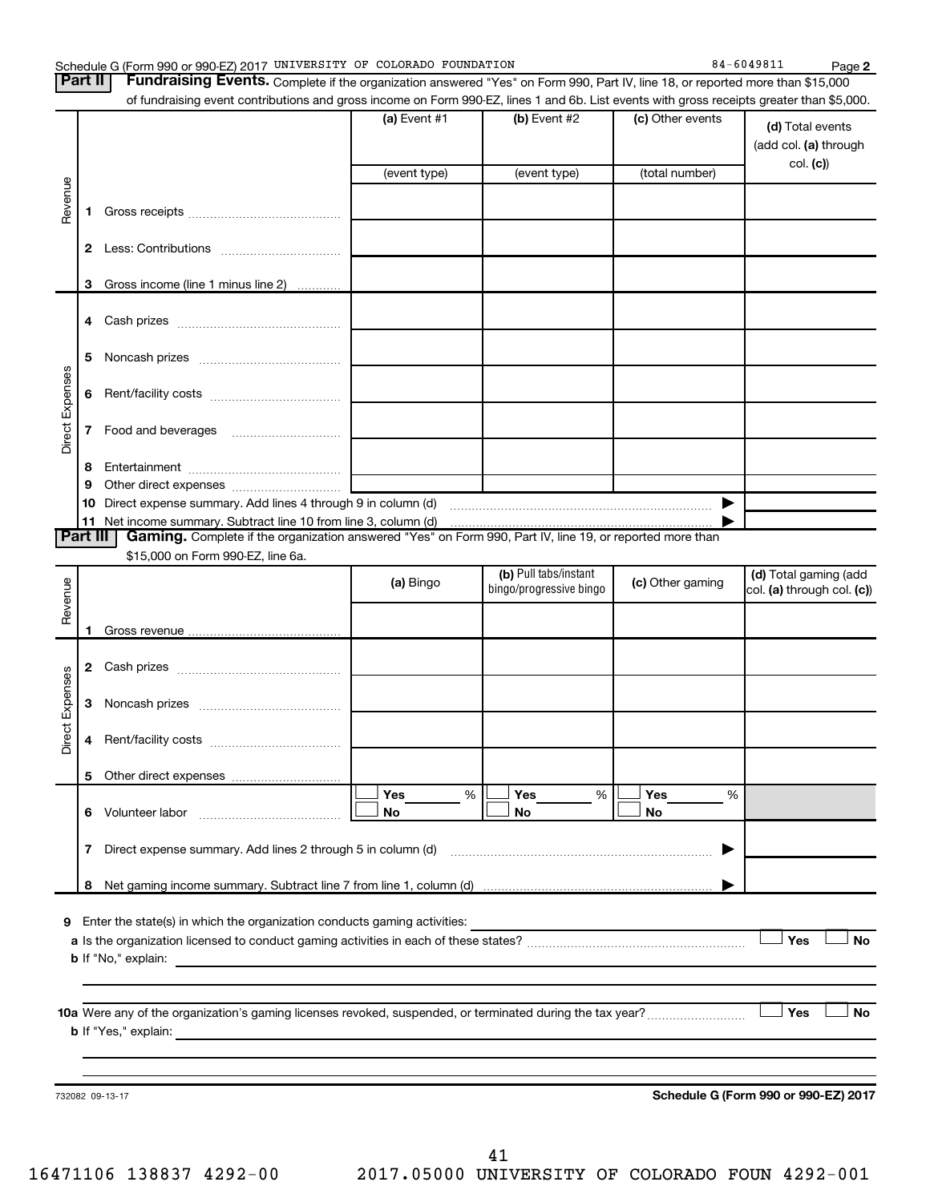Schedule G (Form 990 or 990-EZ) 2017 UNIVERSITY OF COLORADO FOUNDATION 84-6049811 Page 2

**Part II** **Fundraising Events.** Complete if the organization answered "Yes" on Form 990, Part IV, line 18, or reported more than $15,000 of fundraising event contributions and gross income on Form 990-EZ, lines 1 and 6b. List events with gross receipts greater than $5,000.

| | | (a) Event #1 | (b) Event #2 | (c) Other events | (d) Total events (add col. (a) through col. (c)) |
|---|---|---|---|---|---|
| | | (event type) | (event type) | (total number) | |
| Revenue | 1 Gross receipts | | | | |
| | 2 Less: Contributions | | | | |
| | 3 Gross income (line 1 minus line 2) | | | | |
| Direct Expenses | 4 Cash prizes | | | | |
| | 5 Noncash prizes | | | | |
| | 6 Rent/facility costs | | | | |
| | 7 Food and beverages | | | | |
| | 8 Entertainment | | | | |
| | 9 Other direct expenses | | | | |
| | 10 Direct expense summary. Add lines 4 through 9 in column (d) | | | ▶ | |
| | 11 Net income summary. Subtract line 10 from line 3, column (d) | | | ▶ | |

**Part III** **Gaming.** Complete if the organization answered "Yes" on Form 990, Part IV, line 19, or reported more than $15,000 on Form 990-EZ, line 6a.

| | | (a) Bingo | (b) Pull tabs/instant bingo/progressive bingo | (c) Other gaming | (d) Total gaming (add col. (a) through col. (c)) |
|---|---|---|---|---|---|
| Revenue | 1 Gross revenue | | | | |
| Direct Expenses | 2 Cash prizes | | | | |
| | 3 Noncash prizes | | | | |
| | 4 Rent/facility costs | | | | |
| | 5 Other direct expenses | | | | |
| | 6 Volunteer labor | ☐ Yes ____ % ☐ No | ☐ Yes ____ % ☐ No | ☐ Yes ____ % ☐ No | |
| | 7 Direct expense summary. Add lines 2 through 5 in column (d) | | | ▶ | |
| | 8 Net gaming income summary. Subtract line 7 from line 1, column (d) | | | ▶ | |

**9** Enter the state(s) in which the organization conducts gaming activities: ____________________

**a** Is the organization licensed to conduct gaming activities in each of these states? ☐ Yes ☐ No

**b** If "No," explain: ____________________

**10a** Were any of the organization's gaming licenses revoked, suspended, or terminated during the tax year? ☐ Yes ☐ No

**b** If "Yes," explain: ____________________

732082 09-13-17 **Schedule G (Form 990 or 990-EZ) 2017**

16471106 138837 4292-00 2017.05000 UNIVERSITY OF COLORADO FOUN 4292-001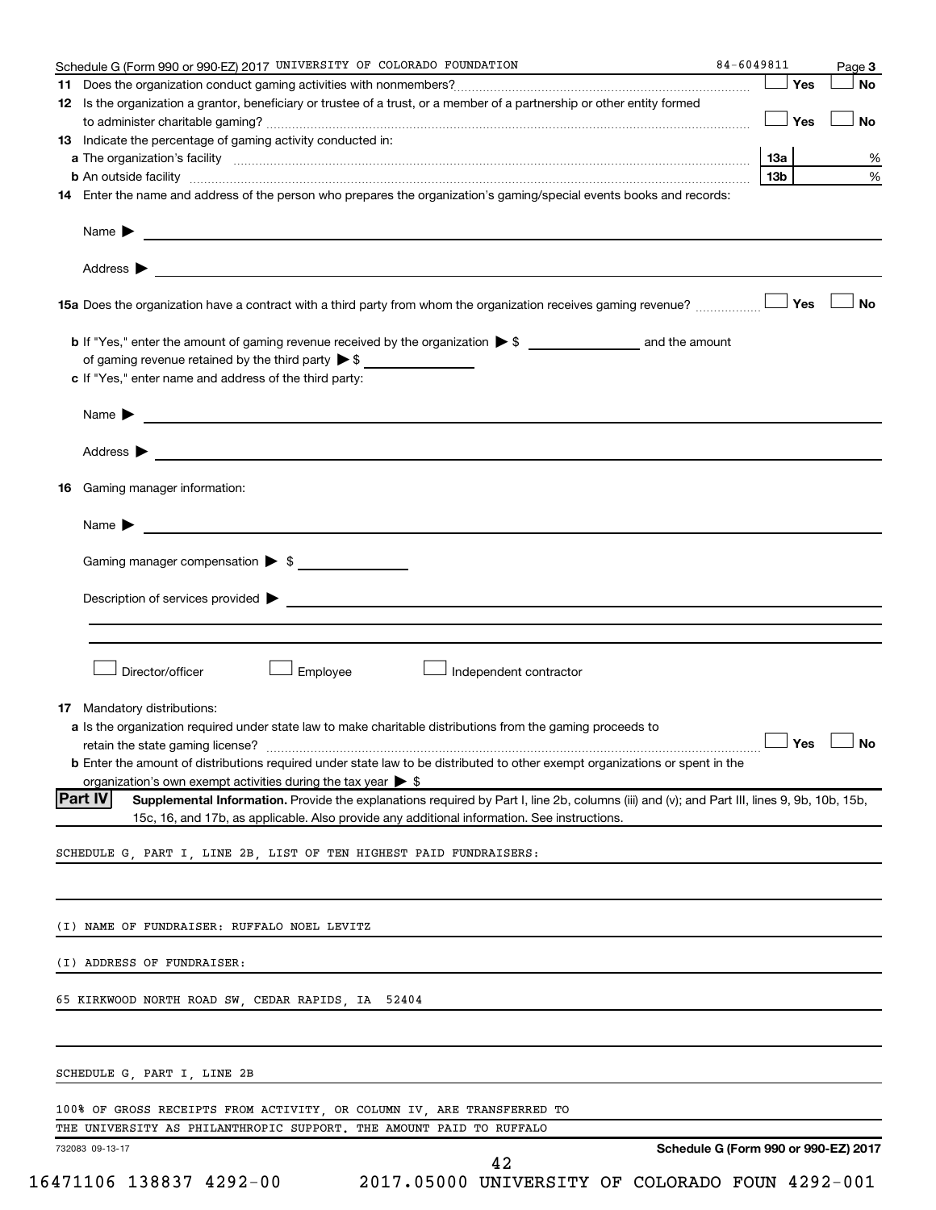Schedule G (Form 990 or 990-EZ) 2017 UNIVERSITY OF COLORADO FOUNDATION 84-6049811 Page 3

**11** Does the organization conduct gaming activities with nonmembers? ☐ Yes ☐ No

**12** Is the organization a grantor, beneficiary or trustee of a trust, or a member of a partnership or other entity formed to administer charitable gaming? ☐ Yes ☐ No

**13** Indicate the percentage of gaming activity conducted in:

**a** The organization's facility **13a** %

**b** An outside facility **13b** %

**14** Enter the name and address of the person who prepares the organization's gaming/special events books and records:

Name ▶

Address ▶

**15a** Does the organization have a contract with a third party from whom the organization receives gaming revenue? ☐ Yes ☐ No

**b** If "Yes," enter the amount of gaming revenue received by the organization ▶ $ ______ and the amount of gaming revenue retained by the third party ▶ $ ______

**c** If "Yes," enter name and address of the third party:

Name ▶

Address ▶

**16** Gaming manager information:

Name ▶

Gaming manager compensation ▶ $

Description of services provided ▶

☐ Director/officer ☐ Employee ☐ Independent contractor

**17** Mandatory distributions:

**a** Is the organization required under state law to make charitable distributions from the gaming proceeds to retain the state gaming license? ☐ Yes ☐ No

**b** Enter the amount of distributions required under state law to be distributed to other exempt organizations or spent in the organization's own exempt activities during the tax year ▶ $

**Part IV** **Supplemental Information.** Provide the explanations required by Part I, line 2b, columns (iii) and (v); and Part III, lines 9, 9b, 10b, 15b, 15c, 16, and 17b, as applicable. Also provide any additional information. See instructions.

SCHEDULE G, PART I, LINE 2B, LIST OF TEN HIGHEST PAID FUNDRAISERS:

(I) NAME OF FUNDRAISER: RUFFALO NOEL LEVITZ

(I) ADDRESS OF FUNDRAISER:

65 KIRKWOOD NORTH ROAD SW, CEDAR RAPIDS, IA 52404

SCHEDULE G, PART I, LINE 2B

100% OF GROSS RECEIPTS FROM ACTIVITY, OR COLUMN IV, ARE TRANSFERRED TO THE UNIVERSITY AS PHILANTHROPIC SUPPORT. THE AMOUNT PAID TO RUFFALO

732083 09-13-17 **Schedule G (Form 990 or 990-EZ) 2017**

16471106 138837 4292-00 2017.05000 UNIVERSITY OF COLORADO FOUN 4292-001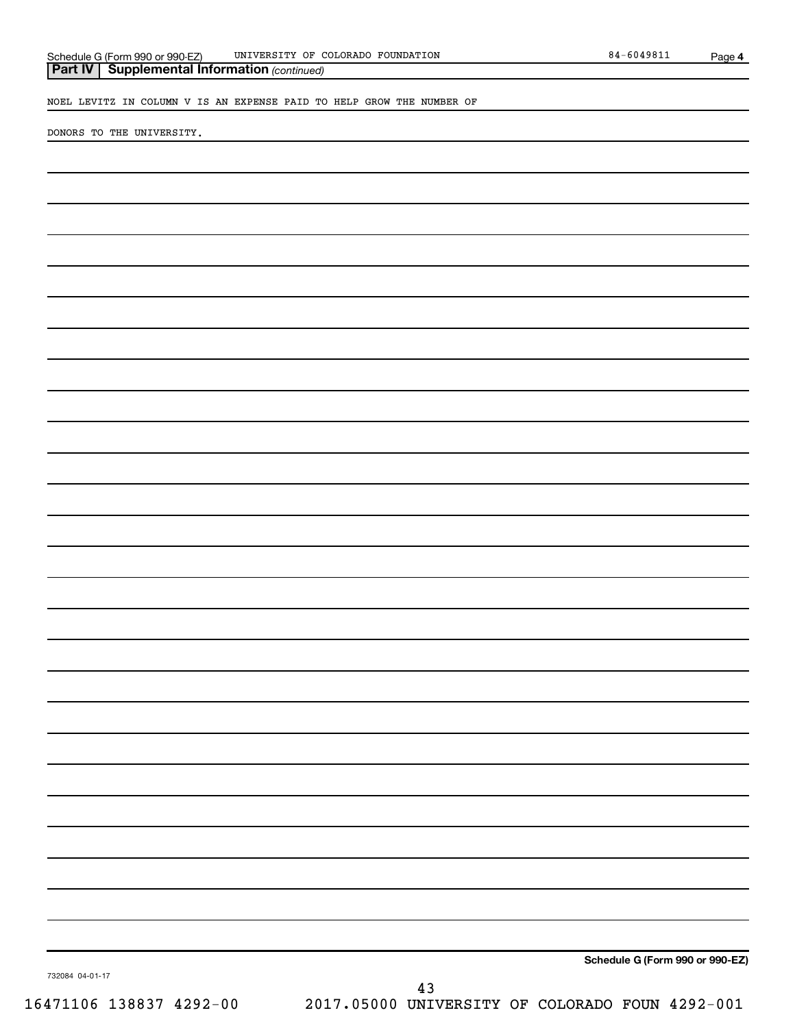Schedule G (Form 990 or 990-EZ) UNIVERSITY OF COLORADO FOUNDATION 84-6049811 Page 4

**Part IV | Supplemental Information** *(continued)*

NOEL LEVITZ IN COLUMN V IS AN EXPENSE PAID TO HELP GROW THE NUMBER OF

DONORS TO THE UNIVERSITY.

**Schedule G (Form 990 or 990-EZ)**

732084 04-01-17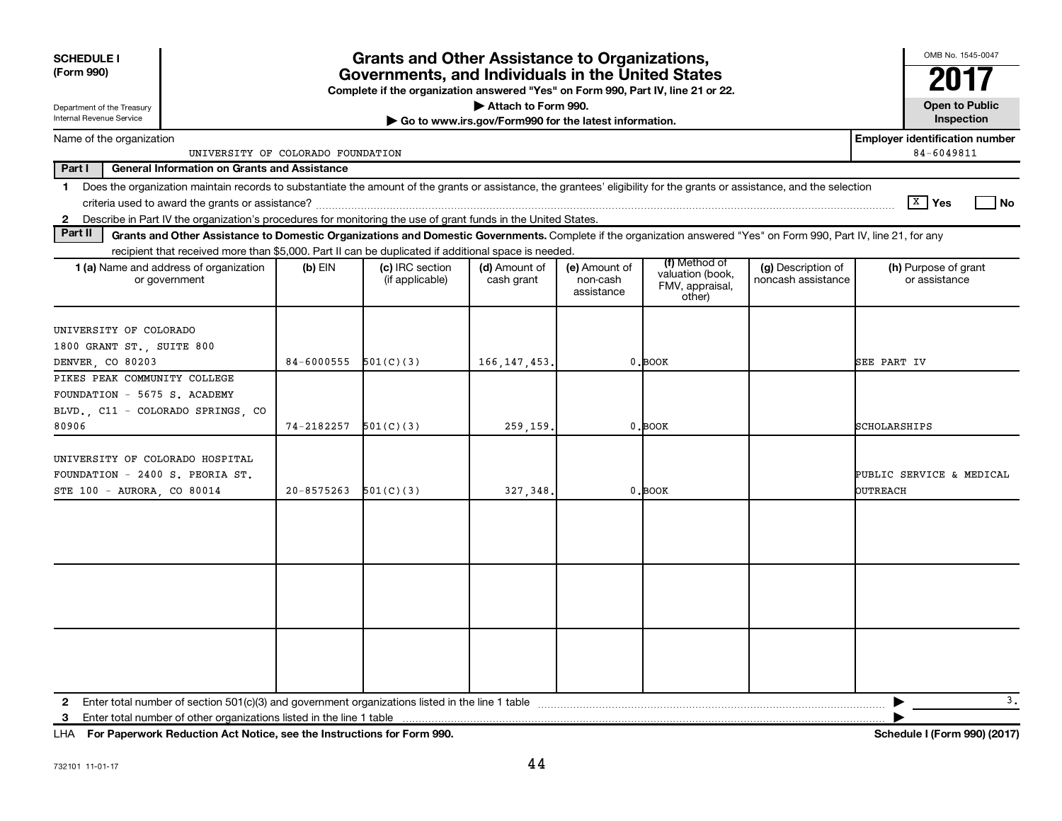**SCHEDULE I (Form 990)**

Department of the Treasury
Internal Revenue Service

# Grants and Other Assistance to Organizations, Governments, and Individuals in the United States

**Complete if the organization answered "Yes" on Form 990, Part IV, line 21 or 22.**

**▶ Attach to Form 990.**

**▶ Go to www.irs.gov/Form990 for the latest information.**

OMB No. 1545-0047

**2017**

**Open to Public Inspection**

Name of the organization: UNIVERSITY OF COLORADO FOUNDATION

**Employer identification number:** 84-6049811

**Part I — General Information on Grants and Assistance**

1 Does the organization maintain records to substantiate the amount of the grants or assistance, the grantees' eligibility for the grants or assistance, and the selection criteria used to award the grants or assistance? [X] Yes [ ] No

2 Describe in Part IV the organization's procedures for monitoring the use of grant funds in the United States.

**Part II — Grants and Other Assistance to Domestic Organizations and Domestic Governments.** Complete if the organization answered "Yes" on Form 990, Part IV, line 21, for any recipient that received more than $5,000. Part II can be duplicated if additional space is needed.

| 1 (a) Name and address of organization or government | (b) EIN | (c) IRC section (if applicable) | (d) Amount of cash grant | (e) Amount of non-cash assistance | (f) Method of valuation (book, FMV, appraisal, other) | (g) Description of noncash assistance | (h) Purpose of grant or assistance |
|---|---|---|---|---|---|---|---|
| UNIVERSITY OF COLORADO 1800 GRANT ST., SUITE 800 DENVER, CO 80203 | 84-6000555 | 501(C)(3) | 166,147,453. | 0. | BOOK | | SEE PART IV |
| PIKES PEAK COMMUNITY COLLEGE FOUNDATION - 5675 S. ACADEMY BLVD., C11 - COLORADO SPRINGS, CO 80906 | 74-2182257 | 501(C)(3) | 259,159. | 0. | BOOK | | SCHOLARSHIPS |
| UNIVERSITY OF COLORADO HOSPITAL FOUNDATION - 2400 S. PEORIA ST. STE 100 - AURORA, CO 80014 | 20-8575263 | 501(C)(3) | 327,348. | 0. | BOOK | | PUBLIC SERVICE & MEDICAL OUTREACH |
| | | | | | | | |
| | | | | | | | |
| | | | | | | | |

2 Enter total number of section 501(c)(3) and government organizations listed in the line 1 table ▶ 3.

3 Enter total number of other organizations listed in the line 1 table ▶

LHA **For Paperwork Reduction Act Notice, see the Instructions for Form 990.** **Schedule I (Form 990) (2017)**

732101 11-01-17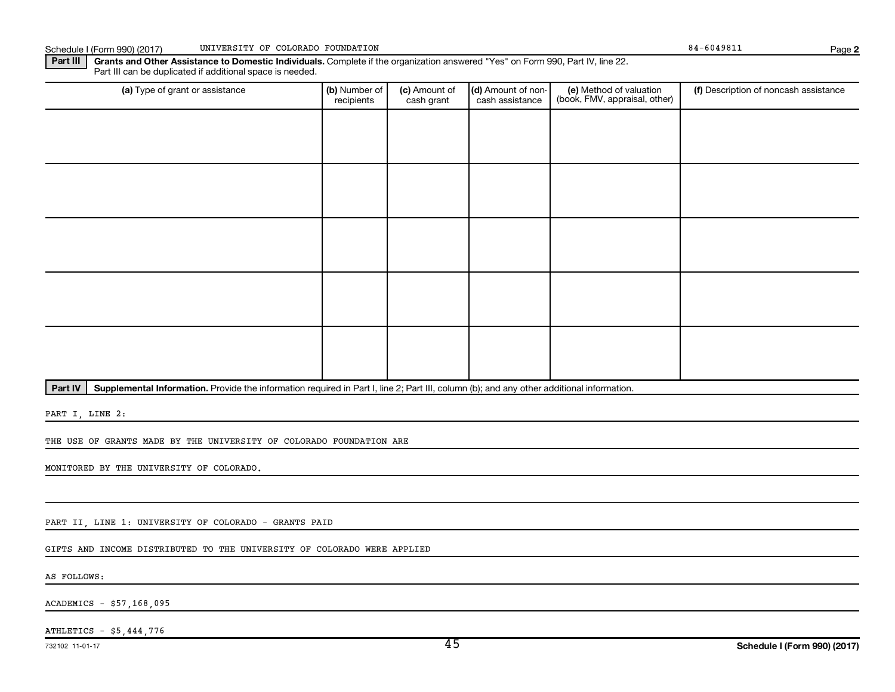Schedule I (Form 990) (2017) UNIVERSITY OF COLORADO FOUNDATION 84-6049811 Page **2**

**Part III** **Grants and Other Assistance to Domestic Individuals.** Complete if the organization answered "Yes" on Form 990, Part IV, line 22. Part III can be duplicated if additional space is needed.

| (a) Type of grant or assistance | (b) Number of recipients | (c) Amount of cash grant | (d) Amount of non-cash assistance | (e) Method of valuation (book, FMV, appraisal, other) | (f) Description of noncash assistance |
|---|---|---|---|---|---|
| | | | | | |
| | | | | | |
| | | | | | |
| | | | | | |
| | | | | | |

**Part IV** **Supplemental Information.** Provide the information required in Part I, line 2; Part III, column (b); and any other additional information.

PART I, LINE 2:

THE USE OF GRANTS MADE BY THE UNIVERSITY OF COLORADO FOUNDATION ARE

MONITORED BY THE UNIVERSITY OF COLORADO.

PART II, LINE 1: UNIVERSITY OF COLORADO - GRANTS PAID

GIFTS AND INCOME DISTRIBUTED TO THE UNIVERSITY OF COLORADO WERE APPLIED

AS FOLLOWS:

ACADEMICS - $57,168,095

ATHLETICS - $5,444,776

732102 11-01-17 **Schedule I (Form 990) (2017)**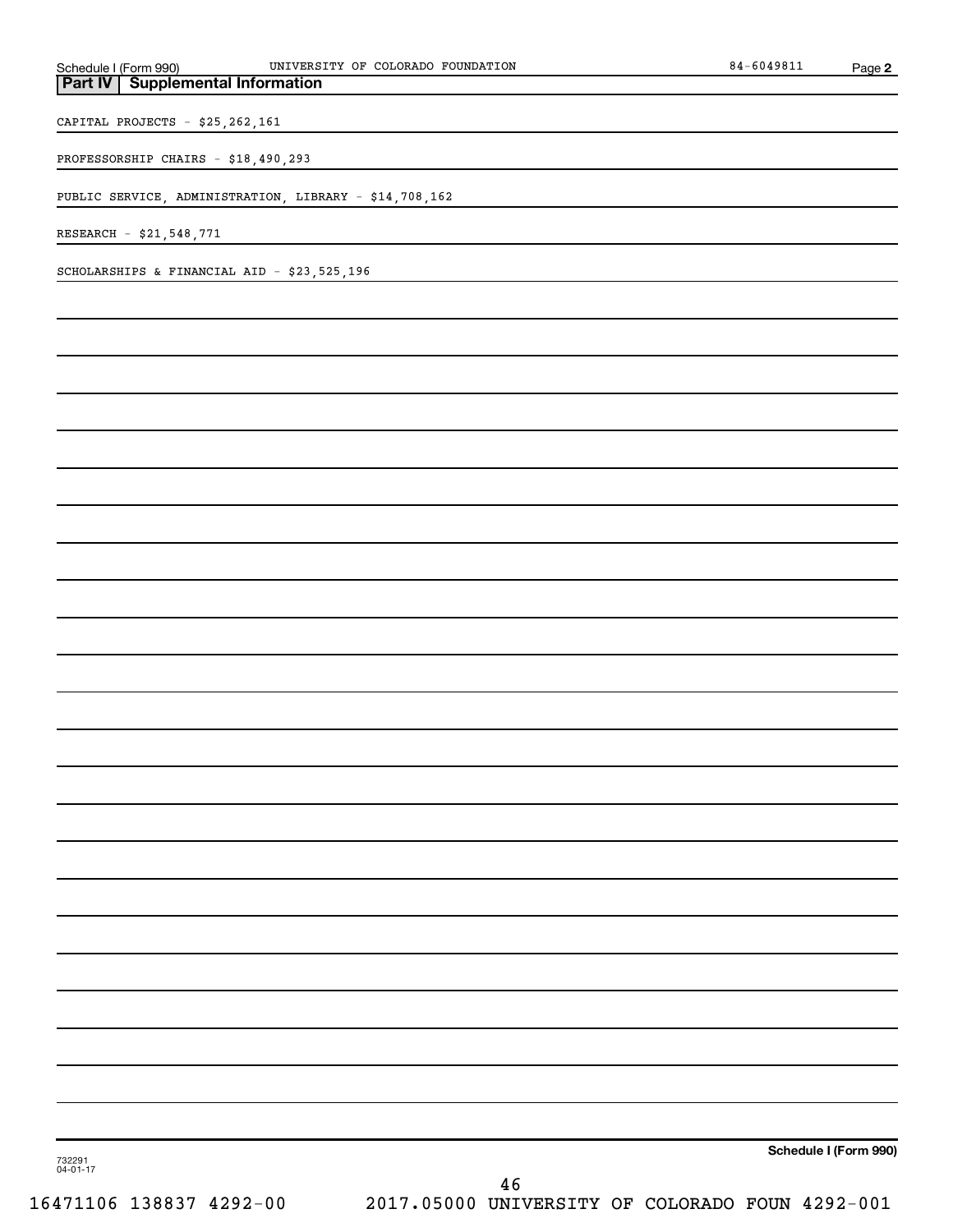## Part IV | Supplemental Information

CAPITAL PROJECTS - $25,262,161

PROFESSORSHIP CHAIRS - $18,490,293

PUBLIC SERVICE, ADMINISTRATION, LIBRARY - $14,708,162

RESEARCH - $21,548,771

SCHOLARSHIPS & FINANCIAL AID - $23,525,196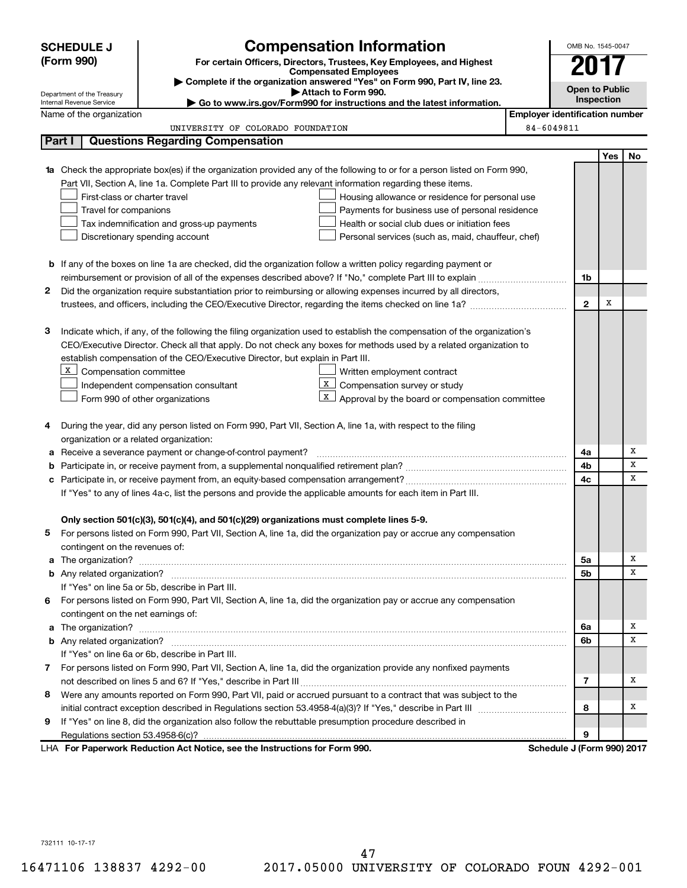**SCHEDULE J (Form 990)**

Department of the Treasury
Internal Revenue Service

# Compensation Information

**For certain Officers, Directors, Trustees, Key Employees, and Highest Compensated Employees**

▶ Complete if the organization answered "Yes" on Form 990, Part IV, line 23.

▶ Attach to Form 990.

▶ Go to www.irs.gov/Form990 for instructions and the latest information.

OMB No. 1545-0047

**2017**

**Open to Public Inspection**

Name of the organization: UNIVERSITY OF COLORADO FOUNDATION

Employer identification number: 84-6049811

## Part I | Questions Regarding Compensation

| | | | Yes | No |
|---|---|---|---|---|
| **1a** | Check the appropriate box(es) if the organization provided any of the following to or for a person listed on Form 990, Part VII, Section A, line 1a. Complete Part III to provide any relevant information regarding these items.<br>☐ First-class or charter travel ☐ Housing allowance or residence for personal use<br>☐ Travel for companions ☐ Payments for business use of personal residence<br>☐ Tax indemnification and gross-up payments ☐ Health or social club dues or initiation fees<br>☐ Discretionary spending account ☐ Personal services (such as, maid, chauffeur, chef) | | | |
| **b** | If any of the boxes on line 1a are checked, did the organization follow a written policy regarding payment or reimbursement or provision of all of the expenses described above? If "No," complete Part III to explain | 1b | | |
| **2** | Did the organization require substantiation prior to reimbursing or allowing expenses incurred by all directors, trustees, and officers, including the CEO/Executive Director, regarding the items checked on line 1a? | 2 | X | |
| **3** | Indicate which, if any, of the following the filing organization used to establish the compensation of the organization's CEO/Executive Director. Check all that apply. Do not check any boxes for methods used by a related organization to establish compensation of the CEO/Executive Director, but explain in Part III.<br>☒ Compensation committee ☐ Written employment contract<br>☐ Independent compensation consultant ☒ Compensation survey or study<br>☐ Form 990 of other organizations ☒ Approval by the board or compensation committee | | | |
| **4** | During the year, did any person listed on Form 990, Part VII, Section A, line 1a, with respect to the filing organization or a related organization: | | | |
| **a** | Receive a severance payment or change-of-control payment? | 4a | | X |
| **b** | Participate in, or receive payment from, a supplemental nonqualified retirement plan? | 4b | | X |
| **c** | Participate in, or receive payment from, an equity-based compensation arrangement? | 4c | | X |
| | If "Yes" to any of lines 4a-c, list the persons and provide the applicable amounts for each item in Part III. | | | |
| | **Only section 501(c)(3), 501(c)(4), and 501(c)(29) organizations must complete lines 5-9.** | | | |
| **5** | For persons listed on Form 990, Part VII, Section A, line 1a, did the organization pay or accrue any compensation contingent on the revenues of: | | | |
| **a** | The organization? | 5a | | X |
| **b** | Any related organization? | 5b | | X |
| | If "Yes" on line 5a or 5b, describe in Part III. | | | |
| **6** | For persons listed on Form 990, Part VII, Section A, line 1a, did the organization pay or accrue any compensation contingent on the net earnings of: | | | |
| **a** | The organization? | 6a | | X |
| **b** | Any related organization? | 6b | | X |
| | If "Yes" on line 6a or 6b, describe in Part III. | | | |
| **7** | For persons listed on Form 990, Part VII, Section A, line 1a, did the organization provide any nonfixed payments not described on lines 5 and 6? If "Yes," describe in Part III | 7 | | X |
| **8** | Were any amounts reported on Form 990, Part VII, paid or accrued pursuant to a contract that was subject to the initial contract exception described in Regulations section 53.4958-4(a)(3)? If "Yes," describe in Part III | 8 | | X |
| **9** | If "Yes" on line 8, did the organization also follow the rebuttable presumption procedure described in Regulations section 53.4958-6(c)? | 9 | | |

LHA **For Paperwork Reduction Act Notice, see the Instructions for Form 990.** **Schedule J (Form 990) 2017**

732111 10-17-17

16471106 138837 4292-00 2017.05000 UNIVERSITY OF COLORADO FOUN 4292-001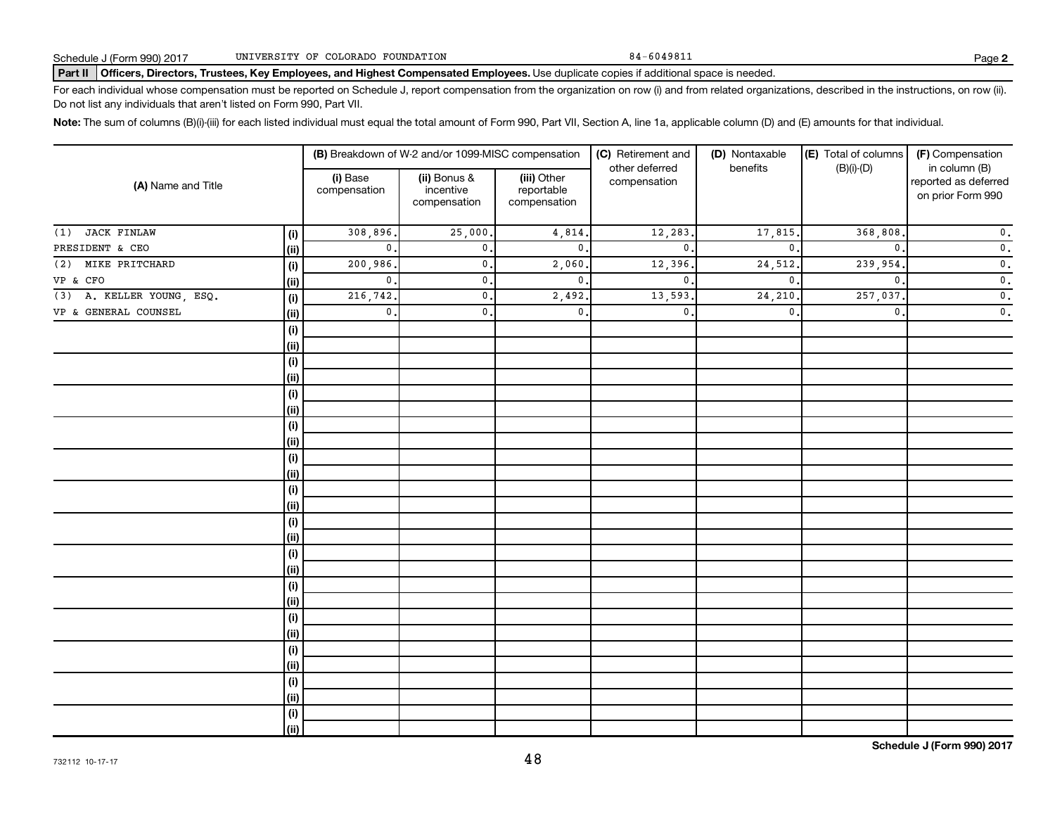Schedule J (Form 990) 2017 UNIVERSITY OF COLORADO FOUNDATION 84-6049811

**Part II Officers, Directors, Trustees, Key Employees, and Highest Compensated Employees.** Use duplicate copies if additional space is needed.

For each individual whose compensation must be reported on Schedule J, report compensation from the organization on row (i) and from related organizations, described in the instructions, on row (ii). Do not list any individuals that aren't listed on Form 990, Part VII.

**Note:** The sum of columns (B)(i)-(iii) for each listed individual must equal the total amount of Form 990, Part VII, Section A, line 1a, applicable column (D) and (E) amounts for that individual.

| (A) Name and Title | | (B) Breakdown of W-2 and/or 1099-MISC compensation | | | (C) Retirement and other deferred compensation | (D) Nontaxable benefits | (E) Total of columns (B)(i)-(D) | (F) Compensation in column (B) reported as deferred on prior Form 990 |
|---|---|---|---|---|---|---|---|---|
| | | (i) Base compensation | (ii) Bonus & incentive compensation | (iii) Other reportable compensation | | | | |
| (1) JACK FINLAW | (i) | 308,896. | 25,000. | 4,814. | 12,283. | 17,815. | 368,808. | 0. |
| PRESIDENT & CEO | (ii) | 0. | 0. | 0. | 0. | 0. | 0. | 0. |
| (2) MIKE PRITCHARD | (i) | 200,986. | 0. | 2,060. | 12,396. | 24,512. | 239,954. | 0. |
| VP & CFO | (ii) | 0. | 0. | 0. | 0. | 0. | 0. | 0. |
| (3) A. KELLER YOUNG, ESQ. | (i) | 216,742. | 0. | 2,492. | 13,593. | 24,210. | 257,037. | 0. |
| VP & GENERAL COUNSEL | (ii) | 0. | 0. | 0. | 0. | 0. | 0. | 0. |
| | (i) | | | | | | | |
| | (ii) | | | | | | | |
| | (i) | | | | | | | |
| | (ii) | | | | | | | |
| | (i) | | | | | | | |
| | (ii) | | | | | | | |
| | (i) | | | | | | | |
| | (ii) | | | | | | | |
| | (i) | | | | | | | |
| | (ii) | | | | | | | |
| | (i) | | | | | | | |
| | (ii) | | | | | | | |
| | (i) | | | | | | | |
| | (ii) | | | | | | | |
| | (i) | | | | | | | |
| | (ii) | | | | | | | |
| | (i) | | | | | | | |
| | (ii) | | | | | | | |
| | (i) | | | | | | | |
| | (ii) | | | | | | | |
| | (i) | | | | | | | |
| | (ii) | | | | | | | |
| | (i) | | | | | | | |
| | (ii) | | | | | | | |
| | (i) | | | | | | | |
| | (ii) | | | | | | | |

732112 10-17-17

**Schedule J (Form 990) 2017**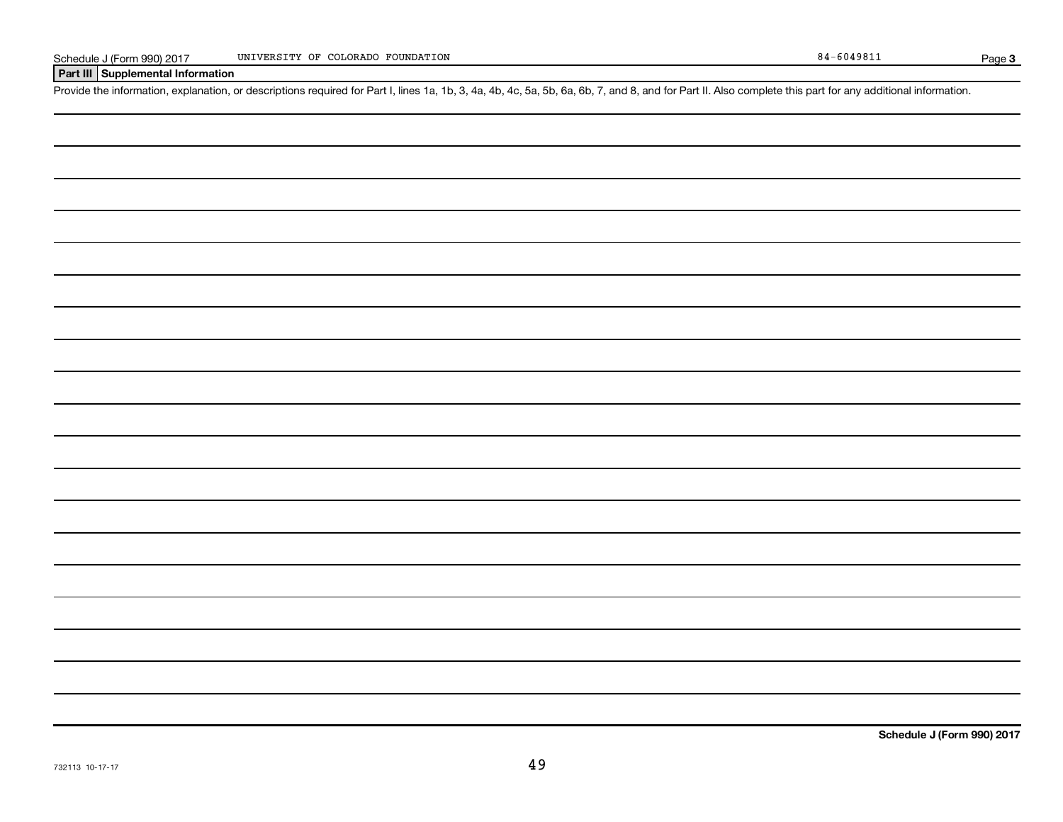Schedule J (Form 990) 2017 UNIVERSITY OF COLORADO FOUNDATION 84-6049811 Page **3**

**Part III Supplemental Information**

Provide the information, explanation, or descriptions required for Part I, lines 1a, 1b, 3, 4a, 4b, 4c, 5a, 5b, 6a, 6b, 7, and 8, and for Part II. Also complete this part for any additional information.

**Schedule J (Form 990) 2017**

732113 10-17-17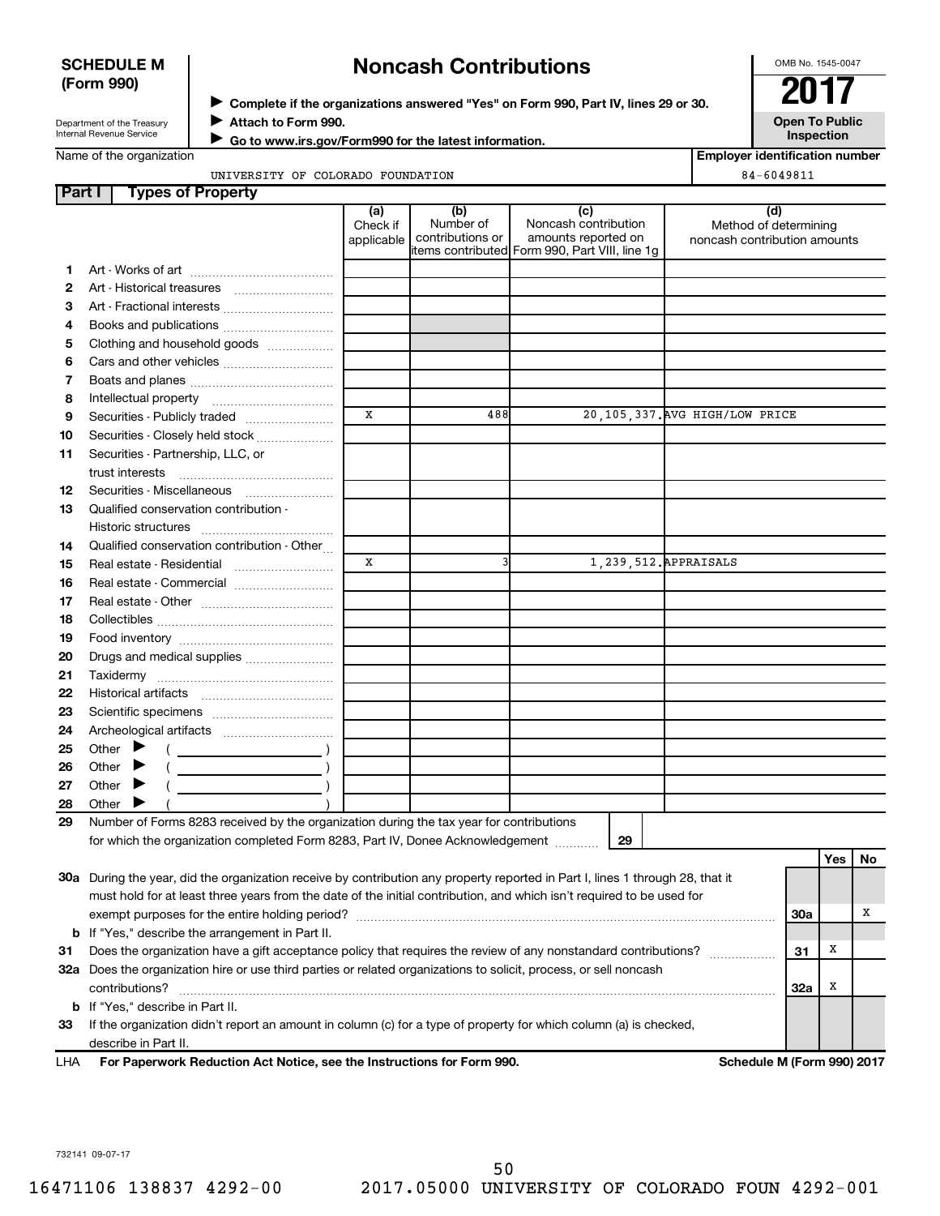**SCHEDULE M (Form 990)**

Department of the Treasury
Internal Revenue Service

# Noncash Contributions

▶ **Complete if the organizations answered "Yes" on Form 990, Part IV, lines 29 or 30.**
▶ **Attach to Form 990.**
▶ **Go to www.irs.gov/Form990 for the latest information.**

OMB No. 1545-0047

**2017**

**Open To Public Inspection**

Name of the organization: UNIVERSITY OF COLORADO FOUNDATION

**Employer identification number:** 84-6049811

## Part I Types of Property

| | | (a) Check if applicable | (b) Number of contributions or items contributed | (c) Noncash contribution amounts reported on Form 990, Part VIII, line 1g | (d) Method of determining noncash contribution amounts |
|---|---|---|---|---|---|
| 1 | Art - Works of art | | | | |
| 2 | Art - Historical treasures | | | | |
| 3 | Art - Fractional interests | | | | |
| 4 | Books and publications | | | | |
| 5 | Clothing and household goods | | | | |
| 6 | Cars and other vehicles | | | | |
| 7 | Boats and planes | | | | |
| 8 | Intellectual property | | | | |
| 9 | Securities - Publicly traded | X | 488 | 20,105,337. | AVG HIGH/LOW PRICE |
| 10 | Securities - Closely held stock | | | | |
| 11 | Securities - Partnership, LLC, or trust interests | | | | |
| 12 | Securities - Miscellaneous | | | | |
| 13 | Qualified conservation contribution - Historic structures | | | | |
| 14 | Qualified conservation contribution - Other | | | | |
| 15 | Real estate - Residential | X | 3 | 1,239,512. | APPRAISALS |
| 16 | Real estate - Commercial | | | | |
| 17 | Real estate - Other | | | | |
| 18 | Collectibles | | | | |
| 19 | Food inventory | | | | |
| 20 | Drugs and medical supplies | | | | |
| 21 | Taxidermy | | | | |
| 22 | Historical artifacts | | | | |
| 23 | Scientific specimens | | | | |
| 24 | Archeological artifacts | | | | |
| 25 | Other ▶ ( ) | | | | |
| 26 | Other ▶ ( ) | | | | |
| 27 | Other ▶ ( ) | | | | |
| 28 | Other ▶ ( ) | | | | |

**29** Number of Forms 8283 received by the organization during the tax year for contributions for which the organization completed Form 8283, Part IV, Donee Acknowledgement ..... **29**

| | | | Yes | No |
|---|---|---|---|---|
| **30a** | During the year, did the organization receive by contribution any property reported in Part I, lines 1 through 28, that it must hold for at least three years from the date of the initial contribution, and which isn't required to be used for exempt purposes for the entire holding period? | 30a | | X |
| **b** | If "Yes," describe the arrangement in Part II. | | | |
| **31** | Does the organization have a gift acceptance policy that requires the review of any nonstandard contributions? | 31 | X | |
| **32a** | Does the organization hire or use third parties or related organizations to solicit, process, or sell noncash contributions? | 32a | X | |
| **b** | If "Yes," describe in Part II. | | | |
| **33** | If the organization didn't report an amount in column (c) for a type of property for which column (a) is checked, describe in Part II. | | | |

LHA **For Paperwork Reduction Act Notice, see the Instructions for Form 990.** **Schedule M (Form 990) 2017**

732141 09-07-17

16471106 138837 4292-00 2017.05000 UNIVERSITY OF COLORADO FOUN 4292-001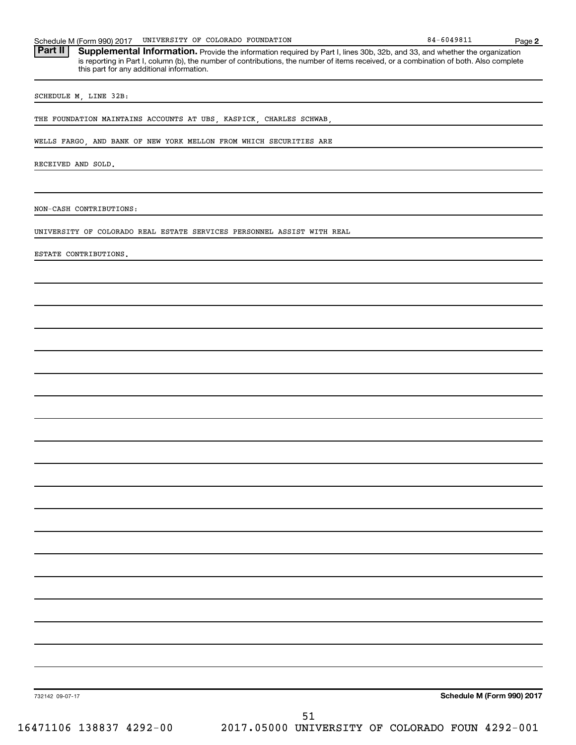Schedule M (Form 990) 2017 UNIVERSITY OF COLORADO FOUNDATION 84-6049811 Page 2

**Part II** **Supplemental Information.** Provide the information required by Part I, lines 30b, 32b, and 33, and whether the organization is reporting in Part I, column (b), the number of contributions, the number of items received, or a combination of both. Also complete this part for any additional information.

SCHEDULE M, LINE 32B:

THE FOUNDATION MAINTAINS ACCOUNTS AT UBS, KASPICK, CHARLES SCHWAB, WELLS FARGO, AND BANK OF NEW YORK MELLON FROM WHICH SECURITIES ARE RECEIVED AND SOLD.

NON-CASH CONTRIBUTIONS:

UNIVERSITY OF COLORADO REAL ESTATE SERVICES PERSONNEL ASSIST WITH REAL ESTATE CONTRIBUTIONS.

732142 09-07-17 **Schedule M (Form 990) 2017**

16471106 138837 4292-00 2017.05000 UNIVERSITY OF COLORADO FOUN 4292-001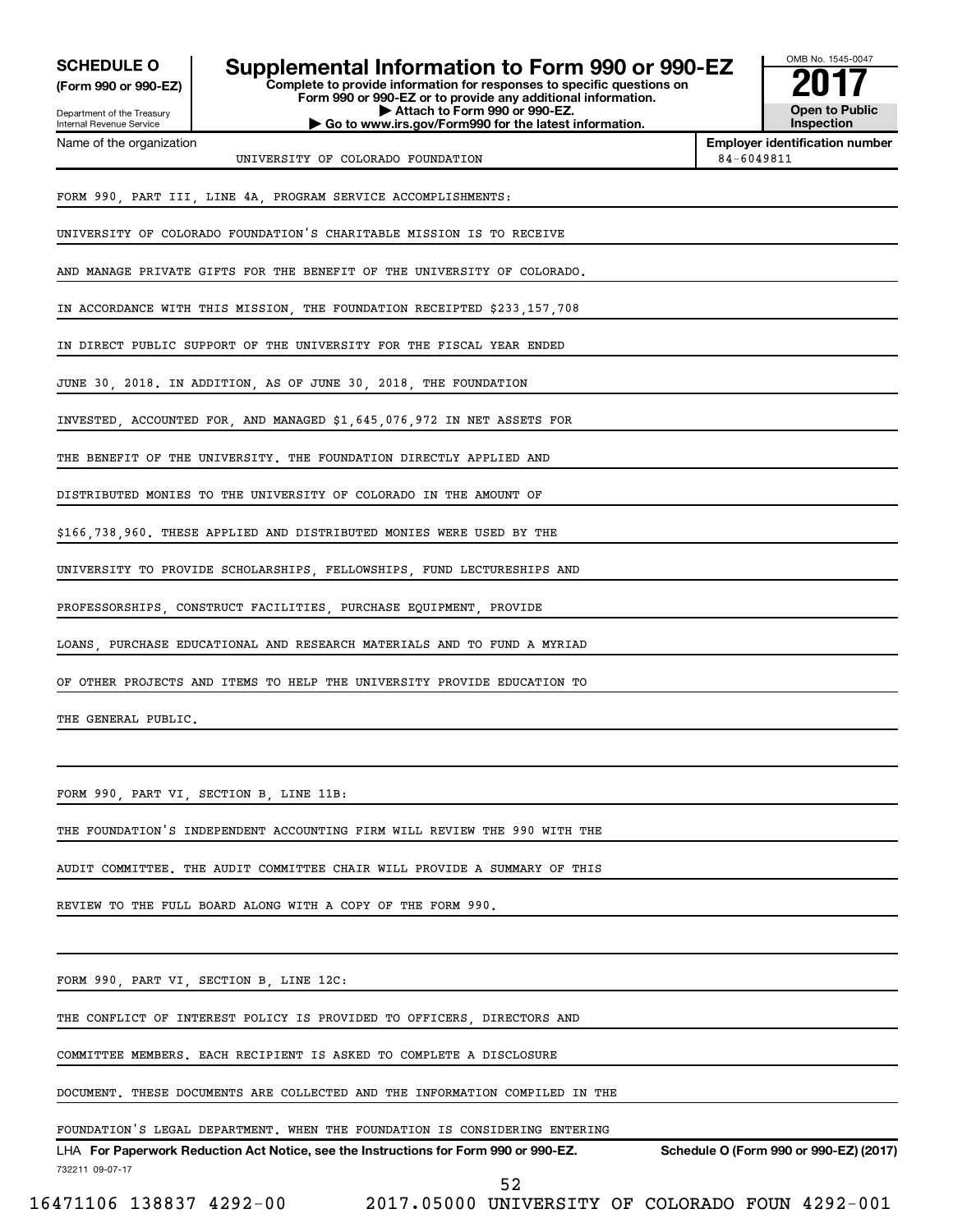**SCHEDULE O**
**(Form 990 or 990-EZ)**

Department of the Treasury
Internal Revenue Service

# Supplemental Information to Form 990 or 990-EZ

**Complete to provide information for responses to specific questions on Form 990 or 990-EZ or to provide any additional information.**
**▶ Attach to Form 990 or 990-EZ.**
**▶ Go to www.irs.gov/Form990 for the latest information.**

OMB No. 1545-0047
**2017**
**Open to Public Inspection**

Name of the organization: UNIVERSITY OF COLORADO FOUNDATION
**Employer identification number**: 84-6049811

FORM 990, PART III, LINE 4A, PROGRAM SERVICE ACCOMPLISHMENTS:

UNIVERSITY OF COLORADO FOUNDATION'S CHARITABLE MISSION IS TO RECEIVE AND MANAGE PRIVATE GIFTS FOR THE BENEFIT OF THE UNIVERSITY OF COLORADO. IN ACCORDANCE WITH THIS MISSION, THE FOUNDATION RECEIPTED $233,157,708 IN DIRECT PUBLIC SUPPORT OF THE UNIVERSITY FOR THE FISCAL YEAR ENDED JUNE 30, 2018. IN ADDITION, AS OF JUNE 30, 2018, THE FOUNDATION INVESTED, ACCOUNTED FOR, AND MANAGED $1,645,076,972 IN NET ASSETS FOR THE BENEFIT OF THE UNIVERSITY. THE FOUNDATION DIRECTLY APPLIED AND DISTRIBUTED MONIES TO THE UNIVERSITY OF COLORADO IN THE AMOUNT OF $166,738,960. THESE APPLIED AND DISTRIBUTED MONIES WERE USED BY THE UNIVERSITY TO PROVIDE SCHOLARSHIPS, FELLOWSHIPS, FUND LECTURESHIPS AND PROFESSORSHIPS, CONSTRUCT FACILITIES, PURCHASE EQUIPMENT, PROVIDE LOANS, PURCHASE EDUCATIONAL AND RESEARCH MATERIALS AND TO FUND A MYRIAD OF OTHER PROJECTS AND ITEMS TO HELP THE UNIVERSITY PROVIDE EDUCATION TO THE GENERAL PUBLIC.

FORM 990, PART VI, SECTION B, LINE 11B:

THE FOUNDATION'S INDEPENDENT ACCOUNTING FIRM WILL REVIEW THE 990 WITH THE AUDIT COMMITTEE. THE AUDIT COMMITTEE CHAIR WILL PROVIDE A SUMMARY OF THIS REVIEW TO THE FULL BOARD ALONG WITH A COPY OF THE FORM 990.

FORM 990, PART VI, SECTION B, LINE 12C:

THE CONFLICT OF INTEREST POLICY IS PROVIDED TO OFFICERS, DIRECTORS AND COMMITTEE MEMBERS. EACH RECIPIENT IS ASKED TO COMPLETE A DISCLOSURE DOCUMENT. THESE DOCUMENTS ARE COLLECTED AND THE INFORMATION COMPILED IN THE FOUNDATION'S LEGAL DEPARTMENT. WHEN THE FOUNDATION IS CONSIDERING ENTERING

LHA **For Paperwork Reduction Act Notice, see the Instructions for Form 990 or 990-EZ.** **Schedule O (Form 990 or 990-EZ) (2017)**
732211 09-07-17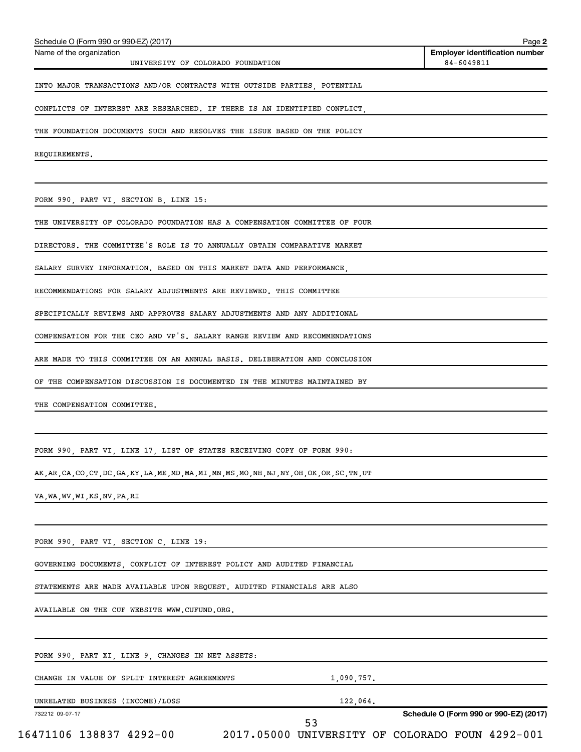Schedule O (Form 990 or 990-EZ) (2017) Page **2**

| Name of the organization | Employer identification number |
|---|---|
| UNIVERSITY OF COLORADO FOUNDATION | 84-6049811 |

INTO MAJOR TRANSACTIONS AND/OR CONTRACTS WITH OUTSIDE PARTIES, POTENTIAL CONFLICTS OF INTEREST ARE RESEARCHED. IF THERE IS AN IDENTIFIED CONFLICT, THE FOUNDATION DOCUMENTS SUCH AND RESOLVES THE ISSUE BASED ON THE POLICY REQUIREMENTS.

FORM 990, PART VI, SECTION B, LINE 15:

THE UNIVERSITY OF COLORADO FOUNDATION HAS A COMPENSATION COMMITTEE OF FOUR DIRECTORS. THE COMMITTEE'S ROLE IS TO ANNUALLY OBTAIN COMPARATIVE MARKET SALARY SURVEY INFORMATION. BASED ON THIS MARKET DATA AND PERFORMANCE, RECOMMENDATIONS FOR SALARY ADJUSTMENTS ARE REVIEWED. THIS COMMITTEE SPECIFICALLY REVIEWS AND APPROVES SALARY ADJUSTMENTS AND ANY ADDITIONAL COMPENSATION FOR THE CEO AND VP'S. SALARY RANGE REVIEW AND RECOMMENDATIONS ARE MADE TO THIS COMMITTEE ON AN ANNUAL BASIS. DELIBERATION AND CONCLUSION OF THE COMPENSATION DISCUSSION IS DOCUMENTED IN THE MINUTES MAINTAINED BY THE COMPENSATION COMMITTEE.

FORM 990, PART VI, LINE 17, LIST OF STATES RECEIVING COPY OF FORM 990:

AK,AR,CA,CO,CT,DC,GA,KY,LA,ME,MD,MA,MI,MN,MS,MO,NH,NJ,NY,OH,OK,OR,SC,TN,UT VA,WA,WV,WI,KS,NV,PA,RI

FORM 990, PART VI, SECTION C, LINE 19:

GOVERNING DOCUMENTS, CONFLICT OF INTEREST POLICY AND AUDITED FINANCIAL STATEMENTS ARE MADE AVAILABLE UPON REQUEST. AUDITED FINANCIALS ARE ALSO AVAILABLE ON THE CUF WEBSITE WWW.CUFUND.ORG.

FORM 990, PART XI, LINE 9, CHANGES IN NET ASSETS:

| | |
|---|---|
| CHANGE IN VALUE OF SPLIT INTEREST AGREEMENTS | 1,090,757. |
| UNRELATED BUSINESS (INCOME)/LOSS | 122,064. |

732212 09-07-17 **Schedule O (Form 990 or 990-EZ) (2017)**

16471106 138837 4292-00 2017.05000 UNIVERSITY OF COLORADO FOUN 4292-001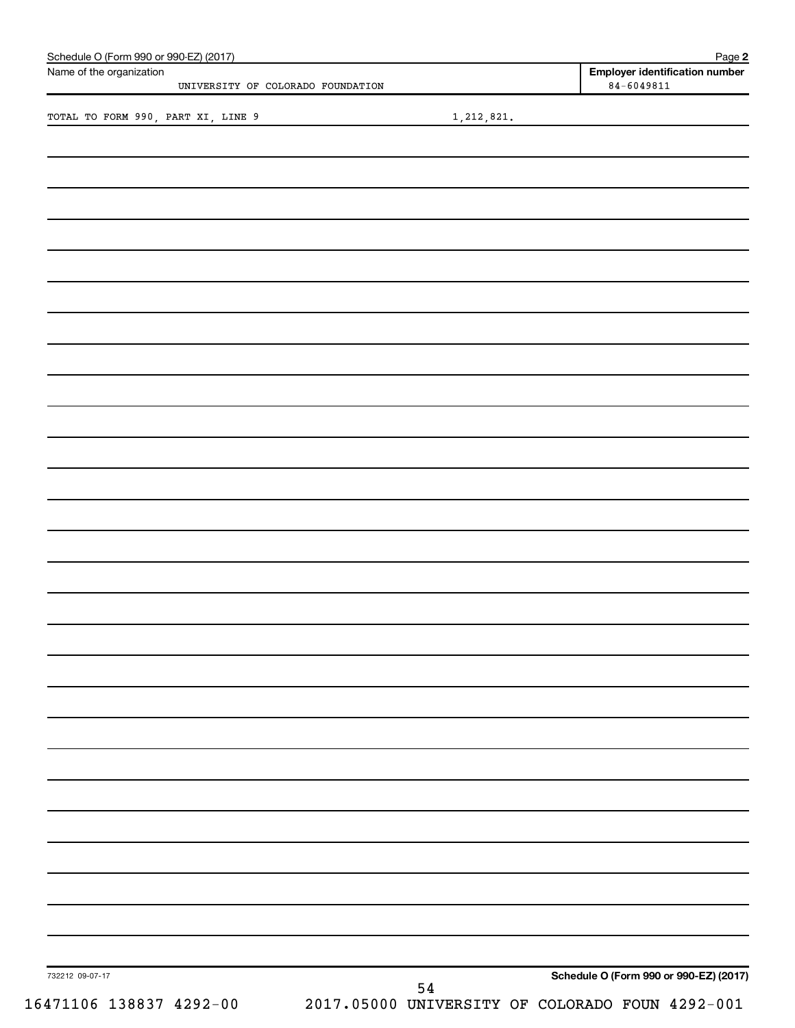Schedule O (Form 990 or 990-EZ) (2017)

| Name of the organization | Employer identification number |
| --- | --- |
| UNIVERSITY OF COLORADO FOUNDATION | 84-6049811 |

TOTAL TO FORM 990, PART XI, LINE 9 1,212,821.

732212 09-07-17

Schedule O (Form 990 or 990-EZ) (2017)

16471106 138837 4292-00 2017.05000 UNIVERSITY OF COLORADO FOUN 4292-001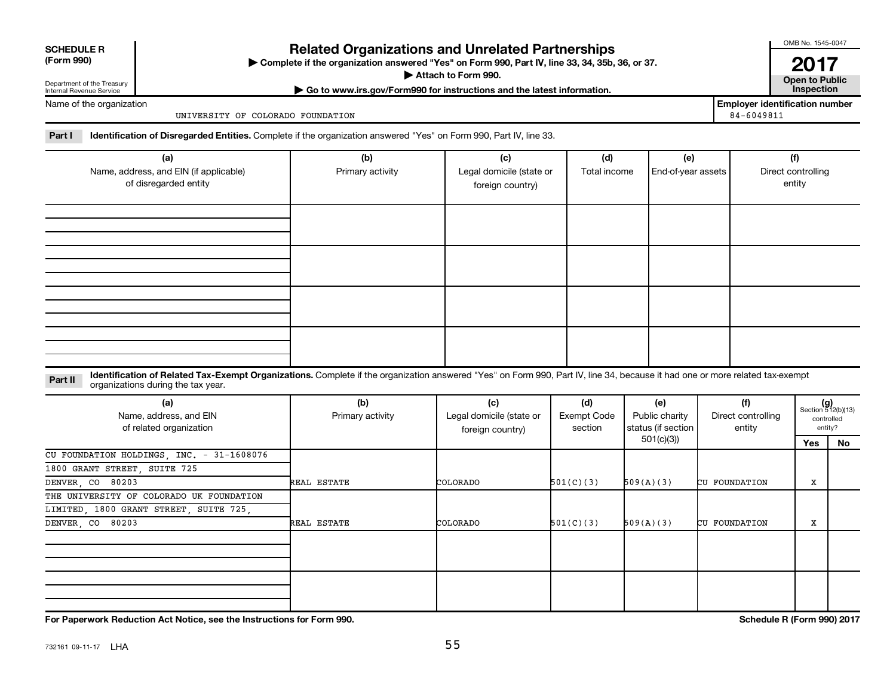**SCHEDULE R (Form 990)**

Department of the Treasury
Internal Revenue Service

# Related Organizations and Unrelated Partnerships

▶ Complete if the organization answered "Yes" on Form 990, Part IV, line 33, 34, 35b, 36, or 37.
▶ Attach to Form 990.
▶ Go to www.irs.gov/Form990 for instructions and the latest information.

OMB No. 1545-0047

**2017**

**Open to Public Inspection**

Name of the organization: UNIVERSITY OF COLORADO FOUNDATION

Employer identification number: 84-6049811

**Part I** **Identification of Disregarded Entities.** Complete if the organization answered "Yes" on Form 990, Part IV, line 33.

| (a) Name, address, and EIN (if applicable) of disregarded entity | (b) Primary activity | (c) Legal domicile (state or foreign country) | (d) Total income | (e) End-of-year assets | (f) Direct controlling entity |
|---|---|---|---|---|---|
| | | | | | |
| | | | | | |
| | | | | | |
| | | | | | |

**Part II** **Identification of Related Tax-Exempt Organizations.** Complete if the organization answered "Yes" on Form 990, Part IV, line 34, because it had one or more related tax-exempt organizations during the tax year.

| (a) Name, address, and EIN of related organization | (b) Primary activity | (c) Legal domicile (state or foreign country) | (d) Exempt Code section | (e) Public charity status (if section 501(c)(3)) | (f) Direct controlling entity | (g) Section 512(b)(13) controlled entity? Yes | No |
|---|---|---|---|---|---|---|---|
| CU FOUNDATION HOLDINGS, INC. - 31-1608076 1800 GRANT STREET, SUITE 725 DENVER, CO 80203 | REAL ESTATE | COLORADO | 501(C)(3) | 509(A)(3) | CU FOUNDATION | X | |
| THE UNIVERSITY OF COLORADO UK FOUNDATION LIMITED, 1800 GRANT STREET, SUITE 725, DENVER, CO 80203 | REAL ESTATE | COLORADO | 501(C)(3) | 509(A)(3) | CU FOUNDATION | X | |
| | | | | | | | |
| | | | | | | | |

**For Paperwork Reduction Act Notice, see the Instructions for Form 990.**

**Schedule R (Form 990) 2017**

732161 09-11-17 LHA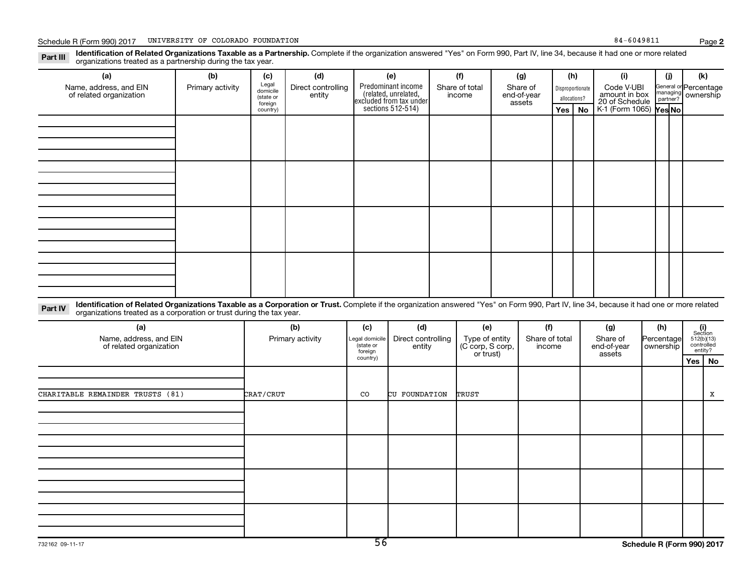Schedule R (Form 990) 2017 UNIVERSITY OF COLORADO FOUNDATION 84-6049811 Page **2**

**Part III** **Identification of Related Organizations Taxable as a Partnership.** Complete if the organization answered "Yes" on Form 990, Part IV, line 34, because it had one or more related organizations treated as a partnership during the tax year.

| (a) Name, address, and EIN of related organization | (b) Primary activity | (c) Legal domicile (state or foreign country) | (d) Direct controlling entity | (e) Predominant income (related, unrelated, excluded from tax under sections 512-514) | (f) Share of total income | (g) Share of end-of-year assets | (h) Disproportionate allocations? Yes | (h) No | (i) Code V-UBI amount in box 20 of Schedule K-1 (Form 1065) | (j) General or managing partner? Yes | (j) No | (k) Percentage ownership |
|---|---|---|---|---|---|---|---|---|---|---|---|---|
| | | | | | | | | | | | | |
| | | | | | | | | | | | | |
| | | | | | | | | | | | | |
| | | | | | | | | | | | | |

**Part IV** **Identification of Related Organizations Taxable as a Corporation or Trust.** Complete if the organization answered "Yes" on Form 990, Part IV, line 34, because it had one or more related organizations treated as a corporation or trust during the tax year.

| (a) Name, address, and EIN of related organization | (b) Primary activity | (c) Legal domicile (state or foreign country) | (d) Direct controlling entity | (e) Type of entity (C corp, S corp, or trust) | (f) Share of total income | (g) Share of end-of-year assets | (h) Percentage ownership | (i) Section 512(b)(13) controlled entity? Yes | (i) No |
|---|---|---|---|---|---|---|---|---|---|
| CHARITABLE REMAINDER TRUSTS (81) | CRAT/CRUT | CO | CU FOUNDATION | TRUST | | | | | X |
| | | | | | | | | | |
| | | | | | | | | | |
| | | | | | | | | | |
| | | | | | | | | | |

732162 09-11-17 **Schedule R (Form 990) 2017**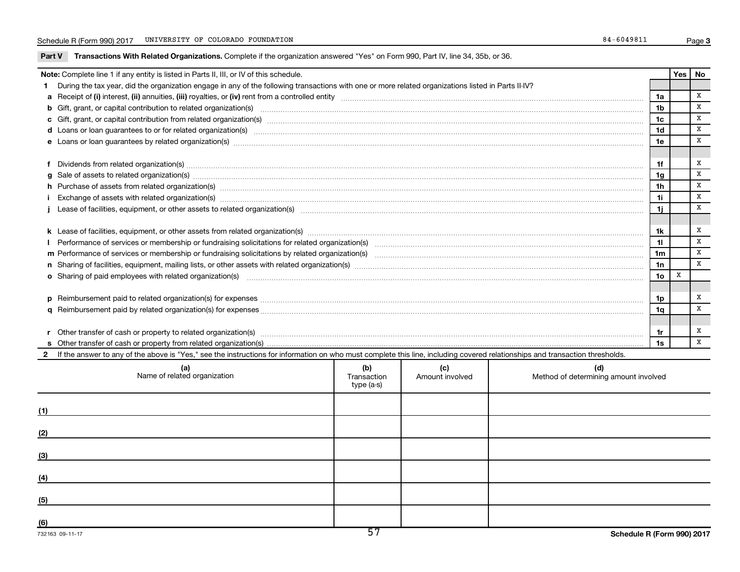Schedule R (Form 990) 2017 UNIVERSITY OF COLORADO FOUNDATION 84-6049811 Page 3

**Part V Transactions With Related Organizations.** Complete if the organization answered "Yes" on Form 990, Part IV, line 34, 35b, or 36.

| Note: Complete line 1 if any entity is listed in Parts II, III, or IV of this schedule. | | Yes | No |
|---|---|---|---|
| **1** During the tax year, did the organization engage in any of the following transactions with one or more related organizations listed in Parts II-IV? | | | |
| **a** Receipt of **(i)** interest, **(ii)** annuities, **(iii)** royalties, or **(iv)** rent from a controlled entity | 1a | | X |
| **b** Gift, grant, or capital contribution to related organization(s) | 1b | | X |
| **c** Gift, grant, or capital contribution from related organization(s) | 1c | | X |
| **d** Loans or loan guarantees to or for related organization(s) | 1d | | X |
| **e** Loans or loan guarantees by related organization(s) | 1e | | X |
| **f** Dividends from related organization(s) | 1f | | X |
| **g** Sale of assets to related organization(s) | 1g | | X |
| **h** Purchase of assets from related organization(s) | 1h | | X |
| **i** Exchange of assets with related organization(s) | 1i | | X |
| **j** Lease of facilities, equipment, or other assets to related organization(s) | 1j | | X |
| **k** Lease of facilities, equipment, or other assets from related organization(s) | 1k | | X |
| **l** Performance of services or membership or fundraising solicitations for related organization(s) | 1l | | X |
| **m** Performance of services or membership or fundraising solicitations by related organization(s) | 1m | | X |
| **n** Sharing of facilities, equipment, mailing lists, or other assets with related organization(s) | 1n | | X |
| **o** Sharing of paid employees with related organization(s) | 1o | X | |
| **p** Reimbursement paid to related organization(s) for expenses | 1p | | X |
| **q** Reimbursement paid by related organization(s) for expenses | 1q | | X |
| **r** Other transfer of cash or property to related organization(s) | 1r | | X |
| **s** Other transfer of cash or property from related organization(s) | 1s | | X |

**2** If the answer to any of the above is "Yes," see the instructions for information on who must complete this line, including covered relationships and transaction thresholds.

| | (a) Name of related organization | (b) Transaction type (a-s) | (c) Amount involved | (d) Method of determining amount involved |
|---|---|---|---|---|
| (1) | | | | |
| (2) | | | | |
| (3) | | | | |
| (4) | | | | |
| (5) | | | | |
| (6) | | | | |

732163 09-11-17 Schedule R (Form 990) 2017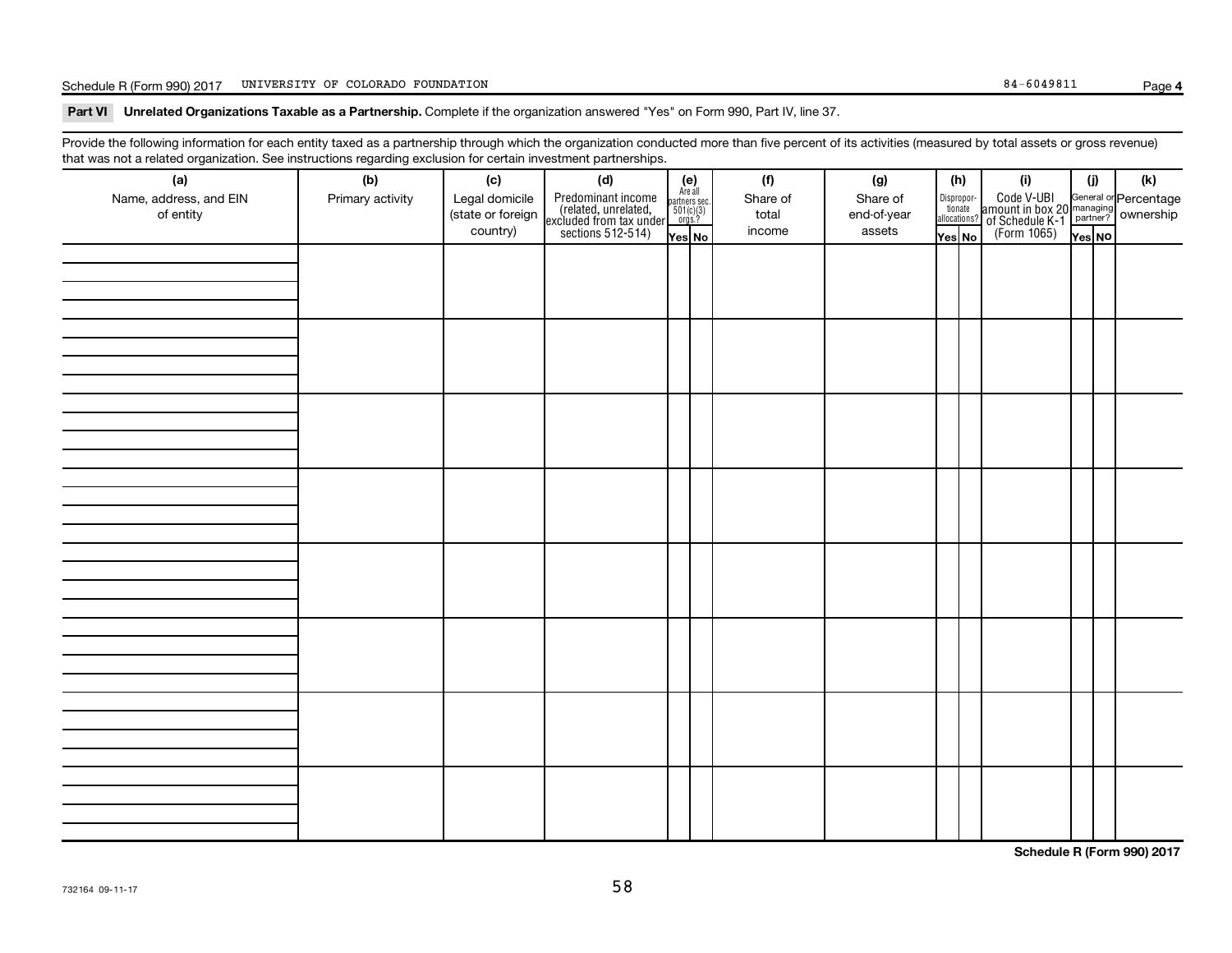Schedule R (Form 990) 2017 UNIVERSITY OF COLORADO FOUNDATION 84-6049811 Page 4

**Part VI Unrelated Organizations Taxable as a Partnership.** Complete if the organization answered "Yes" on Form 990, Part IV, line 37.

Provide the following information for each entity taxed as a partnership through which the organization conducted more than five percent of its activities (measured by total assets or gross revenue) that was not a related organization. See instructions regarding exclusion for certain investment partnerships.

| (a) Name, address, and EIN of entity | (b) Primary activity | (c) Legal domicile (state or foreign country) | (d) Predominant income (related, unrelated, excluded from tax under sections 512-514) | (e) Are all partners sec. 501(c)(3) orgs.? Yes | (e) No | (f) Share of total income | (g) Share of end-of-year assets | (h) Disproportionate allocations? Yes | (h) No | (i) Code V-UBI amount in box 20 of Schedule K-1 (Form 1065) | (j) General or managing partner? Yes | (j) No | (k) Percentage ownership |
|---|---|---|---|---|---|---|---|---|---|---|---|---|---|
| | | | | | | | | | | | | | |
| | | | | | | | | | | | | | |
| | | | | | | | | | | | | | |
| | | | | | | | | | | | | | |
| | | | | | | | | | | | | | |
| | | | | | | | | | | | | | |
| | | | | | | | | | | | | | |
| | | | | | | | | | | | | | |

**Schedule R (Form 990) 2017**

732164 09-11-17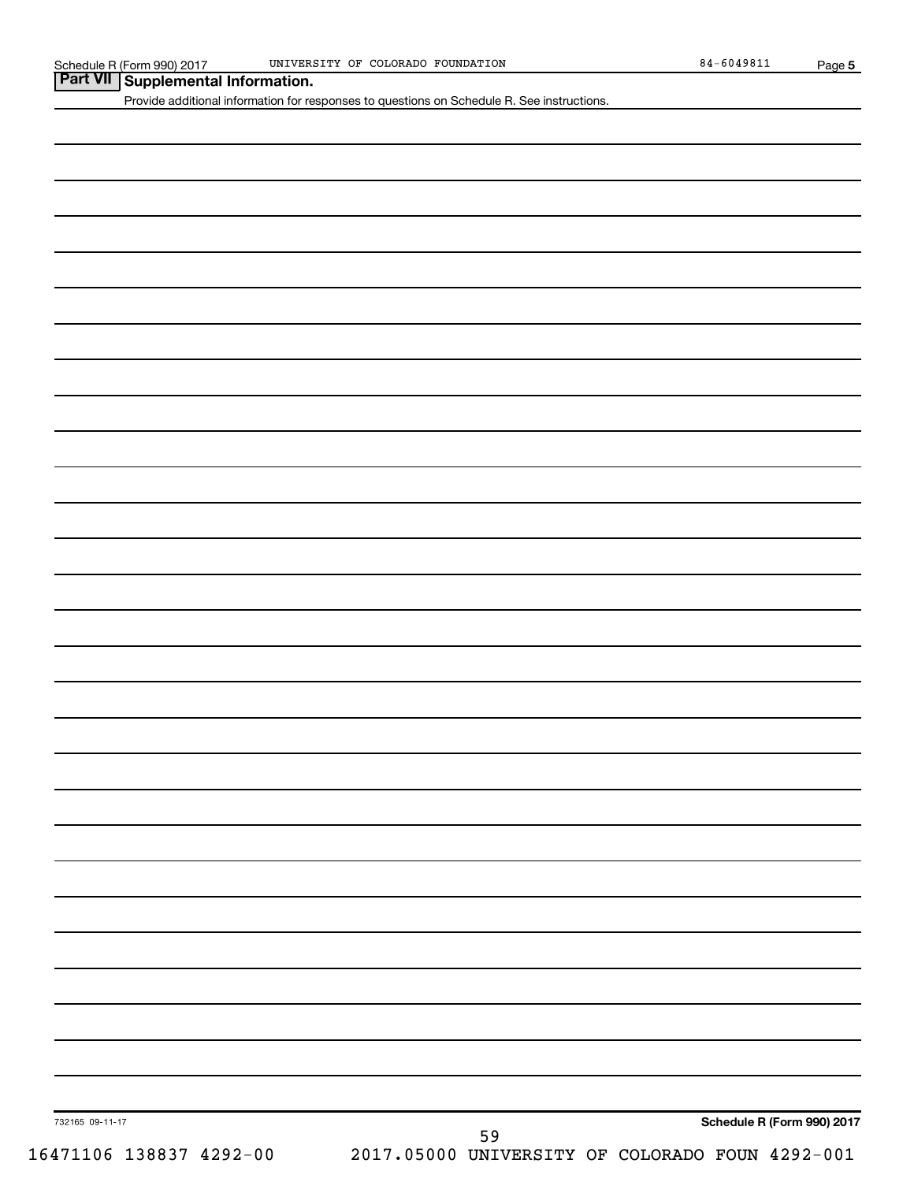## Part VII Supplemental Information.

Provide additional information for responses to questions on Schedule R. See instructions.

732165 09-11-17